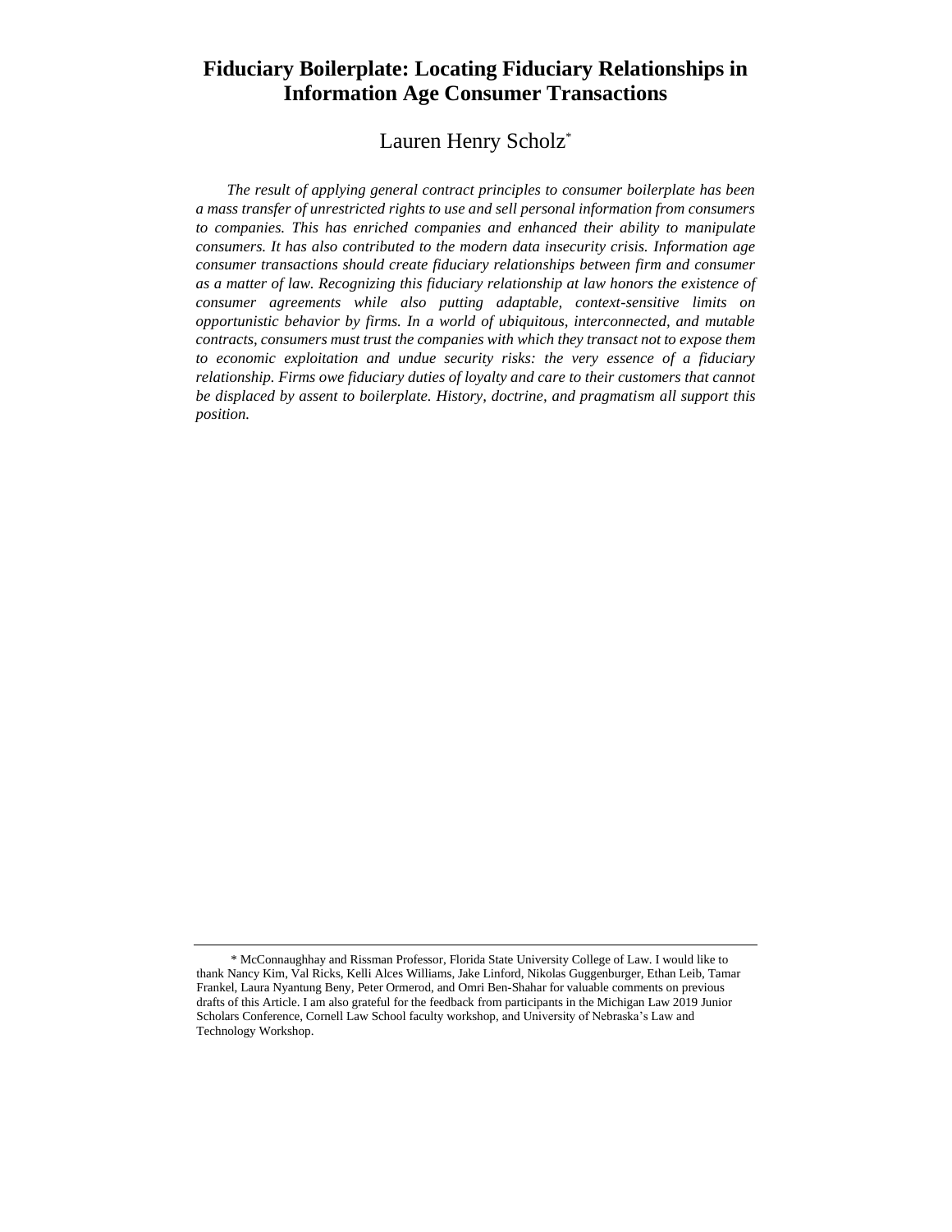# Fiduciary Boilerplate: Locating Fiduciary Relationships in Information Age Consumer Transactions

Lauren Henry Scholz*

*The result of applying general contract principles to consumer boilerplate has been a mass transfer of unrestricted rights to use and sell personal information from consumers to companies. This has enriched companies and enhanced their ability to manipulate consumers. It has also contributed to the modern data insecurity crisis. Information age consumer transactions should create fiduciary relationships between firm and consumer as a matter of law. Recognizing this fiduciary relationship at law honors the existence of consumer agreements while also putting adaptable, context-sensitive limits on opportunistic behavior by firms. In a world of ubiquitous, interconnected, and mutable contracts, consumers must trust the companies with which they transact not to expose them to economic exploitation and undue security risks: the very essence of a fiduciary relationship. Firms owe fiduciary duties of loyalty and care to their customers that cannot be displaced by assent to boilerplate. History, doctrine, and pragmatism all support this position.*

---

\* McConnaughhay and Rissman Professor, Florida State University College of Law. I would like to thank Nancy Kim, Val Ricks, Kelli Alces Williams, Jake Linford, Nikolas Guggenburger, Ethan Leib, Tamar Frankel, Laura Nyantung Beny, Peter Ormerod, and Omri Ben-Shahar for valuable comments on previous drafts of this Article. I am also grateful for the feedback from participants in the Michigan Law 2019 Junior Scholars Conference, Cornell Law School faculty workshop, and University of Nebraska's Law and Technology Workshop.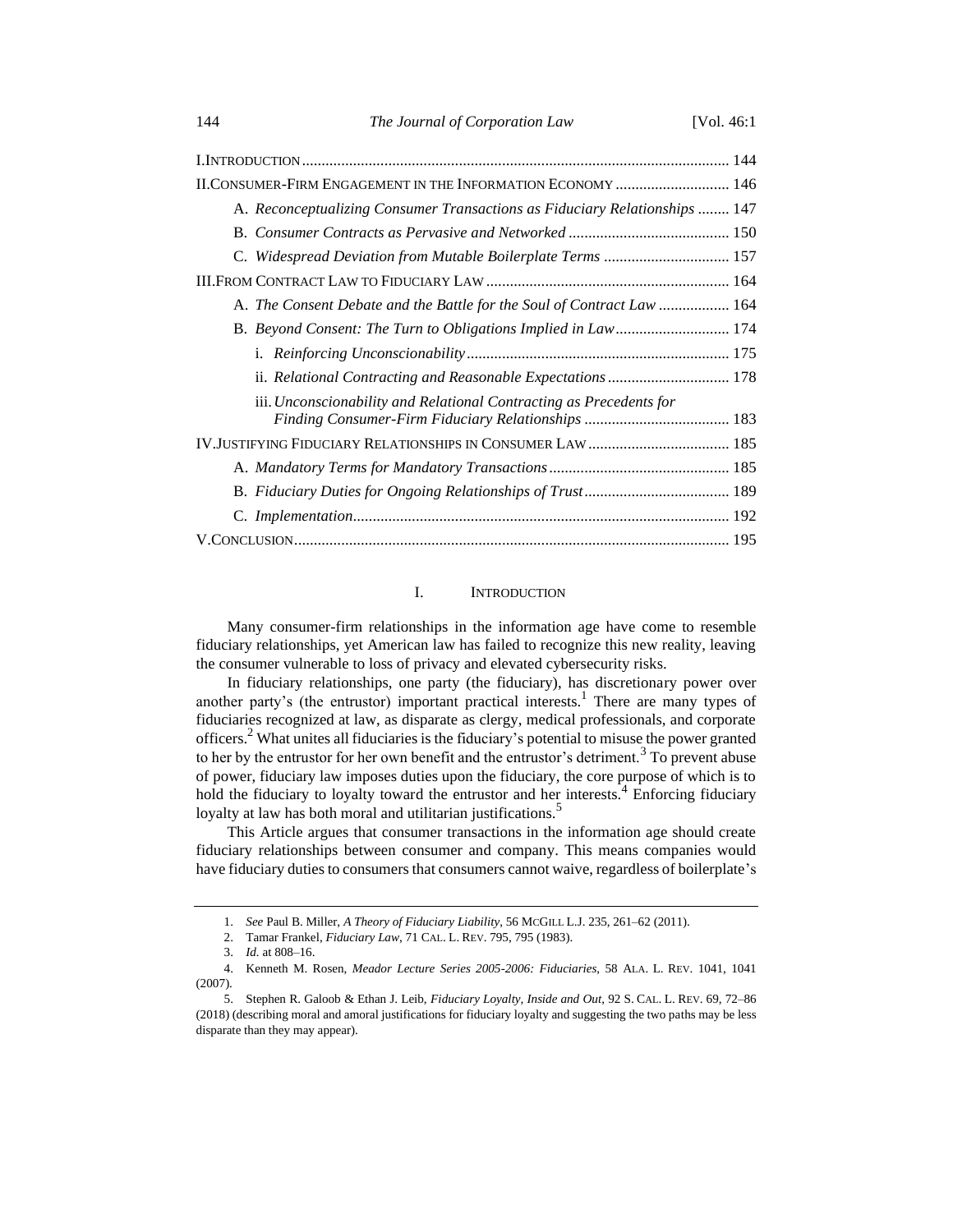I. INTRODUCTION ........................................................................................................ 144

II. CONSUMER-FIRM ENGAGEMENT IN THE INFORMATION ECONOMY ............................ 146

A. *Reconceptualizing Consumer Transactions as Fiduciary Relationships* ........ 147

B. *Consumer Contracts as Pervasive and Networked* ........................................ 150

C. *Widespread Deviation from Mutable Boilerplate Terms* ................................ 157

III. FROM CONTRACT LAW TO FIDUCIARY LAW ............................................................. 164

A. *The Consent Debate and the Battle for the Soul of Contract Law* .................. 164

B. *Beyond Consent: The Turn to Obligations Implied in Law* ............................ 174

i. *Reinforcing Unconscionability* .................................................................. 175

ii. *Relational Contracting and Reasonable Expectations* .............................. 178

iii. *Unconscionability and Relational Contracting as Precedents for Finding Consumer-Firm Fiduciary Relationships* .................................... 183

IV. JUSTIFYING FIDUCIARY RELATIONSHIPS IN CONSUMER LAW .................................... 185

A. *Mandatory Terms for Mandatory Transactions* ............................................. 185

B. *Fiduciary Duties for Ongoing Relationships of Trust* .................................... 189

C. *Implementation* ............................................................................................ 192

V. CONCLUSION ............................................................................................................ 195

# I. INTRODUCTION

Many consumer-firm relationships in the information age have come to resemble fiduciary relationships, yet American law has failed to recognize this new reality, leaving the consumer vulnerable to loss of privacy and elevated cybersecurity risks.

In fiduciary relationships, one party (the fiduciary), has discretionary power over another party's (the entrustor) important practical interests.[1] There are many types of fiduciaries recognized at law, as disparate as clergy, medical professionals, and corporate officers.[2] What unites all fiduciaries is the fiduciary's potential to misuse the power granted to her by the entrustor for her own benefit and the entrustor's detriment.[3] To prevent abuse of power, fiduciary law imposes duties upon the fiduciary, the core purpose of which is to hold the fiduciary to loyalty toward the entrustor and her interests.[4] Enforcing fiduciary loyalty at law has both moral and utilitarian justifications.[5]

This Article argues that consumer transactions in the information age should create fiduciary relationships between consumer and company. This means companies would have fiduciary duties to consumers that consumers cannot waive, regardless of boilerplate's

---

1. *See* Paul B. Miller, *A Theory of Fiduciary Liability*, 56 MCGILL L.J. 235, 261–62 (2011).

2. Tamar Frankel, *Fiduciary Law*, 71 CAL. L. REV. 795, 795 (1983).

3. *Id.* at 808–16.

4. Kenneth M. Rosen, *Meador Lecture Series 2005-2006: Fiduciaries*, 58 ALA. L. REV. 1041, 1041 (2007).

5. Stephen R. Galoob & Ethan J. Leib, *Fiduciary Loyalty, Inside and Out*, 92 S. CAL. L. REV. 69, 72–86 (2018) (describing moral and amoral justifications for fiduciary loyalty and suggesting the two paths may be less disparate than they may appear).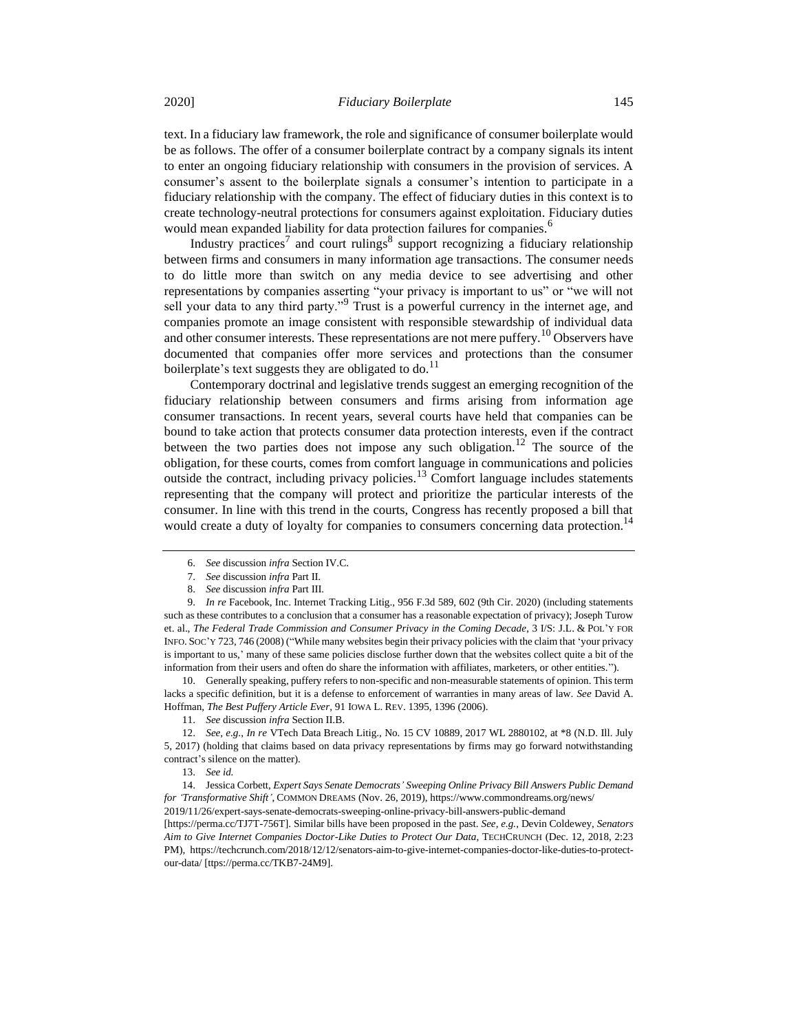text. In a fiduciary law framework, the role and significance of consumer boilerplate would be as follows. The offer of a consumer boilerplate contract by a company signals its intent to enter an ongoing fiduciary relationship with consumers in the provision of services. A consumer's assent to the boilerplate signals a consumer's intention to participate in a fiduciary relationship with the company. The effect of fiduciary duties in this context is to create technology-neutral protections for consumers against exploitation. Fiduciary duties would mean expanded liability for data protection failures for companies.[6]

Industry practices[7] and court rulings[8] support recognizing a fiduciary relationship between firms and consumers in many information age transactions. The consumer needs to do little more than switch on any media device to see advertising and other representations by companies asserting "your privacy is important to us" or "we will not sell your data to any third party."[9] Trust is a powerful currency in the internet age, and companies promote an image consistent with responsible stewardship of individual data and other consumer interests. These representations are not mere puffery.[10] Observers have documented that companies offer more services and protections than the consumer boilerplate's text suggests they are obligated to do.[11]

Contemporary doctrinal and legislative trends suggest an emerging recognition of the fiduciary relationship between consumers and firms arising from information age consumer transactions. In recent years, several courts have held that companies can be bound to take action that protects consumer data protection interests, even if the contract between the two parties does not impose any such obligation.[12] The source of the obligation, for these courts, comes from comfort language in communications and policies outside the contract, including privacy policies.[13] Comfort language includes statements representing that the company will protect and prioritize the particular interests of the consumer. In line with this trend in the courts, Congress has recently proposed a bill that would create a duty of loyalty for companies to consumers concerning data protection.[14]

---

6. *See* discussion *infra* Section IV.C.

7. *See* discussion *infra* Part II.

8. *See* discussion *infra* Part III.

9. *In re* Facebook, Inc. Internet Tracking Litig., 956 F.3d 589, 602 (9th Cir. 2020) (including statements such as these contributes to a conclusion that a consumer has a reasonable expectation of privacy); Joseph Turow et. al., *The Federal Trade Commission and Consumer Privacy in the Coming Decade*, 3 I/S: J.L. & POL'Y FOR INFO. SOC'Y 723, 746 (2008) ("While many websites begin their privacy policies with the claim that 'your privacy is important to us,' many of these same policies disclose further down that the websites collect quite a bit of the information from their users and often do share the information with affiliates, marketers, or other entities.").

10. Generally speaking, puffery refers to non-specific and non-measurable statements of opinion. This term lacks a specific definition, but it is a defense to enforcement of warranties in many areas of law. *See* David A. Hoffman, *The Best Puffery Article Ever*, 91 IOWA L. REV. 1395, 1396 (2006).

11. *See* discussion *infra* Section II.B.

12. *See, e.g.*, *In re* VTech Data Breach Litig., No. 15 CV 10889, 2017 WL 2880102, at *8 (N.D. Ill. July 5, 2017) (holding that claims based on data privacy representations by firms may go forward notwithstanding contract's silence on the matter).

13. *See id.*

14. Jessica Corbett, *Expert Says Senate Democrats' Sweeping Online Privacy Bill Answers Public Demand for 'Transformative Shift'*, COMMON DREAMS (Nov. 26, 2019), https://www.commondreams.org/news/2019/11/26/expert-says-senate-democrats-sweeping-online-privacy-bill-answers-public-demand [https://perma.cc/TJ7T-756T]. Similar bills have been proposed in the past. *See, e.g.*, Devin Coldewey, *Senators Aim to Give Internet Companies Doctor-Like Duties to Protect Our Data*, TECHCRUNCH (Dec. 12, 2018, 2:23 PM), https://techcrunch.com/2018/12/12/senators-aim-to-give-internet-companies-doctor-like-duties-to-protect-our-data/ [ttps://perma.cc/TKB7-24M9].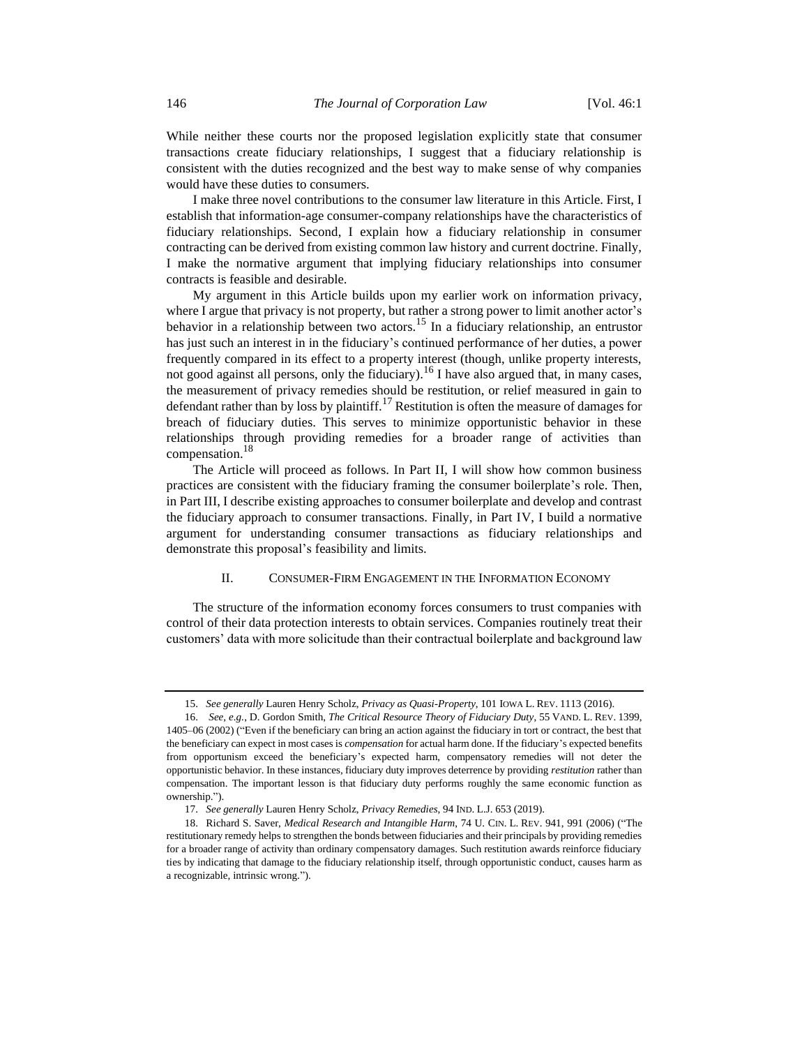While neither these courts nor the proposed legislation explicitly state that consumer transactions create fiduciary relationships, I suggest that a fiduciary relationship is consistent with the duties recognized and the best way to make sense of why companies would have these duties to consumers.

I make three novel contributions to the consumer law literature in this Article. First, I establish that information-age consumer-company relationships have the characteristics of fiduciary relationships. Second, I explain how a fiduciary relationship in consumer contracting can be derived from existing common law history and current doctrine. Finally, I make the normative argument that implying fiduciary relationships into consumer contracts is feasible and desirable.

My argument in this Article builds upon my earlier work on information privacy, where I argue that privacy is not property, but rather a strong power to limit another actor's behavior in a relationship between two actors.[15] In a fiduciary relationship, an entrustor has just such an interest in in the fiduciary's continued performance of her duties, a power frequently compared in its effect to a property interest (though, unlike property interests, not good against all persons, only the fiduciary).[16] I have also argued that, in many cases, the measurement of privacy remedies should be restitution, or relief measured in gain to defendant rather than by loss by plaintiff.[17] Restitution is often the measure of damages for breach of fiduciary duties. This serves to minimize opportunistic behavior in these relationships through providing remedies for a broader range of activities than compensation.[18]

The Article will proceed as follows. In Part II, I will show how common business practices are consistent with the fiduciary framing the consumer boilerplate's role. Then, in Part III, I describe existing approaches to consumer boilerplate and develop and contrast the fiduciary approach to consumer transactions. Finally, in Part IV, I build a normative argument for understanding consumer transactions as fiduciary relationships and demonstrate this proposal's feasibility and limits.

## II. CONSUMER-FIRM ENGAGEMENT IN THE INFORMATION ECONOMY

The structure of the information economy forces consumers to trust companies with control of their data protection interests to obtain services. Companies routinely treat their customers' data with more solicitude than their contractual boilerplate and background law

---

15. *See generally* Lauren Henry Scholz, *Privacy as Quasi-Property*, 101 IOWA L. REV. 1113 (2016).

16. *See, e.g.*, D. Gordon Smith, *The Critical Resource Theory of Fiduciary Duty*, 55 VAND. L. REV. 1399, 1405–06 (2002) ("Even if the beneficiary can bring an action against the fiduciary in tort or contract, the best that the beneficiary can expect in most cases is *compensation* for actual harm done. If the fiduciary's expected benefits from opportunism exceed the beneficiary's expected harm, compensatory remedies will not deter the opportunistic behavior. In these instances, fiduciary duty improves deterrence by providing *restitution* rather than compensation. The important lesson is that fiduciary duty performs roughly the same economic function as ownership.").

17. *See generally* Lauren Henry Scholz, *Privacy Remedies*, 94 IND. L.J. 653 (2019).

18. Richard S. Saver, *Medical Research and Intangible Harm*, 74 U. CIN. L. REV. 941, 991 (2006) ("The restitutionary remedy helps to strengthen the bonds between fiduciaries and their principals by providing remedies for a broader range of activity than ordinary compensatory damages. Such restitution awards reinforce fiduciary ties by indicating that damage to the fiduciary relationship itself, through opportunistic conduct, causes harm as a recognizable, intrinsic wrong.").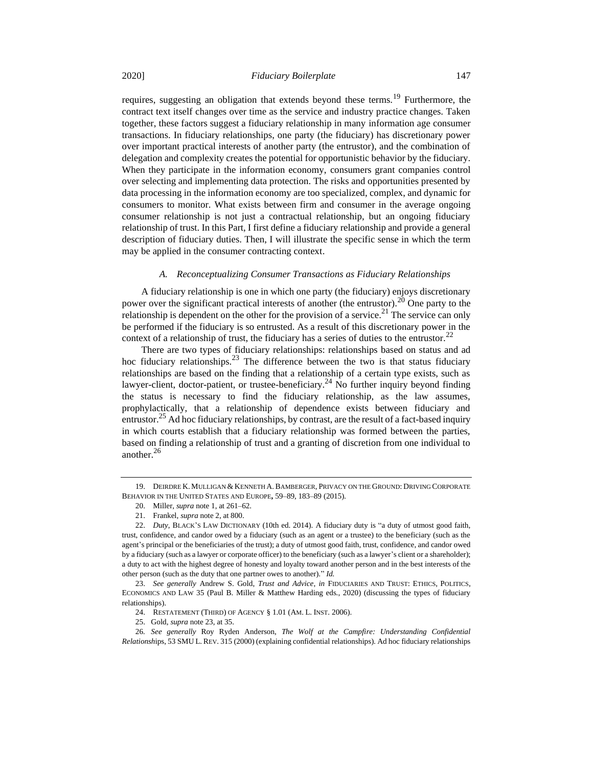requires, suggesting an obligation that extends beyond these terms.[19] Furthermore, the contract text itself changes over time as the service and industry practice changes. Taken together, these factors suggest a fiduciary relationship in many information age consumer transactions. In fiduciary relationships, one party (the fiduciary) has discretionary power over important practical interests of another party (the entrustor), and the combination of delegation and complexity creates the potential for opportunistic behavior by the fiduciary. When they participate in the information economy, consumers grant companies control over selecting and implementing data protection. The risks and opportunities presented by data processing in the information economy are too specialized, complex, and dynamic for consumers to monitor. What exists between firm and consumer in the average ongoing consumer relationship is not just a contractual relationship, but an ongoing fiduciary relationship of trust. In this Part, I first define a fiduciary relationship and provide a general description of fiduciary duties. Then, I will illustrate the specific sense in which the term may be applied in the consumer contracting context.

### *A. Reconceptualizing Consumer Transactions as Fiduciary Relationships*

A fiduciary relationship is one in which one party (the fiduciary) enjoys discretionary power over the significant practical interests of another (the entrustor).[20] One party to the relationship is dependent on the other for the provision of a service.[21] The service can only be performed if the fiduciary is so entrusted. As a result of this discretionary power in the context of a relationship of trust, the fiduciary has a series of duties to the entrustor.[22]

There are two types of fiduciary relationships: relationships based on status and ad hoc fiduciary relationships.[23] The difference between the two is that status fiduciary relationships are based on the finding that a relationship of a certain type exists, such as lawyer-client, doctor-patient, or trustee-beneficiary.[24] No further inquiry beyond finding the status is necessary to find the fiduciary relationship, as the law assumes, prophylactically, that a relationship of dependence exists between fiduciary and entrustor.[25] Ad hoc fiduciary relationships, by contrast, are the result of a fact-based inquiry in which courts establish that a fiduciary relationship was formed between the parties, based on finding a relationship of trust and a granting of discretion from one individual to another.[26]

---

19. DEIRDRE K. MULLIGAN & KENNETH A. BAMBERGER, PRIVACY ON THE GROUND: DRIVING CORPORATE BEHAVIOR IN THE UNITED STATES AND EUROPE, 59–89, 183–89 (2015).

20. Miller, *supra* note 1, at 261–62.

21. Frankel, *supra* note 2, at 800.

22. *Duty*, BLACK'S LAW DICTIONARY (10th ed. 2014). A fiduciary duty is "a duty of utmost good faith, trust, confidence, and candor owed by a fiduciary (such as an agent or a trustee) to the beneficiary (such as the agent's principal or the beneficiaries of the trust); a duty of utmost good faith, trust, confidence, and candor owed by a fiduciary (such as a lawyer or corporate officer) to the beneficiary (such as a lawyer's client or a shareholder); a duty to act with the highest degree of honesty and loyalty toward another person and in the best interests of the other person (such as the duty that one partner owes to another)." *Id.*

23. *See generally* Andrew S. Gold, *Trust and Advice*, *in* FIDUCIARIES AND TRUST: ETHICS, POLITICS, ECONOMICS AND LAW 35 (Paul B. Miller & Matthew Harding eds., 2020) (discussing the types of fiduciary relationships).

24. RESTATEMENT (THIRD) OF AGENCY § 1.01 (AM. L. INST. 2006).

25. Gold, *supra* note 23, at 35.

26. *See generally* Roy Ryden Anderson, *The Wolf at the Campfire: Understanding Confidential Relationships*, 53 SMU L. REV. 315 (2000) (explaining confidential relationships). Ad hoc fiduciary relationships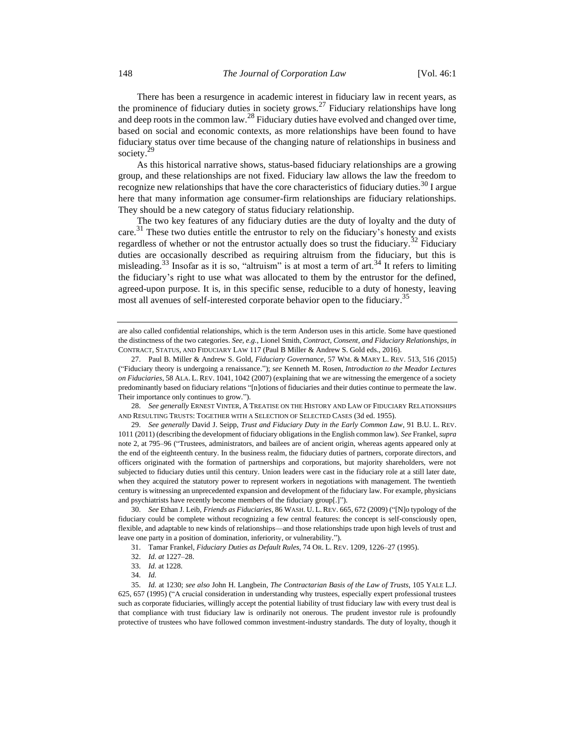There has been a resurgence in academic interest in fiduciary law in recent years, as the prominence of fiduciary duties in society grows.[27] Fiduciary relationships have long and deep roots in the common law.[28] Fiduciary duties have evolved and changed over time, based on social and economic contexts, as more relationships have been found to have fiduciary status over time because of the changing nature of relationships in business and society.[29]

As this historical narrative shows, status-based fiduciary relationships are a growing group, and these relationships are not fixed. Fiduciary law allows the law the freedom to recognize new relationships that have the core characteristics of fiduciary duties.[30] I argue here that many information age consumer-firm relationships are fiduciary relationships. They should be a new category of status fiduciary relationship.

The two key features of any fiduciary duties are the duty of loyalty and the duty of care.[31] These two duties entitle the entrustor to rely on the fiduciary's honesty and exists regardless of whether or not the entrustor actually does so trust the fiduciary.[32] Fiduciary duties are occasionally described as requiring altruism from the fiduciary, but this is misleading.[33] Insofar as it is so, "altruism" is at most a term of art.[34] It refers to limiting the fiduciary's right to use what was allocated to them by the entrustor for the defined, agreed-upon purpose. It is, in this specific sense, reducible to a duty of honesty, leaving most all avenues of self-interested corporate behavior open to the fiduciary.[35]

---

are also called confidential relationships, which is the term Anderson uses in this article. Some have questioned the distinctness of the two categories. *See, e.g.*, Lionel Smith, *Contract, Consent, and Fiduciary Relationships*, *in* CONTRACT, STATUS, AND FIDUCIARY LAW 117 (Paul B Miller & Andrew S. Gold eds., 2016).

27. Paul B. Miller & Andrew S. Gold, *Fiduciary Governance*, 57 WM. & MARY L. REV. 513, 516 (2015) ("Fiduciary theory is undergoing a renaissance."); *see* Kenneth M. Rosen, *Introduction to the Meador Lectures on Fiduciaries*, 58 ALA. L. REV. 1041, 1042 (2007) (explaining that we are witnessing the emergence of a society predominantly based on fiduciary relations "[n]otions of fiduciaries and their duties continue to permeate the law. Their importance only continues to grow.").

28. *See generally* ERNEST VINTER, A TREATISE ON THE HISTORY AND LAW OF FIDUCIARY RELATIONSHIPS AND RESULTING TRUSTS: TOGETHER WITH A SELECTION OF SELECTED CASES (3d ed. 1955).

29. *See generally* David J. Seipp, *Trust and Fiduciary Duty in the Early Common Law*, 91 B.U. L. REV. 1011 (2011) (describing the development of fiduciary obligations in the English common law). *See* Frankel, *supra* note 2, at 795–96 ("Trustees, administrators, and bailees are of ancient origin, whereas agents appeared only at the end of the eighteenth century. In the business realm, the fiduciary duties of partners, corporate directors, and officers originated with the formation of partnerships and corporations, but majority shareholders, were not subjected to fiduciary duties until this century. Union leaders were cast in the fiduciary role at a still later date, when they acquired the statutory power to represent workers in negotiations with management. The twentieth century is witnessing an unprecedented expansion and development of the fiduciary law. For example, physicians and psychiatrists have recently become members of the fiduciary group[.]").

30. *See* Ethan J. Leib, *Friends as Fiduciaries*, 86 WASH. U. L. REV. 665, 672 (2009) ("[N]o typology of the fiduciary could be complete without recognizing a few central features: the concept is self-consciously open, flexible, and adaptable to new kinds of relationships—and those relationships trade upon high levels of trust and leave one party in a position of domination, inferiority, or vulnerability.").

31. Tamar Frankel, *Fiduciary Duties as Default Rules*, 74 OR. L. REV. 1209, 1226–27 (1995).

32. *Id. at* 1227–28.

33. *Id.* at 1228.

34. *Id.*

35. *Id.* at 1230; *see also* John H. Langbein, *The Contractarian Basis of the Law of Trusts*, 105 YALE L.J. 625, 657 (1995) ("A crucial consideration in understanding why trustees, especially expert professional trustees such as corporate fiduciaries, willingly accept the potential liability of trust fiduciary law with every trust deal is that compliance with trust fiduciary law is ordinarily not onerous. The prudent investor rule is profoundly protective of trustees who have followed common investment-industry standards. The duty of loyalty, though it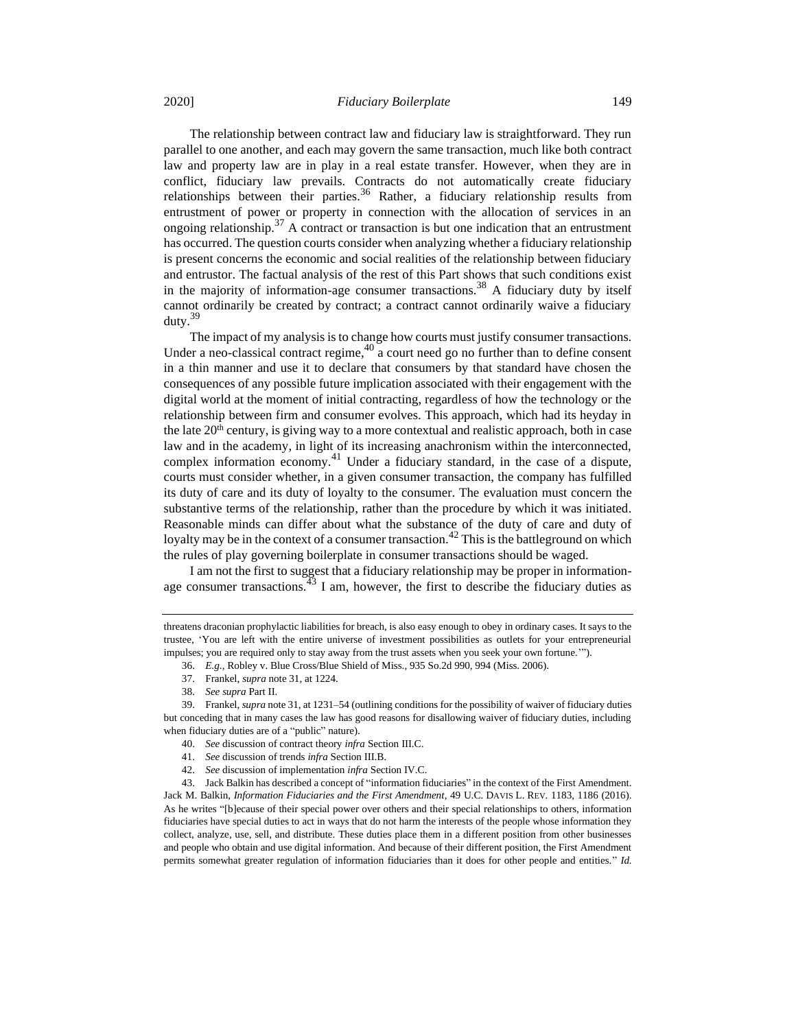The relationship between contract law and fiduciary law is straightforward. They run parallel to one another, and each may govern the same transaction, much like both contract law and property law are in play in a real estate transfer. However, when they are in conflict, fiduciary law prevails. Contracts do not automatically create fiduciary relationships between their parties.[36] Rather, a fiduciary relationship results from entrustment of power or property in connection with the allocation of services in an ongoing relationship.[37] A contract or transaction is but one indication that an entrustment has occurred. The question courts consider when analyzing whether a fiduciary relationship is present concerns the economic and social realities of the relationship between fiduciary and entrustor. The factual analysis of the rest of this Part shows that such conditions exist in the majority of information-age consumer transactions.[38] A fiduciary duty by itself cannot ordinarily be created by contract; a contract cannot ordinarily waive a fiduciary duty.[39]

The impact of my analysis is to change how courts must justify consumer transactions. Under a neo-classical contract regime,[40] a court need go no further than to define consent in a thin manner and use it to declare that consumers by that standard have chosen the consequences of any possible future implication associated with their engagement with the digital world at the moment of initial contracting, regardless of how the technology or the relationship between firm and consumer evolves. This approach, which had its heyday in the late 20th century, is giving way to a more contextual and realistic approach, both in case law and in the academy, in light of its increasing anachronism within the interconnected, complex information economy.[41] Under a fiduciary standard, in the case of a dispute, courts must consider whether, in a given consumer transaction, the company has fulfilled its duty of care and its duty of loyalty to the consumer. The evaluation must concern the substantive terms of the relationship, rather than the procedure by which it was initiated. Reasonable minds can differ about what the substance of the duty of care and duty of loyalty may be in the context of a consumer transaction.[42] This is the battleground on which the rules of play governing boilerplate in consumer transactions should be waged.

I am not the first to suggest that a fiduciary relationship may be proper in information-age consumer transactions.[43] I am, however, the first to describe the fiduciary duties as

---

threatens draconian prophylactic liabilities for breach, is also easy enough to obey in ordinary cases. It says to the trustee, 'You are left with the entire universe of investment possibilities as outlets for your entrepreneurial impulses; you are required only to stay away from the trust assets when you seek your own fortune.'").

36. *E.g.*, Robley v. Blue Cross/Blue Shield of Miss., 935 So.2d 990, 994 (Miss. 2006).

37. Frankel, *supra* note 31, at 1224.

38. *See supra* Part II.

39. Frankel, *supra* note 31, at 1231–54 (outlining conditions for the possibility of waiver of fiduciary duties but conceding that in many cases the law has good reasons for disallowing waiver of fiduciary duties, including when fiduciary duties are of a "public" nature).

40. *See* discussion of contract theory *infra* Section III.C.

41. *See* discussion of trends *infra* Section III.B.

42. *See* discussion of implementation *infra* Section IV.C.

43. Jack Balkin has described a concept of "information fiduciaries" in the context of the First Amendment. Jack M. Balkin, *Information Fiduciaries and the First Amendment*, 49 U.C. DAVIS L. REV. 1183, 1186 (2016). As he writes "[b]ecause of their special power over others and their special relationships to others, information fiduciaries have special duties to act in ways that do not harm the interests of the people whose information they collect, analyze, use, sell, and distribute. These duties place them in a different position from other businesses and people who obtain and use digital information. And because of their different position, the First Amendment permits somewhat greater regulation of information fiduciaries than it does for other people and entities." *Id.*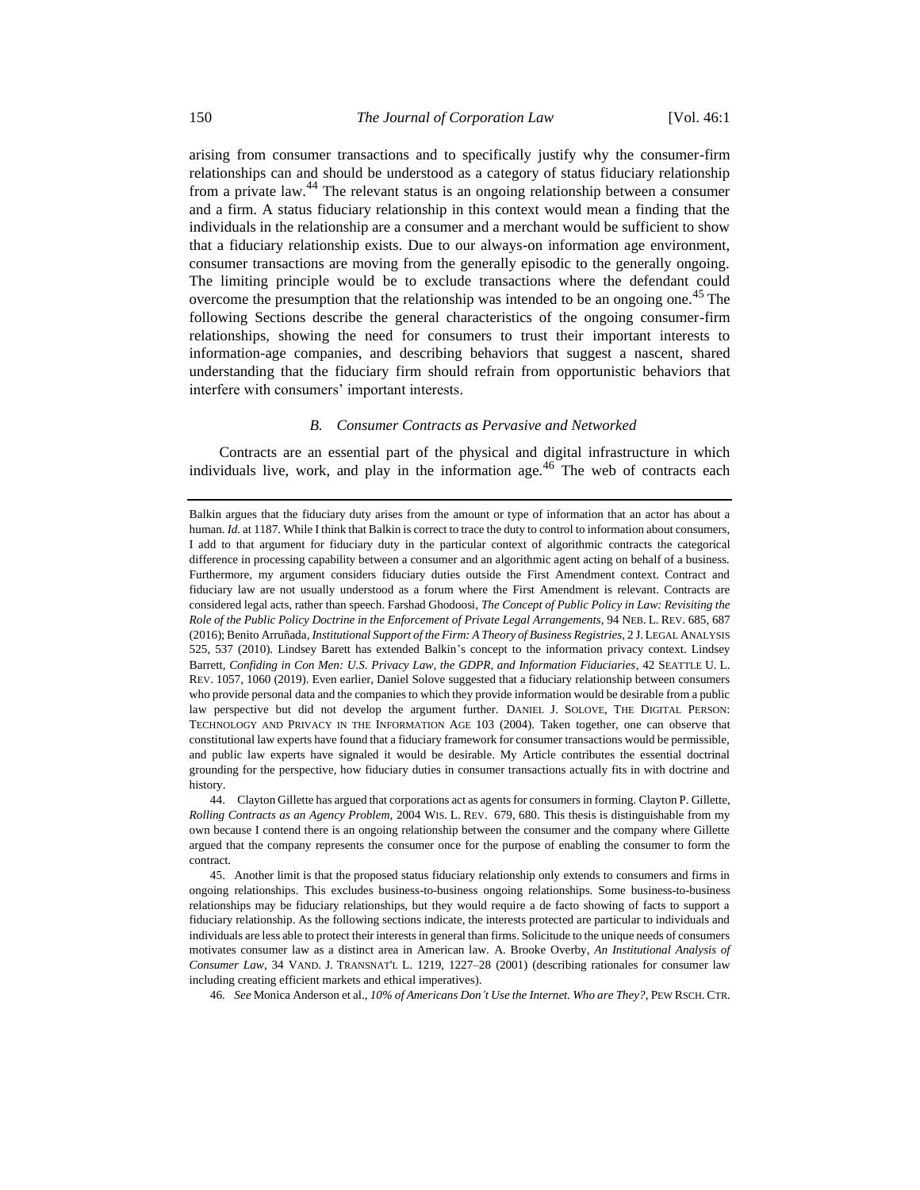arising from consumer transactions and to specifically justify why the consumer-firm relationships can and should be understood as a category of status fiduciary relationship from a private law.[44] The relevant status is an ongoing relationship between a consumer and a firm. A status fiduciary relationship in this context would mean a finding that the individuals in the relationship are a consumer and a merchant would be sufficient to show that a fiduciary relationship exists. Due to our always-on information age environment, consumer transactions are moving from the generally episodic to the generally ongoing. The limiting principle would be to exclude transactions where the defendant could overcome the presumption that the relationship was intended to be an ongoing one.[45] The following Sections describe the general characteristics of the ongoing consumer-firm relationships, showing the need for consumers to trust their important interests to information-age companies, and describing behaviors that suggest a nascent, shared understanding that the fiduciary firm should refrain from opportunistic behaviors that interfere with consumers' important interests.

### *B. Consumer Contracts as Pervasive and Networked*

Contracts are an essential part of the physical and digital infrastructure in which individuals live, work, and play in the information age.[46] The web of contracts each

---

Balkin argues that the fiduciary duty arises from the amount or type of information that an actor has about a human. *Id.* at 1187. While I think that Balkin is correct to trace the duty to control to information about consumers, I add to that argument for fiduciary duty in the particular context of algorithmic contracts the categorical difference in processing capability between a consumer and an algorithmic agent acting on behalf of a business. Furthermore, my argument considers fiduciary duties outside the First Amendment context. Contract and fiduciary law are not usually understood as a forum where the First Amendment is relevant. Contracts are considered legal acts, rather than speech. Farshad Ghodoosi, *The Concept of Public Policy in Law: Revisiting the Role of the Public Policy Doctrine in the Enforcement of Private Legal Arrangements*, 94 NEB. L. REV. 685, 687 (2016); Benito Arruñada, *Institutional Support of the Firm: A Theory of Business Registries*, 2 J. LEGAL ANALYSIS 525, 537 (2010). Lindsey Barett has extended Balkin's concept to the information privacy context. Lindsey Barrett, *Confiding in Con Men: U.S. Privacy Law, the GDPR, and Information Fiduciaries*, 42 SEATTLE U. L. REV. 1057, 1060 (2019). Even earlier, Daniel Solove suggested that a fiduciary relationship between consumers who provide personal data and the companies to which they provide information would be desirable from a public law perspective but did not develop the argument further. DANIEL J. SOLOVE, THE DIGITAL PERSON: TECHNOLOGY AND PRIVACY IN THE INFORMATION AGE 103 (2004). Taken together, one can observe that constitutional law experts have found that a fiduciary framework for consumer transactions would be permissible, and public law experts have signaled it would be desirable. My Article contributes the essential doctrinal grounding for the perspective, how fiduciary duties in consumer transactions actually fits in with doctrine and history.

44. Clayton Gillette has argued that corporations act as agents for consumers in forming. Clayton P. Gillette, *Rolling Contracts as an Agency Problem*, 2004 WIS. L. REV. 679, 680. This thesis is distinguishable from my own because I contend there is an ongoing relationship between the consumer and the company where Gillette argued that the company represents the consumer once for the purpose of enabling the consumer to form the contract.

45. Another limit is that the proposed status fiduciary relationship only extends to consumers and firms in ongoing relationships. This excludes business-to-business ongoing relationships. Some business-to-business relationships may be fiduciary relationships, but they would require a de facto showing of facts to support a fiduciary relationship. As the following sections indicate, the interests protected are particular to individuals and individuals are less able to protect their interests in general than firms. Solicitude to the unique needs of consumers motivates consumer law as a distinct area in American law. A. Brooke Overby, *An Institutional Analysis of Consumer Law*, 34 VAND. J. TRANSNAT'L L. 1219, 1227–28 (2001) (describing rationales for consumer law including creating efficient markets and ethical imperatives).

46. *See* Monica Anderson et al., *10% of Americans Don't Use the Internet. Who are They?*, PEW RSCH. CTR.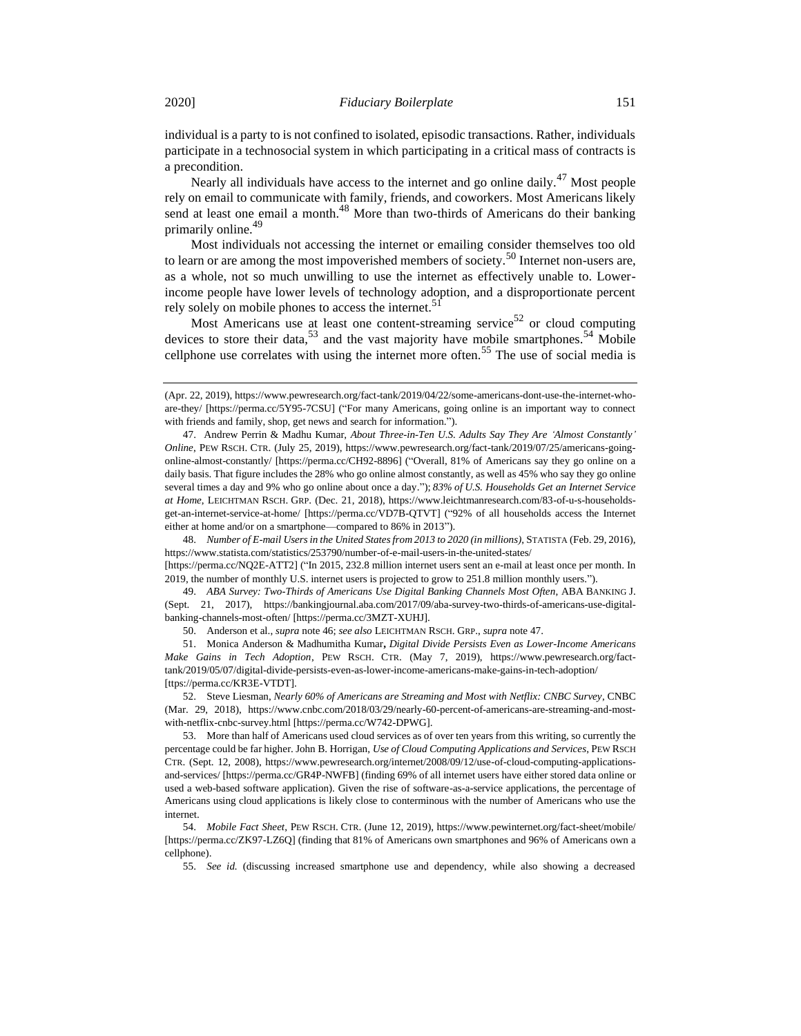individual is a party to is not confined to isolated, episodic transactions. Rather, individuals participate in a technosocial system in which participating in a critical mass of contracts is a precondition.

Nearly all individuals have access to the internet and go online daily.[47] Most people rely on email to communicate with family, friends, and coworkers. Most Americans likely send at least one email a month.[48] More than two-thirds of Americans do their banking primarily online.[49]

Most individuals not accessing the internet or emailing consider themselves too old to learn or are among the most impoverished members of society.[50] Internet non-users are, as a whole, not so much unwilling to use the internet as effectively unable to. Lower-income people have lower levels of technology adoption, and a disproportionate percent rely solely on mobile phones to access the internet.[51]

Most Americans use at least one content-streaming service[52] or cloud computing devices to store their data,[53] and the vast majority have mobile smartphones.[54] Mobile cellphone use correlates with using the internet more often.[55] The use of social media is

---

(Apr. 22, 2019), https://www.pewresearch.org/fact-tank/2019/04/22/some-americans-dont-use-the-internet-who-are-they/ [https://perma.cc/5Y95-7CSU] ("For many Americans, going online is an important way to connect with friends and family, shop, get news and search for information.").

47. Andrew Perrin & Madhu Kumar, *About Three-in-Ten U.S. Adults Say They Are 'Almost Constantly' Online*, PEW RSCH. CTR. (July 25, 2019), https://www.pewresearch.org/fact-tank/2019/07/25/americans-going-online-almost-constantly/ [https://perma.cc/CH92-8896] ("Overall, 81% of Americans say they go online on a daily basis. That figure includes the 28% who go online almost constantly, as well as 45% who say they go online several times a day and 9% who go online about once a day."); *83% of U.S. Households Get an Internet Service at Home*, LEICHTMAN RSCH. GRP. (Dec. 21, 2018), https://www.leichtmanresearch.com/83-of-u-s-households-get-an-internet-service-at-home/ [https://perma.cc/VD7B-QTVT] ("92% of all households access the Internet either at home and/or on a smartphone—compared to 86% in 2013").

48. *Number of E-mail Users in the United States from 2013 to 2020 (in millions)*, STATISTA (Feb. 29, 2016), https://www.statista.com/statistics/253790/number-of-e-mail-users-in-the-united-states/ [https://perma.cc/NQ2E-ATT2] ("In 2015, 232.8 million internet users sent an e-mail at least once per month. In 2019, the number of monthly U.S. internet users is projected to grow to 251.8 million monthly users.").

49. *ABA Survey: Two-Thirds of Americans Use Digital Banking Channels Most Often*, ABA BANKING J. (Sept. 21, 2017), https://bankingjournal.aba.com/2017/09/aba-survey-two-thirds-of-americans-use-digital-banking-channels-most-often/ [https://perma.cc/3MZT-XUHJ].

50. Anderson et al., *supra* note 46; *see also* LEICHTMAN RSCH. GRP., *supra* note 47.

51. Monica Anderson & Madhumitha Kumar, *Digital Divide Persists Even as Lower-Income Americans Make Gains in Tech Adoption*, PEW RSCH. CTR. (May 7, 2019), https://www.pewresearch.org/fact-tank/2019/05/07/digital-divide-persists-even-as-lower-income-americans-make-gains-in-tech-adoption/ [ttps://perma.cc/KR3E-VTDT].

52. Steve Liesman, *Nearly 60% of Americans are Streaming and Most with Netflix: CNBC Survey*, CNBC (Mar. 29, 2018), https://www.cnbc.com/2018/03/29/nearly-60-percent-of-americans-are-streaming-and-most-with-netflix-cnbc-survey.html [https://perma.cc/W742-DPWG].

53. More than half of Americans used cloud services as of over ten years from this writing, so currently the percentage could be far higher. John B. Horrigan, *Use of Cloud Computing Applications and Services*, PEW RSCH CTR. (Sept. 12, 2008), https://www.pewresearch.org/internet/2008/09/12/use-of-cloud-computing-applications-and-services/ [https://perma.cc/GR4P-NWFB] (finding 69% of all internet users have either stored data online or used a web-based software application). Given the rise of software-as-a-service applications, the percentage of Americans using cloud applications is likely close to conterminous with the number of Americans who use the internet.

54. *Mobile Fact Sheet*, PEW RSCH. CTR. (June 12, 2019), https://www.pewinternet.org/fact-sheet/mobile/ [https://perma.cc/ZK97-LZ6Q] (finding that 81% of Americans own smartphones and 96% of Americans own a cellphone).

55. *See id.* (discussing increased smartphone use and dependency, while also showing a decreased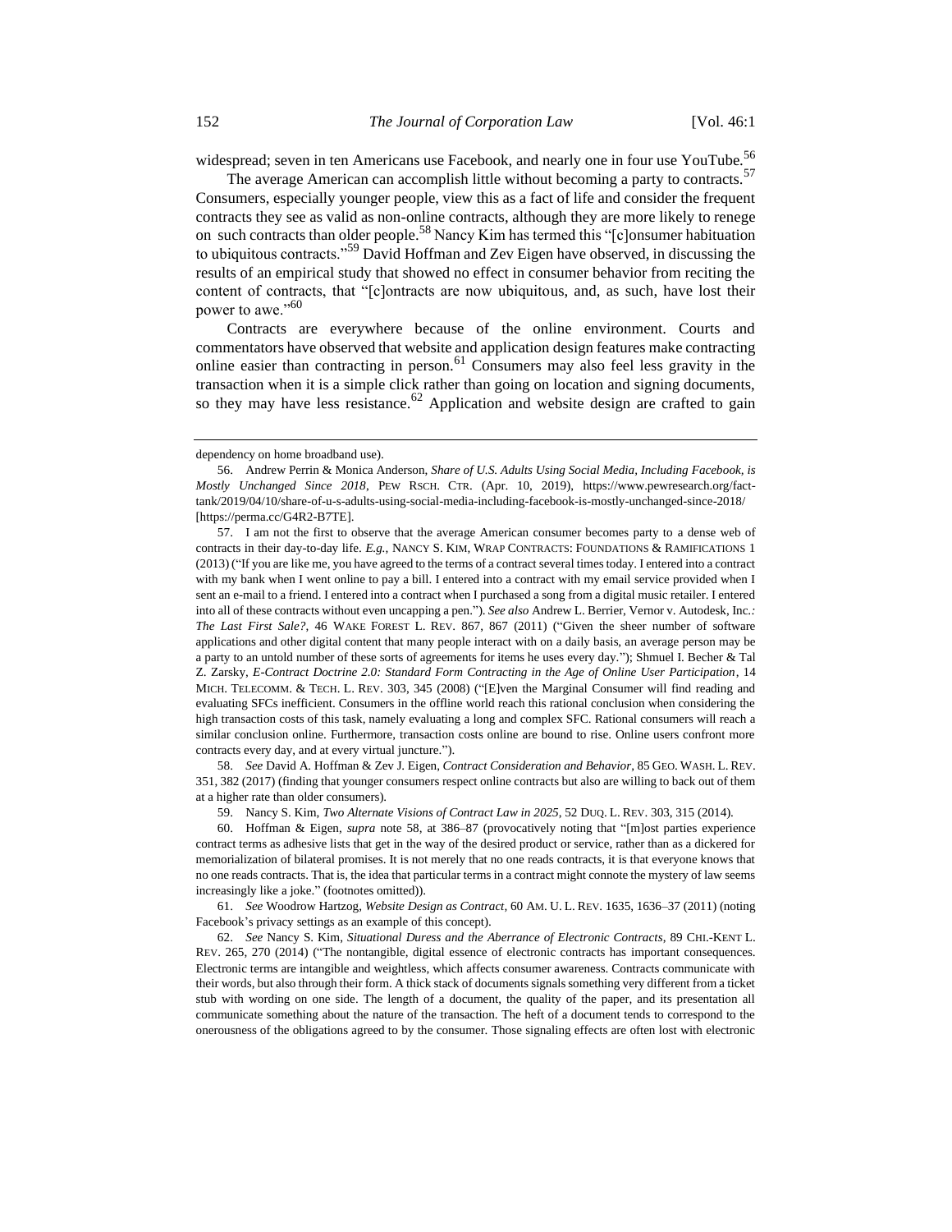widespread; seven in ten Americans use Facebook, and nearly one in four use YouTube.[56]

The average American can accomplish little without becoming a party to contracts.[57] Consumers, especially younger people, view this as a fact of life and consider the frequent contracts they see as valid as non-online contracts, although they are more likely to renege on such contracts than older people.[58] Nancy Kim has termed this "[c]onsumer habituation to ubiquitous contracts."[59] David Hoffman and Zev Eigen have observed, in discussing the results of an empirical study that showed no effect in consumer behavior from reciting the content of contracts, that "[c]ontracts are now ubiquitous, and, as such, have lost their power to awe."[60]

Contracts are everywhere because of the online environment. Courts and commentators have observed that website and application design features make contracting online easier than contracting in person.[61] Consumers may also feel less gravity in the transaction when it is a simple click rather than going on location and signing documents, so they may have less resistance.[62] Application and website design are crafted to gain

---

dependency on home broadband use).

56. Andrew Perrin & Monica Anderson, *Share of U.S. Adults Using Social Media, Including Facebook, is Mostly Unchanged Since 2018*, PEW RSCH. CTR. (Apr. 10, 2019), https://www.pewresearch.org/fact-tank/2019/04/10/share-of-u-s-adults-using-social-media-including-facebook-is-mostly-unchanged-since-2018/ [https://perma.cc/G4R2-B7TE].

57. I am not the first to observe that the average American consumer becomes party to a dense web of contracts in their day-to-day life. *E.g.*, NANCY S. KIM, WRAP CONTRACTS: FOUNDATIONS & RAMIFICATIONS 1 (2013) ("If you are like me, you have agreed to the terms of a contract several times today. I entered into a contract with my bank when I went online to pay a bill. I entered into a contract with my email service provided when I sent an e-mail to a friend. I entered into a contract when I purchased a song from a digital music retailer. I entered into all of these contracts without even uncapping a pen."). *See also* Andrew L. Berrier, Vernor v. Autodesk, Inc.*: The Last First Sale?*, 46 WAKE FOREST L. REV. 867, 867 (2011) ("Given the sheer number of software applications and other digital content that many people interact with on a daily basis, an average person may be a party to an untold number of these sorts of agreements for items he uses every day."); Shmuel I. Becher & Tal Z. Zarsky, *E-Contract Doctrine 2.0: Standard Form Contracting in the Age of Online User Participation*, 14 MICH. TELECOMM. & TECH. L. REV. 303, 345 (2008) ("[E]ven the Marginal Consumer will find reading and evaluating SFCs inefficient. Consumers in the offline world reach this rational conclusion when considering the high transaction costs of this task, namely evaluating a long and complex SFC. Rational consumers will reach a similar conclusion online. Furthermore, transaction costs online are bound to rise. Online users confront more contracts every day, and at every virtual juncture.").

58. *See* David A. Hoffman & Zev J. Eigen, *Contract Consideration and Behavior*, 85 GEO. WASH. L. REV. 351, 382 (2017) (finding that younger consumers respect online contracts but also are willing to back out of them at a higher rate than older consumers).

59. Nancy S. Kim, *Two Alternate Visions of Contract Law in 2025*, 52 DUQ. L. REV. 303, 315 (2014).

60. Hoffman & Eigen, *supra* note 58, at 386–87 (provocatively noting that "[m]ost parties experience contract terms as adhesive lists that get in the way of the desired product or service, rather than as a dickered for memorialization of bilateral promises. It is not merely that no one reads contracts, it is that everyone knows that no one reads contracts. That is, the idea that particular terms in a contract might connote the mystery of law seems increasingly like a joke." (footnotes omitted)).

61. *See* Woodrow Hartzog, *Website Design as Contract*, 60 AM. U. L. REV. 1635, 1636–37 (2011) (noting Facebook's privacy settings as an example of this concept).

62. *See* Nancy S. Kim, *Situational Duress and the Aberrance of Electronic Contracts*, 89 CHI.-KENT L. REV. 265, 270 (2014) ("The nontangible, digital essence of electronic contracts has important consequences. Electronic terms are intangible and weightless, which affects consumer awareness. Contracts communicate with their words, but also through their form. A thick stack of documents signals something very different from a ticket stub with wording on one side. The length of a document, the quality of the paper, and its presentation all communicate something about the nature of the transaction. The heft of a document tends to correspond to the onerousness of the obligations agreed to by the consumer. Those signaling effects are often lost with electronic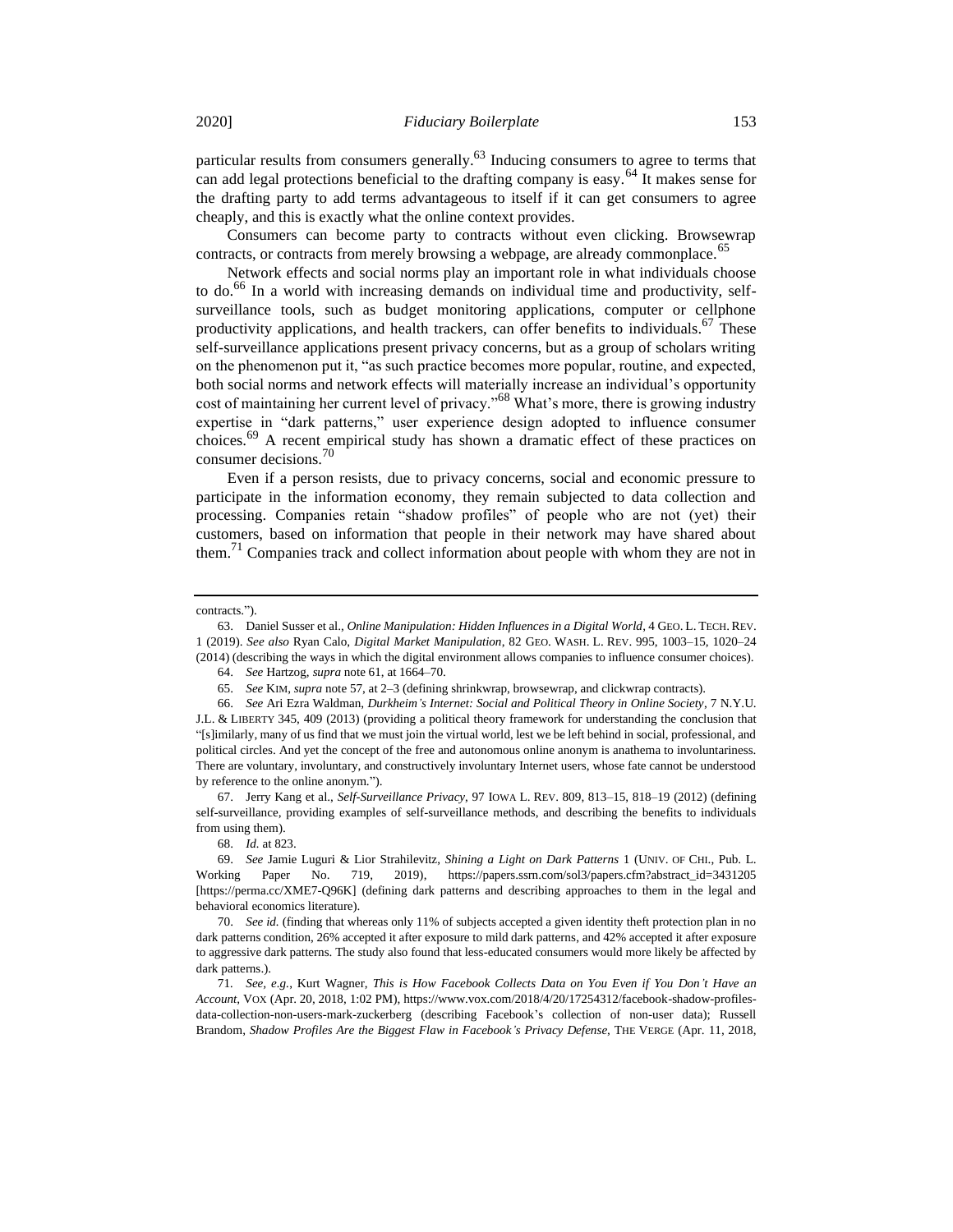particular results from consumers generally.[63] Inducing consumers to agree to terms that can add legal protections beneficial to the drafting company is easy.[64] It makes sense for the drafting party to add terms advantageous to itself if it can get consumers to agree cheaply, and this is exactly what the online context provides.

Consumers can become party to contracts without even clicking. Browsewrap contracts, or contracts from merely browsing a webpage, are already commonplace.[65]

Network effects and social norms play an important role in what individuals choose to do.[66] In a world with increasing demands on individual time and productivity, self-surveillance tools, such as budget monitoring applications, computer or cellphone productivity applications, and health trackers, can offer benefits to individuals.[67] These self-surveillance applications present privacy concerns, but as a group of scholars writing on the phenomenon put it, "as such practice becomes more popular, routine, and expected, both social norms and network effects will materially increase an individual's opportunity cost of maintaining her current level of privacy."[68] What's more, there is growing industry expertise in "dark patterns," user experience design adopted to influence consumer choices.[69] A recent empirical study has shown a dramatic effect of these practices on consumer decisions.[70]

Even if a person resists, due to privacy concerns, social and economic pressure to participate in the information economy, they remain subjected to data collection and processing. Companies retain "shadow profiles" of people who are not (yet) their customers, based on information that people in their network may have shared about them.[71] Companies track and collect information about people with whom they are not in

---

contracts.").

63. Daniel Susser et al., *Online Manipulation: Hidden Influences in a Digital World*, 4 GEO. L. TECH. REV. 1 (2019). *See also* Ryan Calo, *Digital Market Manipulation*, 82 GEO. WASH. L. REV. 995, 1003–15, 1020–24 (2014) (describing the ways in which the digital environment allows companies to influence consumer choices).

64. *See* Hartzog, *supra* note 61, at 1664–70.

65. *See* KIM, *supra* note 57, at 2–3 (defining shrinkwrap, browsewrap, and clickwrap contracts).

66. *See* Ari Ezra Waldman, *Durkheim's Internet: Social and Political Theory in Online Society*, 7 N.Y.U. J.L. & LIBERTY 345, 409 (2013) (providing a political theory framework for understanding the conclusion that "[s]imilarly, many of us find that we must join the virtual world, lest we be left behind in social, professional, and political circles. And yet the concept of the free and autonomous online anonym is anathema to involuntariness. There are voluntary, involuntary, and constructively involuntary Internet users, whose fate cannot be understood by reference to the online anonym.").

67. Jerry Kang et al., *Self-Surveillance Privacy*, 97 IOWA L. REV. 809, 813–15, 818–19 (2012) (defining self-surveillance, providing examples of self-surveillance methods, and describing the benefits to individuals from using them).

68. *Id.* at 823.

69. *See* Jamie Luguri & Lior Strahilevitz, *Shining a Light on Dark Patterns* 1 (UNIV. OF CHI., Pub. L. Working Paper No. 719, 2019), https://papers.ssrn.com/sol3/papers.cfm?abstract_id=3431205 [https://perma.cc/XME7-Q96K] (defining dark patterns and describing approaches to them in the legal and behavioral economics literature).

70. *See id.* (finding that whereas only 11% of subjects accepted a given identity theft protection plan in no dark patterns condition, 26% accepted it after exposure to mild dark patterns, and 42% accepted it after exposure to aggressive dark patterns. The study also found that less-educated consumers would more likely be affected by dark patterns.).

71. *See, e.g.*, Kurt Wagner, *This is How Facebook Collects Data on You Even if You Don't Have an Account*, VOX (Apr. 20, 2018, 1:02 PM), https://www.vox.com/2018/4/20/17254312/facebook-shadow-profiles-data-collection-non-users-mark-zuckerberg (describing Facebook's collection of non-user data); Russell Brandom, *Shadow Profiles Are the Biggest Flaw in Facebook's Privacy Defense*, THE VERGE (Apr. 11, 2018,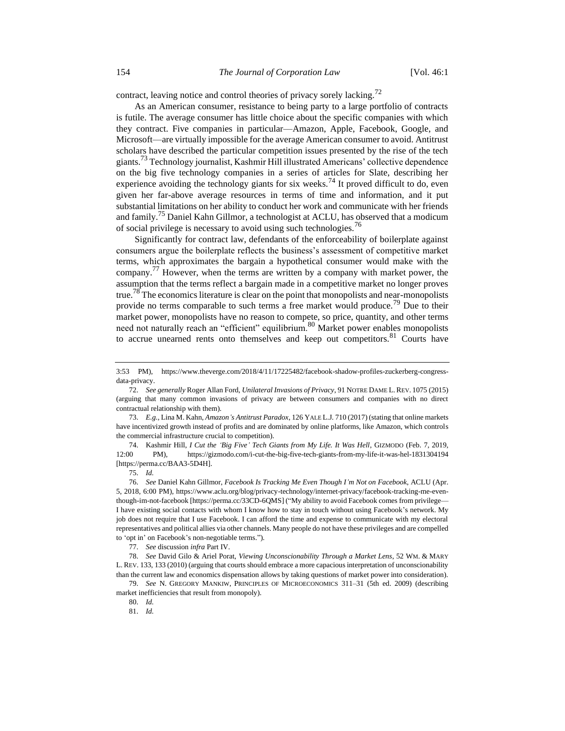contract, leaving notice and control theories of privacy sorely lacking.[72]

As an American consumer, resistance to being party to a large portfolio of contracts is futile. The average consumer has little choice about the specific companies with which they contract. Five companies in particular—Amazon, Apple, Facebook, Google, and Microsoft—are virtually impossible for the average American consumer to avoid. Antitrust scholars have described the particular competition issues presented by the rise of the tech giants.[73] Technology journalist, Kashmir Hill illustrated Americans' collective dependence on the big five technology companies in a series of articles for Slate, describing her experience avoiding the technology giants for six weeks.[74] It proved difficult to do, even given her far-above average resources in terms of time and information, and it put substantial limitations on her ability to conduct her work and communicate with her friends and family.[75] Daniel Kahn Gillmor, a technologist at ACLU, has observed that a modicum of social privilege is necessary to avoid using such technologies.[76]

Significantly for contract law, defendants of the enforceability of boilerplate against consumers argue the boilerplate reflects the business's assessment of competitive market terms, which approximates the bargain a hypothetical consumer would make with the company.[77] However, when the terms are written by a company with market power, the assumption that the terms reflect a bargain made in a competitive market no longer proves true.[78] The economics literature is clear on the point that monopolists and near-monopolists provide no terms comparable to such terms a free market would produce.[79] Due to their market power, monopolists have no reason to compete, so price, quantity, and other terms need not naturally reach an "efficient" equilibrium.[80] Market power enables monopolists to accrue unearned rents onto themselves and keep out competitors.[81] Courts have

---

3:53 PM), https://www.theverge.com/2018/4/11/17225482/facebook-shadow-profiles-zuckerberg-congress-data-privacy.

72. *See generally* Roger Allan Ford, *Unilateral Invasions of Privacy*, 91 NOTRE DAME L. REV. 1075 (2015) (arguing that many common invasions of privacy are between consumers and companies with no direct contractual relationship with them).

73. *E.g.*, Lina M. Kahn, *Amazon's Antitrust Paradox*, 126 YALE L.J. 710 (2017) (stating that online markets have incentivized growth instead of profits and are dominated by online platforms, like Amazon, which controls the commercial infrastructure crucial to competition).

74. Kashmir Hill, *I Cut the 'Big Five' Tech Giants from My Life. It Was Hell*, GIZMODO (Feb. 7, 2019, 12:00 PM), https://gizmodo.com/i-cut-the-big-five-tech-giants-from-my-life-it-was-hel-1831304194 [https://perma.cc/BAA3-5D4H].

75. *Id.*

76. *See* Daniel Kahn Gillmor, *Facebook Is Tracking Me Even Though I'm Not on Facebook*, ACLU (Apr. 5, 2018, 6:00 PM), https://www.aclu.org/blog/privacy-technology/internet-privacy/facebook-tracking-me-even-though-im-not-facebook [https://perma.cc/33CD-6QMS] ("My ability to avoid Facebook comes from privilege—I have existing social contacts with whom I know how to stay in touch without using Facebook's network. My job does not require that I use Facebook. I can afford the time and expense to communicate with my electoral representatives and political allies via other channels. Many people do not have these privileges and are compelled to 'opt in' on Facebook's non-negotiable terms.").

77. *See* discussion *infra* Part IV.

78. *See* David Gilo & Ariel Porat, *Viewing Unconscionability Through a Market Lens*, 52 WM. & MARY L. REV. 133, 133 (2010) (arguing that courts should embrace a more capacious interpretation of unconscionability than the current law and economics dispensation allows by taking questions of market power into consideration).

79. *See* N. GREGORY MANKIW, PRINCIPLES OF MICROECONOMICS 311–31 (5th ed. 2009) (describing market inefficiencies that result from monopoly).

80. *Id.*

81. *Id.*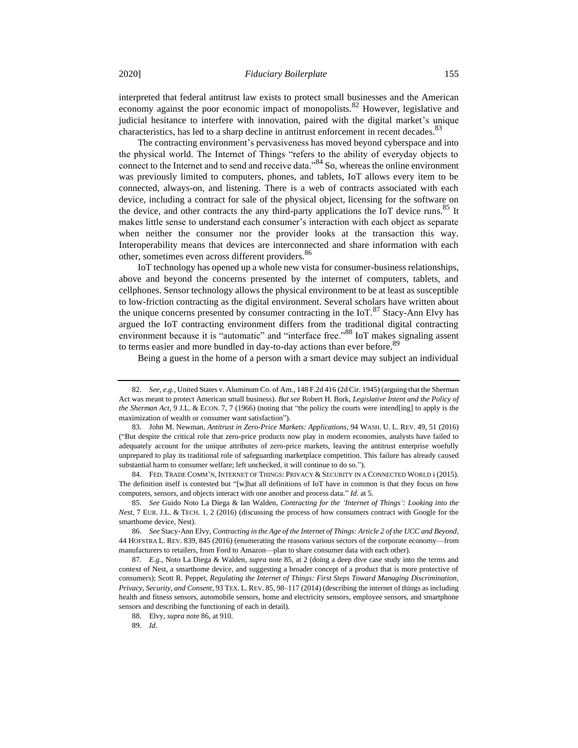interpreted that federal antitrust law exists to protect small businesses and the American economy against the poor economic impact of monopolists.[82] However, legislative and judicial hesitance to interfere with innovation, paired with the digital market's unique characteristics, has led to a sharp decline in antitrust enforcement in recent decades.[83]

The contracting environment's pervasiveness has moved beyond cyberspace and into the physical world. The Internet of Things "refers to the ability of everyday objects to connect to the Internet and to send and receive data."[84] So, whereas the online environment was previously limited to computers, phones, and tablets, IoT allows every item to be connected, always-on, and listening. There is a web of contracts associated with each device, including a contract for sale of the physical object, licensing for the software on the device, and other contracts the any third-party applications the IoT device runs.[85] It makes little sense to understand each consumer's interaction with each object as separate when neither the consumer nor the provider looks at the transaction this way. Interoperability means that devices are interconnected and share information with each other, sometimes even across different providers.[86]

IoT technology has opened up a whole new vista for consumer-business relationships, above and beyond the concerns presented by the internet of computers, tablets, and cellphones. Sensor technology allows the physical environment to be at least as susceptible to low-friction contracting as the digital environment. Several scholars have written about the unique concerns presented by consumer contracting in the IoT.[87] Stacy-Ann Elvy has argued the IoT contracting environment differs from the traditional digital contracting environment because it is "automatic" and "interface free."[88] IoT makes signaling assent to terms easier and more bundled in day-to-day actions than ever before.[89]

Being a guest in the home of a person with a smart device may subject an individual

---

82. *See, e.g.*, United States v. Aluminum Co. of Am., 148 F.2d 416 (2d Cir. 1945) (arguing that the Sherman Act was meant to protect American small business). *But see* Robert H. Bork, *Legislative Intent and the Policy of the Sherman Act*, 9 J.L. & ECON. 7, 7 (1966) (noting that "the policy the courts were intend[ing] to apply is the maximization of wealth or consumer want satisfaction").

83. John M. Newman, *Antitrust in Zero-Price Markets: Applications*, 94 WASH. U. L. REV. 49, 51 (2016) ("But despite the critical role that zero-price products now play in modern economies, analysts have failed to adequately account for the unique attributes of zero-price markets, leaving the antitrust enterprise woefully unprepared to play its traditional role of safeguarding marketplace competition. This failure has already caused substantial harm to consumer welfare; left unchecked, it will continue to do so.").

84. FED. TRADE COMM'N, INTERNET OF THINGS: PRIVACY & SECURITY IN A CONNECTED WORLD i (2015). The definition itself is contested but "[w]hat all definitions of IoT have in common is that they focus on how computers, sensors, and objects interact with one another and process data." *Id.* at 5.

85. *See* Guido Noto La Diega & Ian Walden, *Contracting for the 'Internet of Things': Looking into the Nest*, 7 EUR. J.L. & TECH. 1, 2 (2016) (discussing the process of how consumers contract with Google for the smarthome device, Nest).

86. *See* Stacy-Ann Elvy, *Contracting in the Age of the Internet of Things: Article 2 of the UCC and Beyond*, 44 HOFSTRA L. REV. 839, 845 (2016) (enumerating the reasons various sectors of the corporate economy—from manufacturers to retailers, from Ford to Amazon—plan to share consumer data with each other).

87. *E.g.*, Noto La Diega & Walden, *supra* note 85, at 2 (doing a deep dive case study into the terms and context of Nest, a smarthome device, and suggesting a broader concept of a product that is more protective of consumers); Scott R. Peppet, *Regulating the Internet of Things: First Steps Toward Managing Discrimination, Privacy, Security, and Consent*, 93 TEX. L. REV. 85, 98–117 (2014) (describing the internet of things as including health and fitness sensors, automobile sensors, home and electricity sensors, employee sensors, and smartphone sensors and describing the functioning of each in detail).

88. Elvy, *supra* note 86, at 910.

89. *Id.*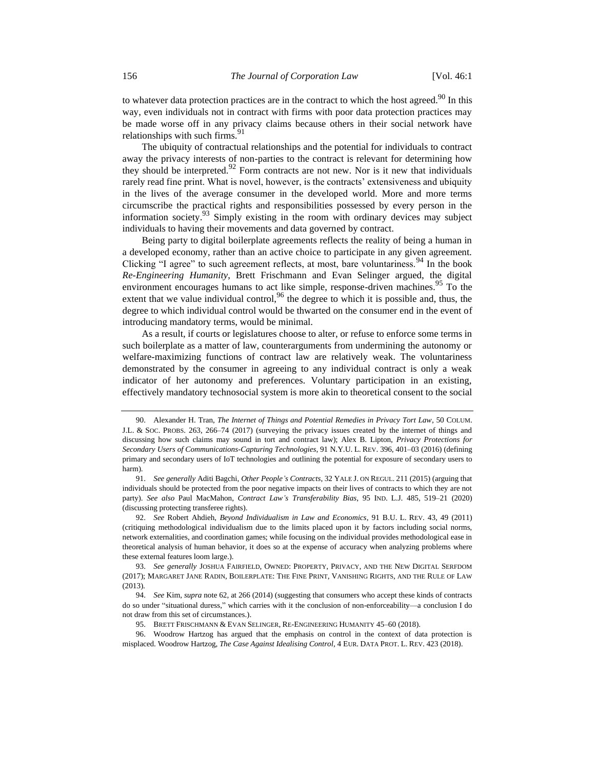to whatever data protection practices are in the contract to which the host agreed.[90] In this way, even individuals not in contract with firms with poor data protection practices may be made worse off in any privacy claims because others in their social network have relationships with such firms.[91]

The ubiquity of contractual relationships and the potential for individuals to contract away the privacy interests of non-parties to the contract is relevant for determining how they should be interpreted.[92] Form contracts are not new. Nor is it new that individuals rarely read fine print. What is novel, however, is the contracts' extensiveness and ubiquity in the lives of the average consumer in the developed world. More and more terms circumscribe the practical rights and responsibilities possessed by every person in the information society.[93] Simply existing in the room with ordinary devices may subject individuals to having their movements and data governed by contract.

Being party to digital boilerplate agreements reflects the reality of being a human in a developed economy, rather than an active choice to participate in any given agreement. Clicking "I agree" to such agreement reflects, at most, bare voluntariness.[94] In the book *Re-Engineering Humanity*, Brett Frischmann and Evan Selinger argued, the digital environment encourages humans to act like simple, response-driven machines.[95] To the extent that we value individual control,[96] the degree to which it is possible and, thus, the degree to which individual control would be thwarted on the consumer end in the event of introducing mandatory terms, would be minimal.

As a result, if courts or legislatures choose to alter, or refuse to enforce some terms in such boilerplate as a matter of law, counterarguments from undermining the autonomy or welfare-maximizing functions of contract law are relatively weak. The voluntariness demonstrated by the consumer in agreeing to any individual contract is only a weak indicator of her autonomy and preferences. Voluntary participation in an existing, effectively mandatory technosocial system is more akin to theoretical consent to the social

---

90. Alexander H. Tran, *The Internet of Things and Potential Remedies in Privacy Tort Law*, 50 COLUM. J.L. & SOC. PROBS. 263, 266–74 (2017) (surveying the privacy issues created by the internet of things and discussing how such claims may sound in tort and contract law); Alex B. Lipton, *Privacy Protections for Secondary Users of Communications-Capturing Technologies*, 91 N.Y.U. L. REV. 396, 401–03 (2016) (defining primary and secondary users of IoT technologies and outlining the potential for exposure of secondary users to harm).

91. *See generally* Aditi Bagchi, *Other People's Contracts*, 32 YALE J. ON REGUL. 211 (2015) (arguing that individuals should be protected from the poor negative impacts on their lives of contracts to which they are not party). *See also* Paul MacMahon, *Contract Law's Transferability Bias*, 95 IND. L.J. 485, 519–21 (2020) (discussing protecting transferee rights).

92. *See* Robert Ahdieh, *Beyond Individualism in Law and Economics*, 91 B.U. L. REV. 43, 49 (2011) (critiquing methodological individualism due to the limits placed upon it by factors including social norms, network externalities, and coordination games; while focusing on the individual provides methodological ease in theoretical analysis of human behavior, it does so at the expense of accuracy when analyzing problems where these external features loom large.).

93. *See generally* JOSHUA FAIRFIELD, OWNED: PROPERTY, PRIVACY, AND THE NEW DIGITAL SERFDOM (2017); MARGARET JANE RADIN, BOILERPLATE: THE FINE PRINT, VANISHING RIGHTS, AND THE RULE OF LAW (2013).

94. *See* Kim, *supra* note 62, at 266 (2014) (suggesting that consumers who accept these kinds of contracts do so under "situational duress," which carries with it the conclusion of non-enforceability—a conclusion I do not draw from this set of circumstances.).

95. BRETT FRISCHMANN & EVAN SELINGER, RE-ENGINEERING HUMANITY 45–60 (2018).

96. Woodrow Hartzog has argued that the emphasis on control in the context of data protection is misplaced. Woodrow Hartzog, *The Case Against Idealising Control*, 4 EUR. DATA PROT. L. REV. 423 (2018).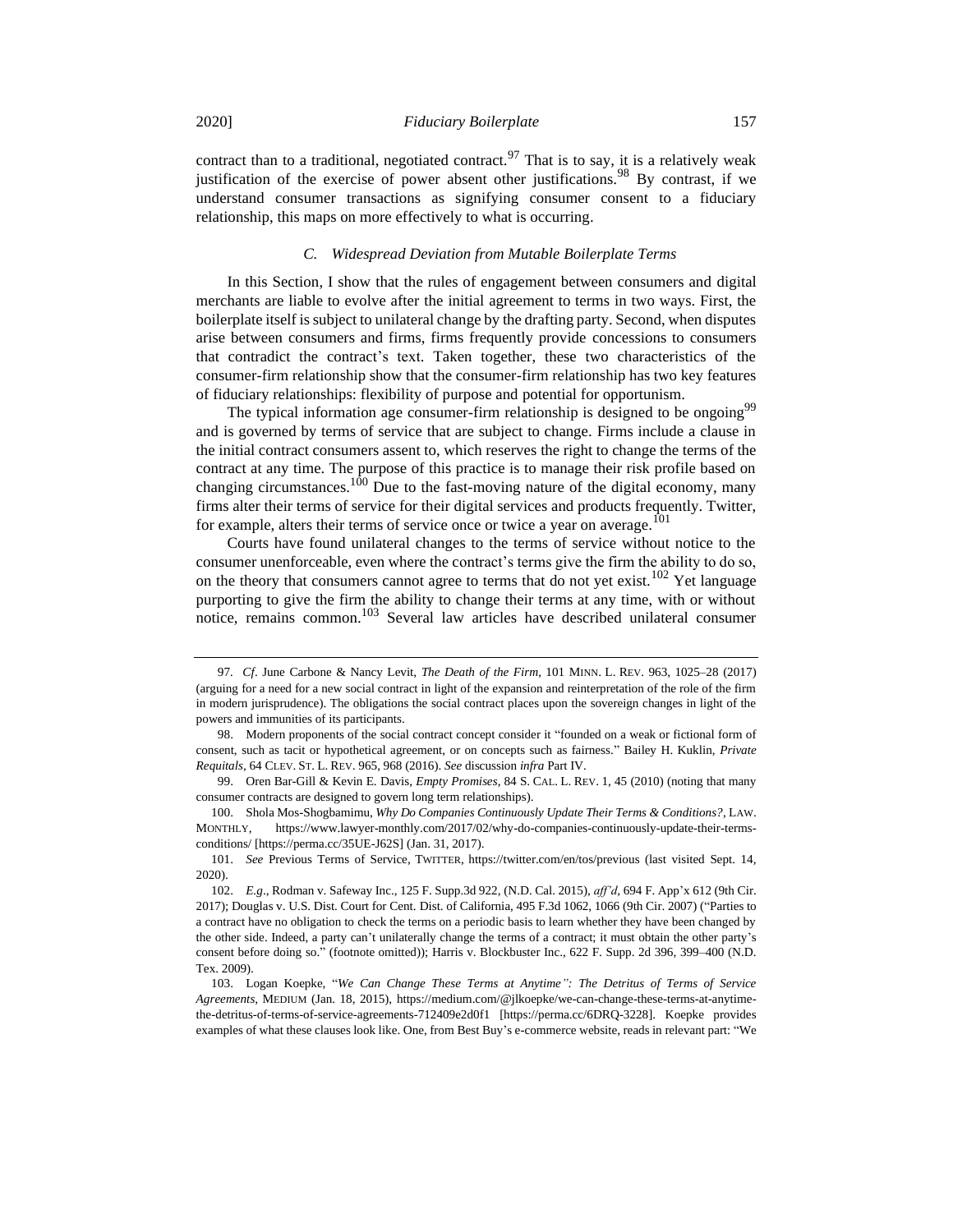contract than to a traditional, negotiated contract.[97] That is to say, it is a relatively weak justification of the exercise of power absent other justifications.[98] By contrast, if we understand consumer transactions as signifying consumer consent to a fiduciary relationship, this maps on more effectively to what is occurring.

### *C. Widespread Deviation from Mutable Boilerplate Terms*

In this Section, I show that the rules of engagement between consumers and digital merchants are liable to evolve after the initial agreement to terms in two ways. First, the boilerplate itself is subject to unilateral change by the drafting party. Second, when disputes arise between consumers and firms, firms frequently provide concessions to consumers that contradict the contract's text. Taken together, these two characteristics of the consumer-firm relationship show that the consumer-firm relationship has two key features of fiduciary relationships: flexibility of purpose and potential for opportunism.

The typical information age consumer-firm relationship is designed to be ongoing[99] and is governed by terms of service that are subject to change. Firms include a clause in the initial contract consumers assent to, which reserves the right to change the terms of the contract at any time. The purpose of this practice is to manage their risk profile based on changing circumstances.[100] Due to the fast-moving nature of the digital economy, many firms alter their terms of service for their digital services and products frequently. Twitter, for example, alters their terms of service once or twice a year on average.[101]

Courts have found unilateral changes to the terms of service without notice to the consumer unenforceable, even where the contract's terms give the firm the ability to do so, on the theory that consumers cannot agree to terms that do not yet exist.[102] Yet language purporting to give the firm the ability to change their terms at any time, with or without notice, remains common.[103] Several law articles have described unilateral consumer

---

97. *Cf*. June Carbone & Nancy Levit, *The Death of the Firm*, 101 MINN. L. REV. 963, 1025–28 (2017) (arguing for a need for a new social contract in light of the expansion and reinterpretation of the role of the firm in modern jurisprudence). The obligations the social contract places upon the sovereign changes in light of the powers and immunities of its participants.

98. Modern proponents of the social contract concept consider it "founded on a weak or fictional form of consent, such as tacit or hypothetical agreement, or on concepts such as fairness." Bailey H. Kuklin, *Private Requitals*, 64 CLEV. ST. L. REV. 965, 968 (2016). *See* discussion *infra* Part IV.

99. Oren Bar-Gill & Kevin E. Davis, *Empty Promises*, 84 S. CAL. L. REV. 1, 45 (2010) (noting that many consumer contracts are designed to govern long term relationships).

100. Shola Mos-Shogbamimu, *Why Do Companies Continuously Update Their Terms & Conditions?*, LAW. MONTHLY, https://www.lawyer-monthly.com/2017/02/why-do-companies-continuously-update-their-terms-conditions/ [https://perma.cc/35UE-J62S] (Jan. 31, 2017).

101. *See* Previous Terms of Service, TWITTER, https://twitter.com/en/tos/previous (last visited Sept. 14, 2020).

102. *E.g*., Rodman v. Safeway Inc., 125 F. Supp.3d 922, (N.D. Cal. 2015), *aff'd*, 694 F. App'x 612 (9th Cir. 2017); Douglas v. U.S. Dist. Court for Cent. Dist. of California, 495 F.3d 1062, 1066 (9th Cir. 2007) ("Parties to a contract have no obligation to check the terms on a periodic basis to learn whether they have been changed by the other side. Indeed, a party can't unilaterally change the terms of a contract; it must obtain the other party's consent before doing so." (footnote omitted)); Harris v. Blockbuster Inc., 622 F. Supp. 2d 396, 399–400 (N.D. Tex. 2009).

103. Logan Koepke, "*We Can Change These Terms at Anytime": The Detritus of Terms of Service Agreements*, MEDIUM (Jan. 18, 2015), https://medium.com/@jlkoepke/we-can-change-these-terms-at-anytime-the-detritus-of-terms-of-service-agreements-712409e2d0f1 [https://perma.cc/6DRQ-3228]. Koepke provides examples of what these clauses look like. One, from Best Buy's e-commerce website, reads in relevant part: "We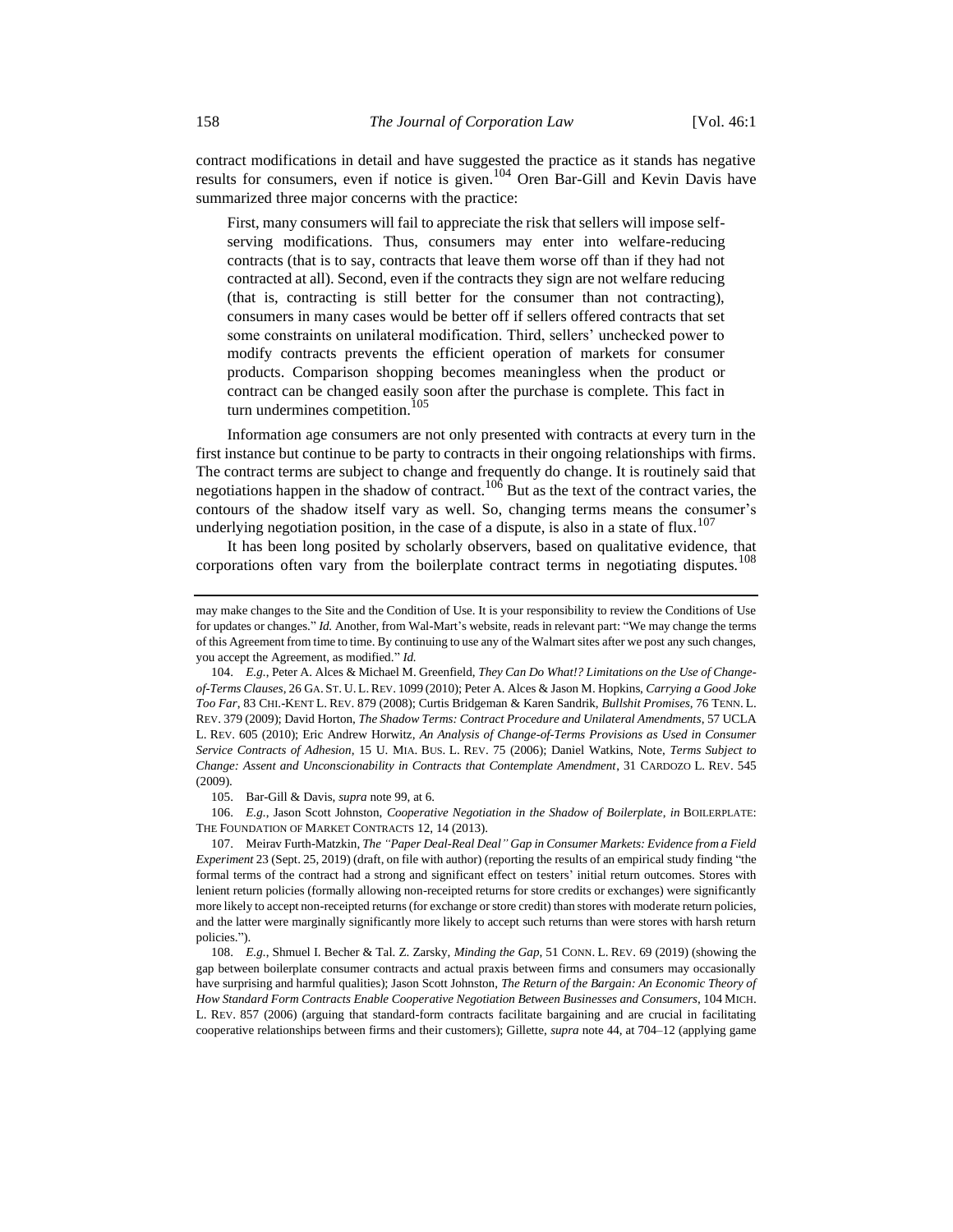contract modifications in detail and have suggested the practice as it stands has negative results for consumers, even if notice is given.[104] Oren Bar-Gill and Kevin Davis have summarized three major concerns with the practice:

> First, many consumers will fail to appreciate the risk that sellers will impose self-serving modifications. Thus, consumers may enter into welfare-reducing contracts (that is to say, contracts that leave them worse off than if they had not contracted at all). Second, even if the contracts they sign are not welfare reducing (that is, contracting is still better for the consumer than not contracting), consumers in many cases would be better off if sellers offered contracts that set some constraints on unilateral modification. Third, sellers' unchecked power to modify contracts prevents the efficient operation of markets for consumer products. Comparison shopping becomes meaningless when the product or contract can be changed easily soon after the purchase is complete. This fact in turn undermines competition.[105]

Information age consumers are not only presented with contracts at every turn in the first instance but continue to be party to contracts in their ongoing relationships with firms. The contract terms are subject to change and frequently do change. It is routinely said that negotiations happen in the shadow of contract.[106] But as the text of the contract varies, the contours of the shadow itself vary as well. So, changing terms means the consumer's underlying negotiation position, in the case of a dispute, is also in a state of flux.[107]

It has been long posited by scholarly observers, based on qualitative evidence, that corporations often vary from the boilerplate contract terms in negotiating disputes.[108]

---

may make changes to the Site and the Condition of Use. It is your responsibility to review the Conditions of Use for updates or changes." *Id.* Another, from Wal-Mart's website, reads in relevant part: "We may change the terms of this Agreement from time to time. By continuing to use any of the Walmart sites after we post any such changes, you accept the Agreement, as modified." *Id.*

104. *E.g.*, Peter A. Alces & Michael M. Greenfield, *They Can Do What!? Limitations on the Use of Change-of-Terms Clauses*, 26 GA. ST. U. L. REV. 1099 (2010); Peter A. Alces & Jason M. Hopkins, *Carrying a Good Joke Too Far*, 83 CHI.-KENT L. REV. 879 (2008); Curtis Bridgeman & Karen Sandrik, *Bullshit Promises*, 76 TENN. L. REV. 379 (2009); David Horton, *The Shadow Terms: Contract Procedure and Unilateral Amendments*, 57 UCLA L. REV. 605 (2010); Eric Andrew Horwitz, *An Analysis of Change-of-Terms Provisions as Used in Consumer Service Contracts of Adhesion*, 15 U. MIA. BUS. L. REV. 75 (2006); Daniel Watkins, Note, *Terms Subject to Change: Assent and Unconscionability in Contracts that Contemplate Amendment*, 31 CARDOZO L. REV. 545 (2009).

105. Bar-Gill & Davis, *supra* note 99, at 6.

106. *E.g.*, Jason Scott Johnston, *Cooperative Negotiation in the Shadow of Boilerplate*, *in* BOILERPLATE: THE FOUNDATION OF MARKET CONTRACTS 12, 14 (2013).

107. Meirav Furth-Matzkin, *The "Paper Deal-Real Deal" Gap in Consumer Markets: Evidence from a Field Experiment* 23 (Sept. 25, 2019) (draft, on file with author) (reporting the results of an empirical study finding "the formal terms of the contract had a strong and significant effect on testers' initial return outcomes. Stores with lenient return policies (formally allowing non-receipted returns for store credits or exchanges) were significantly more likely to accept non-receipted returns (for exchange or store credit) than stores with moderate return policies, and the latter were marginally significantly more likely to accept such returns than were stores with harsh return policies.").

108. *E.g.*, Shmuel I. Becher & Tal. Z. Zarsky, *Minding the Gap*, 51 CONN. L. REV. 69 (2019) (showing the gap between boilerplate consumer contracts and actual praxis between firms and consumers may occasionally have surprising and harmful qualities); Jason Scott Johnston, *The Return of the Bargain: An Economic Theory of How Standard Form Contracts Enable Cooperative Negotiation Between Businesses and Consumers*, 104 MICH. L. REV. 857 (2006) (arguing that standard-form contracts facilitate bargaining and are crucial in facilitating cooperative relationships between firms and their customers); Gillette, *supra* note 44, at 704–12 (applying game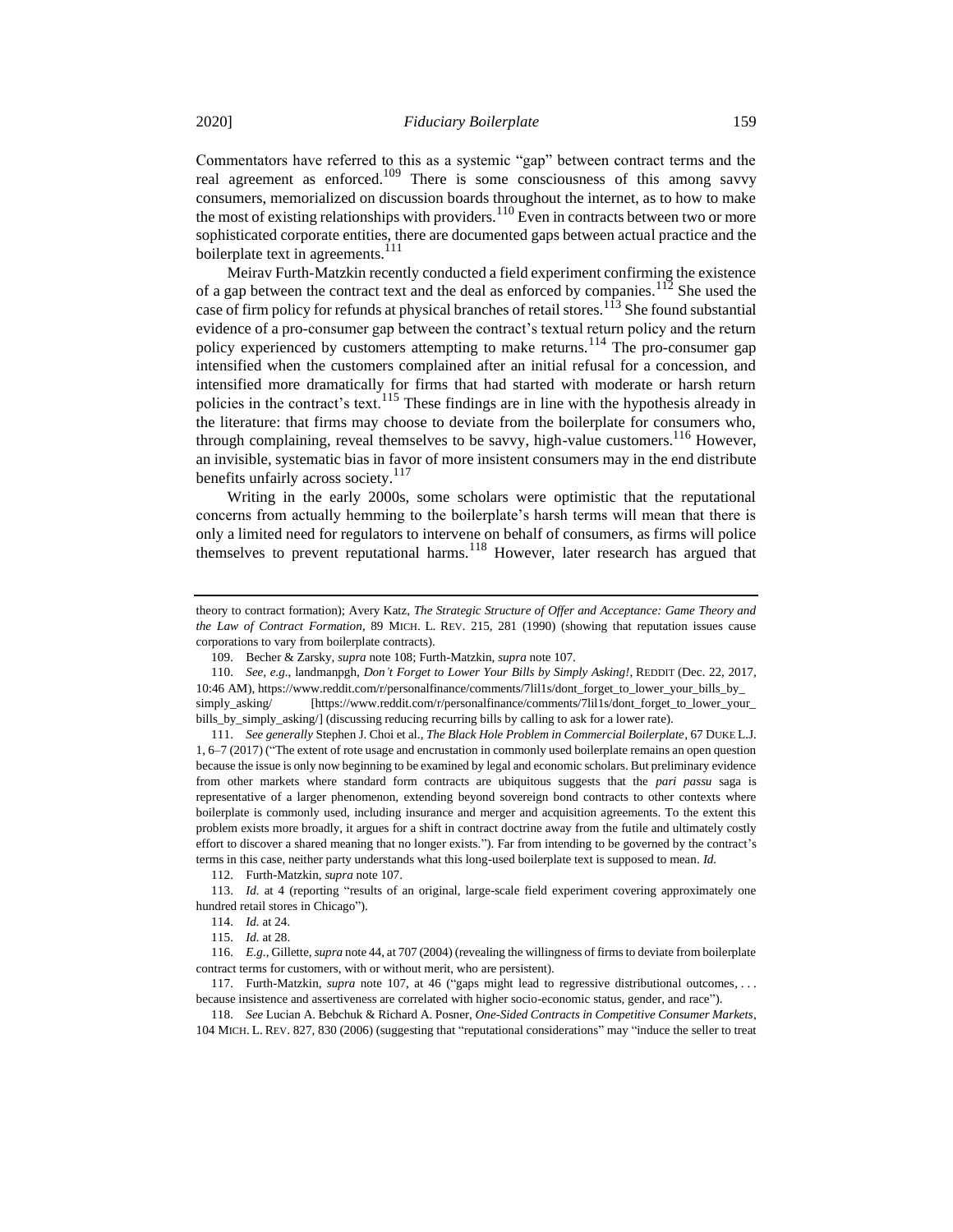Commentators have referred to this as a systemic "gap" between contract terms and the real agreement as enforced.[109] There is some consciousness of this among savvy consumers, memorialized on discussion boards throughout the internet, as to how to make the most of existing relationships with providers.[110] Even in contracts between two or more sophisticated corporate entities, there are documented gaps between actual practice and the boilerplate text in agreements.[111]

Meirav Furth-Matzkin recently conducted a field experiment confirming the existence of a gap between the contract text and the deal as enforced by companies.[112] She used the case of firm policy for refunds at physical branches of retail stores.[113] She found substantial evidence of a pro-consumer gap between the contract's textual return policy and the return policy experienced by customers attempting to make returns.[114] The pro-consumer gap intensified when the customers complained after an initial refusal for a concession, and intensified more dramatically for firms that had started with moderate or harsh return policies in the contract's text.[115] These findings are in line with the hypothesis already in the literature: that firms may choose to deviate from the boilerplate for consumers who, through complaining, reveal themselves to be savvy, high-value customers.[116] However, an invisible, systematic bias in favor of more insistent consumers may in the end distribute benefits unfairly across society.[117]

Writing in the early 2000s, some scholars were optimistic that the reputational concerns from actually hemming to the boilerplate's harsh terms will mean that there is only a limited need for regulators to intervene on behalf of consumers, as firms will police themselves to prevent reputational harms.[118] However, later research has argued that

---

theory to contract formation); Avery Katz, *The Strategic Structure of Offer and Acceptance: Game Theory and the Law of Contract Formation*, 89 MICH. L. REV. 215, 281 (1990) (showing that reputation issues cause corporations to vary from boilerplate contracts).

109. Becher & Zarsky, *supra* note 108; Furth-Matzkin, *supra* note 107.

110. *See, e.g.*, landmanpgh, *Don't Forget to Lower Your Bills by Simply Asking!*, REDDIT (Dec. 22, 2017, 10:46 AM), https://www.reddit.com/r/personalfinance/comments/7lil1s/dont_forget_to_lower_your_bills_by_simply_asking/ [https://www.reddit.com/r/personalfinance/comments/7lil1s/dont_forget_to_lower_your_bills_by_simply_asking/] (discussing reducing recurring bills by calling to ask for a lower rate).

111. *See generally* Stephen J. Choi et al., *The Black Hole Problem in Commercial Boilerplate*, 67 DUKE L.J. 1, 6–7 (2017) ("The extent of rote usage and encrustation in commonly used boilerplate remains an open question because the issue is only now beginning to be examined by legal and economic scholars. But preliminary evidence from other markets where standard form contracts are ubiquitous suggests that the *pari passu* saga is representative of a larger phenomenon, extending beyond sovereign bond contracts to other contexts where boilerplate is commonly used, including insurance and merger and acquisition agreements. To the extent this problem exists more broadly, it argues for a shift in contract doctrine away from the futile and ultimately costly effort to discover a shared meaning that no longer exists."). Far from intending to be governed by the contract's terms in this case, neither party understands what this long-used boilerplate text is supposed to mean. *Id.*

112. Furth-Matzkin, *supra* note 107.

113. *Id.* at 4 (reporting "results of an original, large-scale field experiment covering approximately one hundred retail stores in Chicago").

114. *Id.* at 24.

115. *Id.* at 28.

116. *E.g.*, Gillette, *supra* note 44, at 707 (2004) (revealing the willingness of firms to deviate from boilerplate contract terms for customers, with or without merit, who are persistent).

117. Furth-Matzkin, *supra* note 107, at 46 ("gaps might lead to regressive distributional outcomes, . . . because insistence and assertiveness are correlated with higher socio-economic status, gender, and race").

118. *See* Lucian A. Bebchuk & Richard A. Posner, *One-Sided Contracts in Competitive Consumer Markets*, 104 MICH. L. REV. 827, 830 (2006) (suggesting that "reputational considerations" may "induce the seller to treat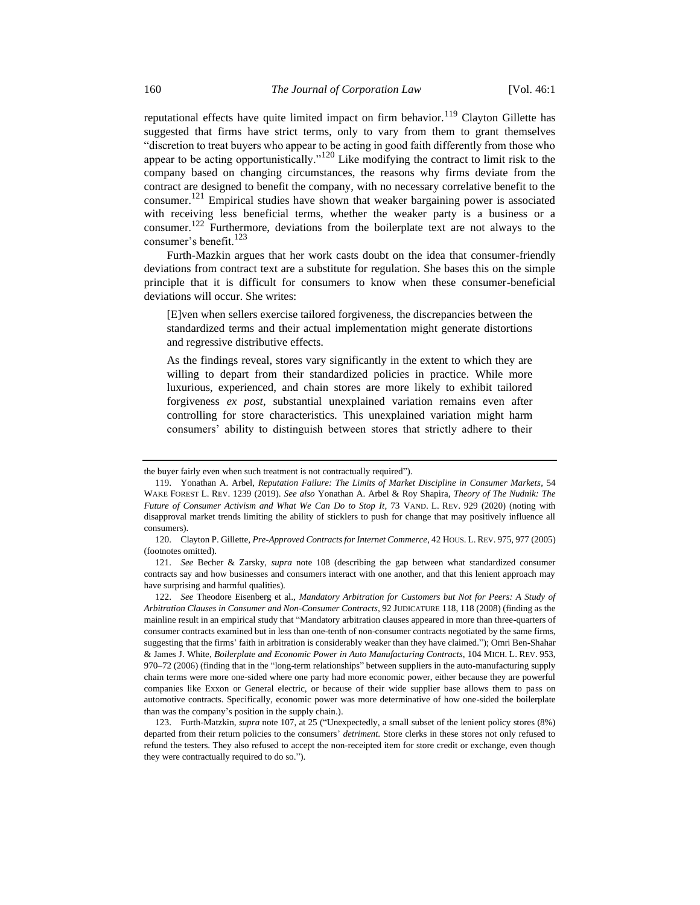reputational effects have quite limited impact on firm behavior.[119] Clayton Gillette has suggested that firms have strict terms, only to vary from them to grant themselves "discretion to treat buyers who appear to be acting in good faith differently from those who appear to be acting opportunistically."[120] Like modifying the contract to limit risk to the company based on changing circumstances, the reasons why firms deviate from the contract are designed to benefit the company, with no necessary correlative benefit to the consumer.[121] Empirical studies have shown that weaker bargaining power is associated with receiving less beneficial terms, whether the weaker party is a business or a consumer.[122] Furthermore, deviations from the boilerplate text are not always to the consumer's benefit.[123]

Furth-Mazkin argues that her work casts doubt on the idea that consumer-friendly deviations from contract text are a substitute for regulation. She bases this on the simple principle that it is difficult for consumers to know when these consumer-beneficial deviations will occur. She writes:

> [E]ven when sellers exercise tailored forgiveness, the discrepancies between the standardized terms and their actual implementation might generate distortions and regressive distributive effects.
>
> As the findings reveal, stores vary significantly in the extent to which they are willing to depart from their standardized policies in practice. While more luxurious, experienced, and chain stores are more likely to exhibit tailored forgiveness *ex post*, substantial unexplained variation remains even after controlling for store characteristics. This unexplained variation might harm consumers' ability to distinguish between stores that strictly adhere to their

---

the buyer fairly even when such treatment is not contractually required").

119. Yonathan A. Arbel, *Reputation Failure: The Limits of Market Discipline in Consumer Markets*, 54 WAKE FOREST L. REV. 1239 (2019). *See also* Yonathan A. Arbel & Roy Shapira, *Theory of The Nudnik: The Future of Consumer Activism and What We Can Do to Stop It*, 73 VAND. L. REV. 929 (2020) (noting with disapproval market trends limiting the ability of sticklers to push for change that may positively influence all consumers).

120. Clayton P. Gillette, *Pre-Approved Contracts for Internet Commerce*, 42 HOUS. L. REV. 975, 977 (2005) (footnotes omitted).

121. *See* Becher & Zarsky, *supra* note 108 (describing the gap between what standardized consumer contracts say and how businesses and consumers interact with one another, and that this lenient approach may have surprising and harmful qualities).

122. *See* Theodore Eisenberg et al., *Mandatory Arbitration for Customers but Not for Peers: A Study of Arbitration Clauses in Consumer and Non-Consumer Contracts*, 92 JUDICATURE 118, 118 (2008) (finding as the mainline result in an empirical study that "Mandatory arbitration clauses appeared in more than three-quarters of consumer contracts examined but in less than one-tenth of non-consumer contracts negotiated by the same firms, suggesting that the firms' faith in arbitration is considerably weaker than they have claimed."); Omri Ben-Shahar & James J. White, *Boilerplate and Economic Power in Auto Manufacturing Contracts*, 104 MICH. L. REV. 953, 970–72 (2006) (finding that in the "long-term relationships" between suppliers in the auto-manufacturing supply chain terms were more one-sided where one party had more economic power, either because they are powerful companies like Exxon or General electric, or because of their wide supplier base allows them to pass on automotive contracts. Specifically, economic power was more determinative of how one-sided the boilerplate than was the company's position in the supply chain.).

123. Furth-Matzkin, *supra* note 107, at 25 ("Unexpectedly, a small subset of the lenient policy stores (8%) departed from their return policies to the consumers' *detriment*. Store clerks in these stores not only refused to refund the testers. They also refused to accept the non-receipted item for store credit or exchange, even though they were contractually required to do so.").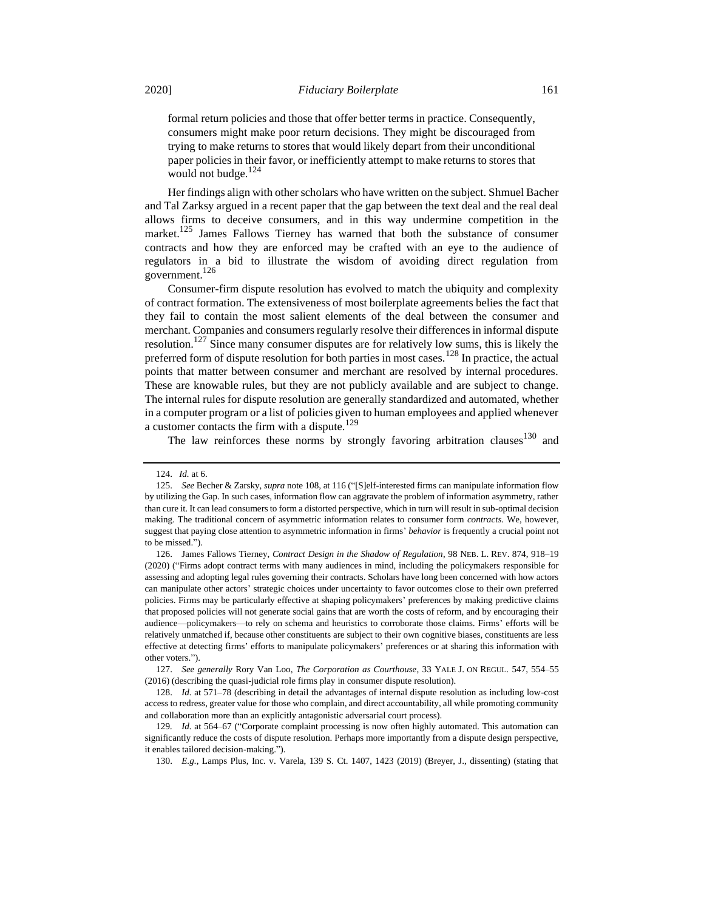formal return policies and those that offer better terms in practice. Consequently, consumers might make poor return decisions. They might be discouraged from trying to make returns to stores that would likely depart from their unconditional paper policies in their favor, or inefficiently attempt to make returns to stores that would not budge.[124]

Her findings align with other scholars who have written on the subject. Shmuel Bacher and Tal Zarksy argued in a recent paper that the gap between the text deal and the real deal allows firms to deceive consumers, and in this way undermine competition in the market.[125] James Fallows Tierney has warned that both the substance of consumer contracts and how they are enforced may be crafted with an eye to the audience of regulators in a bid to illustrate the wisdom of avoiding direct regulation from government.[126]

Consumer-firm dispute resolution has evolved to match the ubiquity and complexity of contract formation. The extensiveness of most boilerplate agreements belies the fact that they fail to contain the most salient elements of the deal between the consumer and merchant. Companies and consumers regularly resolve their differences in informal dispute resolution.[127] Since many consumer disputes are for relatively low sums, this is likely the preferred form of dispute resolution for both parties in most cases.[128] In practice, the actual points that matter between consumer and merchant are resolved by internal procedures. These are knowable rules, but they are not publicly available and are subject to change. The internal rules for dispute resolution are generally standardized and automated, whether in a computer program or a list of policies given to human employees and applied whenever a customer contacts the firm with a dispute.[129]

The law reinforces these norms by strongly favoring arbitration clauses[130] and

---

124. *Id.* at 6.

125. *See* Becher & Zarsky, *supra* note 108, at 116 ("[S]elf-interested firms can manipulate information flow by utilizing the Gap. In such cases, information flow can aggravate the problem of information asymmetry, rather than cure it. It can lead consumers to form a distorted perspective, which in turn will result in sub-optimal decision making. The traditional concern of asymmetric information relates to consumer form *contracts*. We, however, suggest that paying close attention to asymmetric information in firms' *behavior* is frequently a crucial point not to be missed.").

126. James Fallows Tierney, *Contract Design in the Shadow of Regulation*, 98 NEB. L. REV. 874, 918–19 (2020) ("Firms adopt contract terms with many audiences in mind, including the policymakers responsible for assessing and adopting legal rules governing their contracts. Scholars have long been concerned with how actors can manipulate other actors' strategic choices under uncertainty to favor outcomes close to their own preferred policies. Firms may be particularly effective at shaping policymakers' preferences by making predictive claims that proposed policies will not generate social gains that are worth the costs of reform, and by encouraging their audience—policymakers—to rely on schema and heuristics to corroborate those claims. Firms' efforts will be relatively unmatched if, because other constituents are subject to their own cognitive biases, constituents are less effective at detecting firms' efforts to manipulate policymakers' preferences or at sharing this information with other voters.").

127. *See generally* Rory Van Loo, *The Corporation as Courthouse*, 33 YALE J. ON REGUL. 547, 554–55 (2016) (describing the quasi-judicial role firms play in consumer dispute resolution).

128. *Id.* at 571–78 (describing in detail the advantages of internal dispute resolution as including low-cost access to redress, greater value for those who complain, and direct accountability, all while promoting community and collaboration more than an explicitly antagonistic adversarial court process).

129. *Id.* at 564–67 ("Corporate complaint processing is now often highly automated. This automation can significantly reduce the costs of dispute resolution. Perhaps more importantly from a dispute design perspective, it enables tailored decision-making.").

130. *E.g.*, Lamps Plus, Inc. v. Varela, 139 S. Ct. 1407, 1423 (2019) (Breyer, J., dissenting) (stating that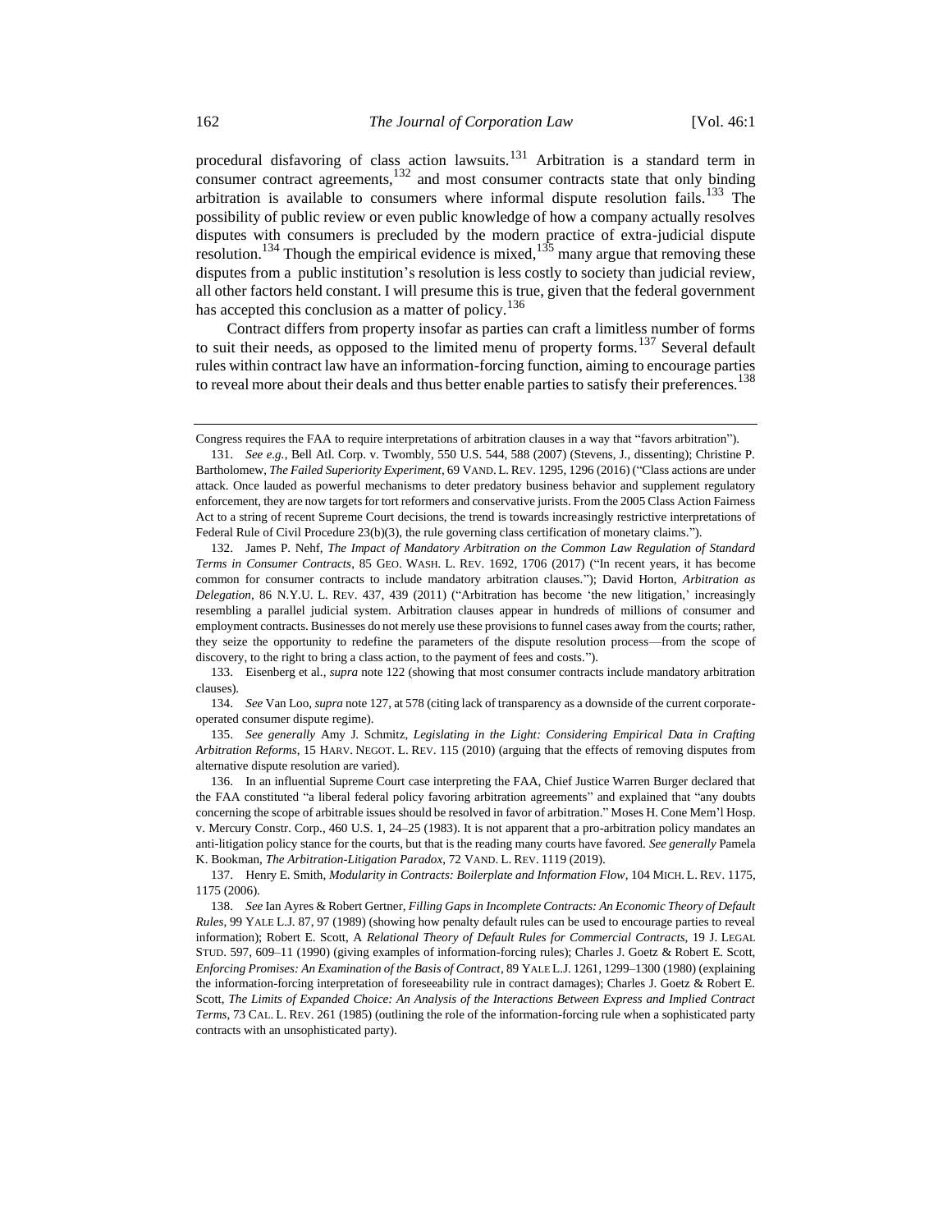procedural disfavoring of class action lawsuits.[131] Arbitration is a standard term in consumer contract agreements,[132] and most consumer contracts state that only binding arbitration is available to consumers where informal dispute resolution fails.[133] The possibility of public review or even public knowledge of how a company actually resolves disputes with consumers is precluded by the modern practice of extra-judicial dispute resolution.[134] Though the empirical evidence is mixed,[135] many argue that removing these disputes from a public institution's resolution is less costly to society than judicial review, all other factors held constant. I will presume this is true, given that the federal government has accepted this conclusion as a matter of policy.[136]

Contract differs from property insofar as parties can craft a limitless number of forms to suit their needs, as opposed to the limited menu of property forms.[137] Several default rules within contract law have an information-forcing function, aiming to encourage parties to reveal more about their deals and thus better enable parties to satisfy their preferences.[138]

---

Congress requires the FAA to require interpretations of arbitration clauses in a way that "favors arbitration").

131. *See e.g.*, Bell Atl. Corp. v. Twombly, 550 U.S. 544, 588 (2007) (Stevens, J., dissenting); Christine P. Bartholomew, *The Failed Superiority Experiment*, 69 VAND. L. REV. 1295, 1296 (2016) ("Class actions are under attack. Once lauded as powerful mechanisms to deter predatory business behavior and supplement regulatory enforcement, they are now targets for tort reformers and conservative jurists. From the 2005 Class Action Fairness Act to a string of recent Supreme Court decisions, the trend is towards increasingly restrictive interpretations of Federal Rule of Civil Procedure 23(b)(3), the rule governing class certification of monetary claims.").

132. James P. Nehf, *The Impact of Mandatory Arbitration on the Common Law Regulation of Standard Terms in Consumer Contracts*, 85 GEO. WASH. L. REV. 1692, 1706 (2017) ("In recent years, it has become common for consumer contracts to include mandatory arbitration clauses."); David Horton, *Arbitration as Delegation*, 86 N.Y.U. L. REV. 437, 439 (2011) ("Arbitration has become 'the new litigation,' increasingly resembling a parallel judicial system. Arbitration clauses appear in hundreds of millions of consumer and employment contracts. Businesses do not merely use these provisions to funnel cases away from the courts; rather, they seize the opportunity to redefine the parameters of the dispute resolution process—from the scope of discovery, to the right to bring a class action, to the payment of fees and costs.").

133. Eisenberg et al., *supra* note 122 (showing that most consumer contracts include mandatory arbitration clauses).

134. *See* Van Loo, *supra* note 127, at 578 (citing lack of transparency as a downside of the current corporate-operated consumer dispute regime).

135. *See generally* Amy J. Schmitz, *Legislating in the Light: Considering Empirical Data in Crafting Arbitration Reforms*, 15 HARV. NEGOT. L. REV. 115 (2010) (arguing that the effects of removing disputes from alternative dispute resolution are varied).

136. In an influential Supreme Court case interpreting the FAA, Chief Justice Warren Burger declared that the FAA constituted "a liberal federal policy favoring arbitration agreements" and explained that "any doubts concerning the scope of arbitrable issues should be resolved in favor of arbitration." Moses H. Cone Mem'l Hosp. v. Mercury Constr. Corp., 460 U.S. 1, 24–25 (1983). It is not apparent that a pro-arbitration policy mandates an anti-litigation policy stance for the courts, but that is the reading many courts have favored. *See generally* Pamela K. Bookman, *The Arbitration-Litigation Paradox*, 72 VAND. L. REV. 1119 (2019).

137. Henry E. Smith, *Modularity in Contracts: Boilerplate and Information Flow*, 104 MICH. L. REV. 1175, 1175 (2006).

138. *See* Ian Ayres & Robert Gertner, *Filling Gaps in Incomplete Contracts: An Economic Theory of Default Rules*, 99 YALE L.J. 87, 97 (1989) (showing how penalty default rules can be used to encourage parties to reveal information); Robert E. Scott, A *Relational Theory of Default Rules for Commercial Contracts*, 19 J. LEGAL STUD. 597, 609–11 (1990) (giving examples of information-forcing rules); Charles J. Goetz & Robert E. Scott, *Enforcing Promises: An Examination of the Basis of Contract*, 89 YALE L.J. 1261, 1299–1300 (1980) (explaining the information-forcing interpretation of foreseeability rule in contract damages); Charles J. Goetz & Robert E. Scott, *The Limits of Expanded Choice: An Analysis of the Interactions Between Express and Implied Contract Terms*, 73 CAL. L. REV. 261 (1985) (outlining the role of the information-forcing rule when a sophisticated party contracts with an unsophisticated party).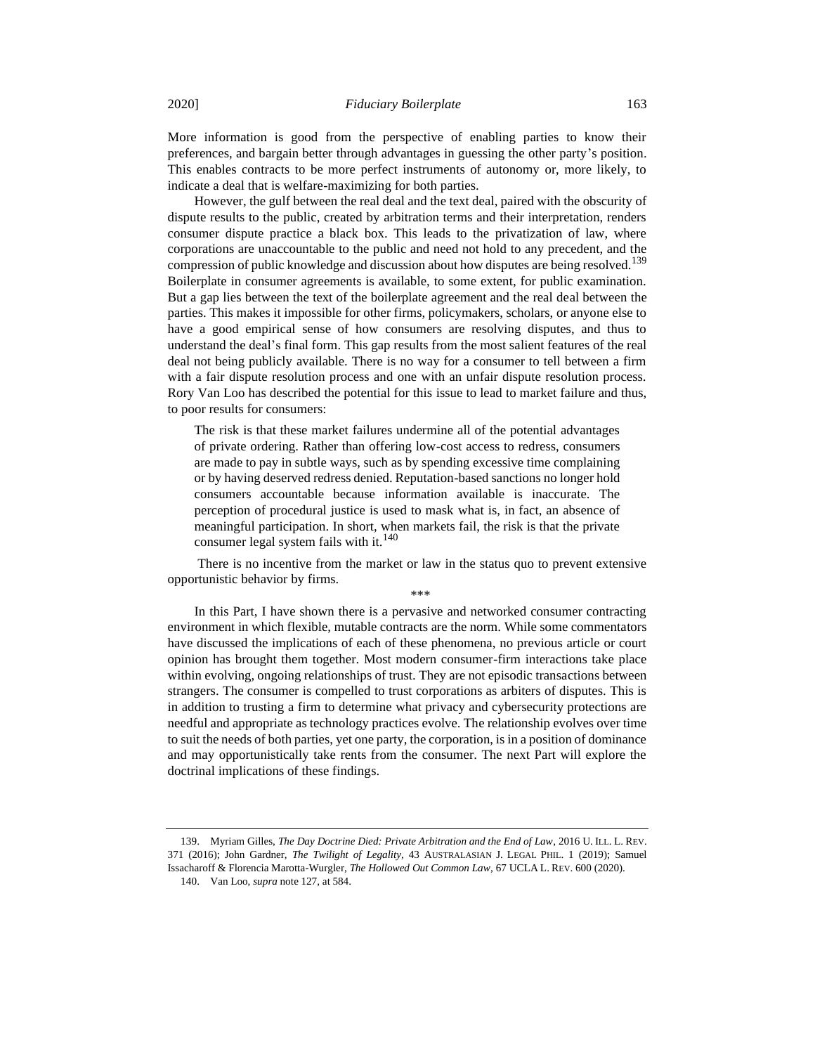More information is good from the perspective of enabling parties to know their preferences, and bargain better through advantages in guessing the other party's position. This enables contracts to be more perfect instruments of autonomy or, more likely, to indicate a deal that is welfare-maximizing for both parties.

However, the gulf between the real deal and the text deal, paired with the obscurity of dispute results to the public, created by arbitration terms and their interpretation, renders consumer dispute practice a black box. This leads to the privatization of law, where corporations are unaccountable to the public and need not hold to any precedent, and the compression of public knowledge and discussion about how disputes are being resolved.[139] Boilerplate in consumer agreements is available, to some extent, for public examination. But a gap lies between the text of the boilerplate agreement and the real deal between the parties. This makes it impossible for other firms, policymakers, scholars, or anyone else to have a good empirical sense of how consumers are resolving disputes, and thus to understand the deal's final form. This gap results from the most salient features of the real deal not being publicly available. There is no way for a consumer to tell between a firm with a fair dispute resolution process and one with an unfair dispute resolution process. Rory Van Loo has described the potential for this issue to lead to market failure and thus, to poor results for consumers:

> The risk is that these market failures undermine all of the potential advantages of private ordering. Rather than offering low-cost access to redress, consumers are made to pay in subtle ways, such as by spending excessive time complaining or by having deserved redress denied. Reputation-based sanctions no longer hold consumers accountable because information available is inaccurate. The perception of procedural justice is used to mask what is, in fact, an absence of meaningful participation. In short, when markets fail, the risk is that the private consumer legal system fails with it.[140]

There is no incentive from the market or law in the status quo to prevent extensive opportunistic behavior by firms.

\*\*\*

In this Part, I have shown there is a pervasive and networked consumer contracting environment in which flexible, mutable contracts are the norm. While some commentators have discussed the implications of each of these phenomena, no previous article or court opinion has brought them together. Most modern consumer-firm interactions take place within evolving, ongoing relationships of trust. They are not episodic transactions between strangers. The consumer is compelled to trust corporations as arbiters of disputes. This is in addition to trusting a firm to determine what privacy and cybersecurity protections are needful and appropriate as technology practices evolve. The relationship evolves over time to suit the needs of both parties, yet one party, the corporation, is in a position of dominance and may opportunistically take rents from the consumer. The next Part will explore the doctrinal implications of these findings.

---

139. Myriam Gilles, *The Day Doctrine Died: Private Arbitration and the End of Law*, 2016 U. ILL. L. REV. 371 (2016); John Gardner, *The Twilight of Legality*, 43 AUSTRALASIAN J. LEGAL PHIL. 1 (2019); Samuel Issacharoff & Florencia Marotta-Wurgler, *The Hollowed Out Common Law*, 67 UCLA L. REV. 600 (2020).

140. Van Loo, *supra* note 127, at 584.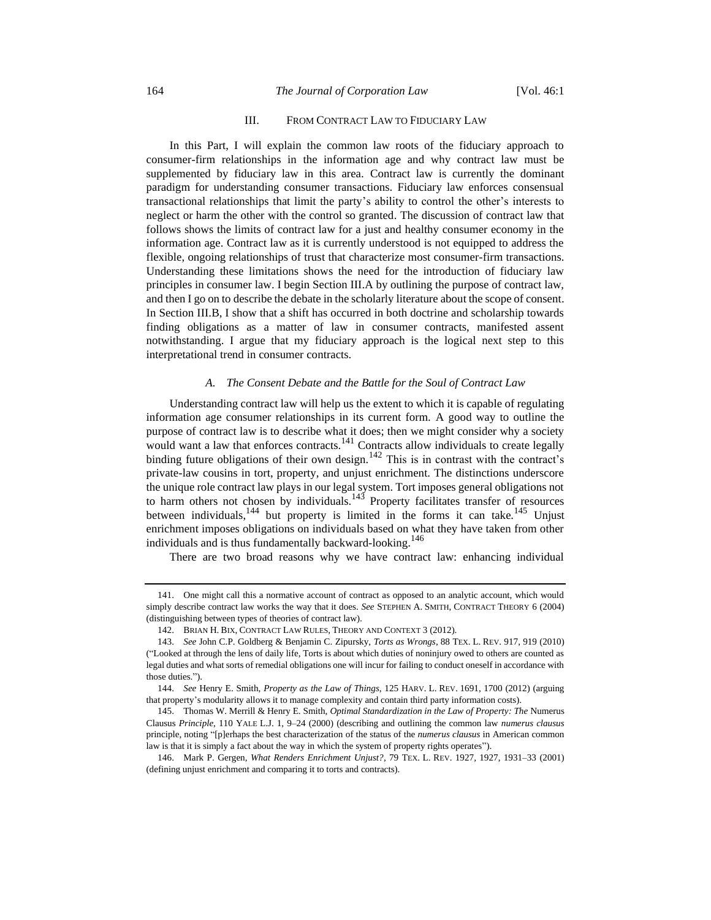## III. FROM CONTRACT LAW TO FIDUCIARY LAW

In this Part, I will explain the common law roots of the fiduciary approach to consumer-firm relationships in the information age and why contract law must be supplemented by fiduciary law in this area. Contract law is currently the dominant paradigm for understanding consumer transactions. Fiduciary law enforces consensual transactional relationships that limit the party's ability to control the other's interests to neglect or harm the other with the control so granted. The discussion of contract law that follows shows the limits of contract law for a just and healthy consumer economy in the information age. Contract law as it is currently understood is not equipped to address the flexible, ongoing relationships of trust that characterize most consumer-firm transactions. Understanding these limitations shows the need for the introduction of fiduciary law principles in consumer law. I begin Section III.A by outlining the purpose of contract law, and then I go on to describe the debate in the scholarly literature about the scope of consent. In Section III.B, I show that a shift has occurred in both doctrine and scholarship towards finding obligations as a matter of law in consumer contracts, manifested assent notwithstanding. I argue that my fiduciary approach is the logical next step to this interpretational trend in consumer contracts.

### *A. The Consent Debate and the Battle for the Soul of Contract Law*

Understanding contract law will help us the extent to which it is capable of regulating information age consumer relationships in its current form. A good way to outline the purpose of contract law is to describe what it does; then we might consider why a society would want a law that enforces contracts.[141] Contracts allow individuals to create legally binding future obligations of their own design.[142] This is in contrast with the contract's private-law cousins in tort, property, and unjust enrichment. The distinctions underscore the unique role contract law plays in our legal system. Tort imposes general obligations not to harm others not chosen by individuals.[143] Property facilitates transfer of resources between individuals,[144] but property is limited in the forms it can take.[145] Unjust enrichment imposes obligations on individuals based on what they have taken from other individuals and is thus fundamentally backward-looking.[146]

There are two broad reasons why we have contract law: enhancing individual

---

141. One might call this a normative account of contract as opposed to an analytic account, which would simply describe contract law works the way that it does. *See* STEPHEN A. SMITH, CONTRACT THEORY 6 (2004) (distinguishing between types of theories of contract law).

142. BRIAN H. BIX, CONTRACT LAW RULES, THEORY AND CONTEXT 3 (2012).

143. *See* John C.P. Goldberg & Benjamin C. Zipursky, *Torts as Wrongs*, 88 TEX. L. REV. 917, 919 (2010) ("Looked at through the lens of daily life, Torts is about which duties of noninjury owed to others are counted as legal duties and what sorts of remedial obligations one will incur for failing to conduct oneself in accordance with those duties.").

144. *See* Henry E. Smith, *Property as the Law of Things*, 125 HARV. L. REV. 1691, 1700 (2012) (arguing that property's modularity allows it to manage complexity and contain third party information costs).

145. Thomas W. Merrill & Henry E. Smith, *Optimal Standardization in the Law of Property: The* Numerus Clausus *Principle*, 110 YALE L.J. 1, 9–24 (2000) (describing and outlining the common law *numerus clausus* principle, noting "[p]erhaps the best characterization of the status of the *numerus clausus* in American common law is that it is simply a fact about the way in which the system of property rights operates").

146. Mark P. Gergen, *What Renders Enrichment Unjust?*, 79 TEX. L. REV. 1927, 1927, 1931–33 (2001) (defining unjust enrichment and comparing it to torts and contracts).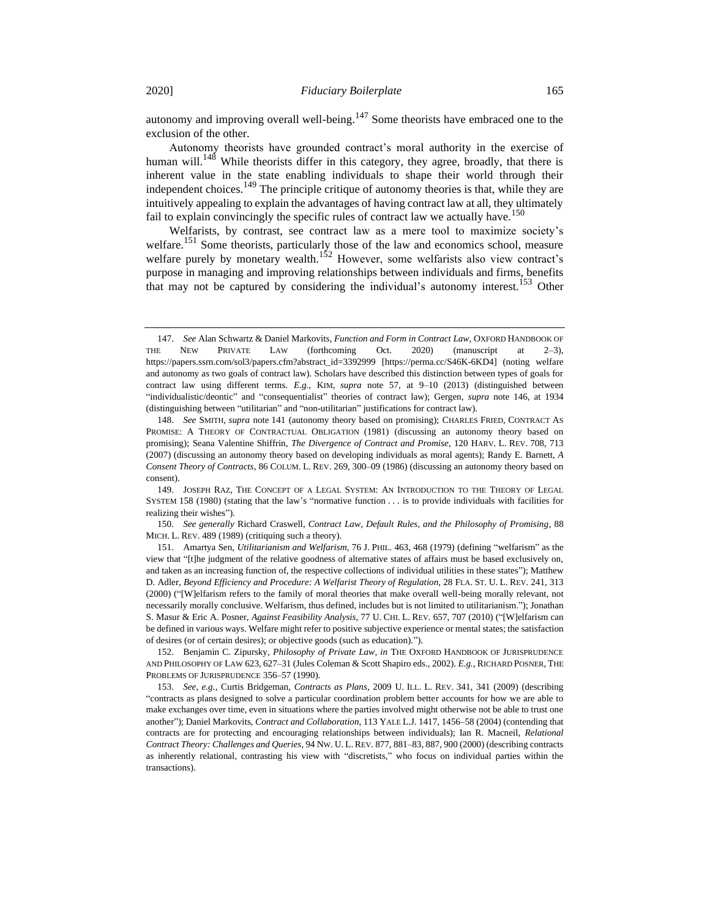autonomy and improving overall well-being.[147] Some theorists have embraced one to the exclusion of the other.

Autonomy theorists have grounded contract's moral authority in the exercise of human will.[148] While theorists differ in this category, they agree, broadly, that there is inherent value in the state enabling individuals to shape their world through their independent choices.[149] The principle critique of autonomy theories is that, while they are intuitively appealing to explain the advantages of having contract law at all, they ultimately fail to explain convincingly the specific rules of contract law we actually have.[150]

Welfarists, by contrast, see contract law as a mere tool to maximize society's welfare.[151] Some theorists, particularly those of the law and economics school, measure welfare purely by monetary wealth.[152] However, some welfarists also view contract's purpose in managing and improving relationships between individuals and firms, benefits that may not be captured by considering the individual's autonomy interest.[153] Other

---

147. *See* Alan Schwartz & Daniel Markovits, *Function and Form in Contract Law*, OXFORD HANDBOOK OF THE NEW PRIVATE LAW (forthcoming Oct. 2020) (manuscript at 2–3), https://papers.ssrn.com/sol3/papers.cfm?abstract_id=3392999 [https://perma.cc/S46K-6KD4] (noting welfare and autonomy as two goals of contract law). Scholars have described this distinction between types of goals for contract law using different terms. *E.g.*, KIM, *supra* note 57, at 9–10 (2013) (distinguished between "individualistic/deontic" and "consequentialist" theories of contract law); Gergen, *supra* note 146, at 1934 (distinguishing between "utilitarian" and "non-utilitarian" justifications for contract law).

148. *See* SMITH, *supra* note 141 (autonomy theory based on promising); CHARLES FRIED, CONTRACT AS PROMISE: A THEORY OF CONTRACTUAL OBLIGATION (1981) (discussing an autonomy theory based on promising); Seana Valentine Shiffrin, *The Divergence of Contract and Promise*, 120 HARV. L. REV. 708, 713 (2007) (discussing an autonomy theory based on developing individuals as moral agents); Randy E. Barnett, *A Consent Theory of Contracts*, 86 COLUM. L. REV. 269, 300–09 (1986) (discussing an autonomy theory based on consent).

149. JOSEPH RAZ, THE CONCEPT OF A LEGAL SYSTEM: AN INTRODUCTION TO THE THEORY OF LEGAL SYSTEM 158 (1980) (stating that the law's "normative function . . . is to provide individuals with facilities for realizing their wishes").

150. *See generally* Richard Craswell, *Contract Law, Default Rules, and the Philosophy of Promising*, 88 MICH. L. REV. 489 (1989) (critiquing such a theory).

151. Amartya Sen, *Utilitarianism and Welfarism*, 76 J. PHIL. 463, 468 (1979) (defining "welfarism" as the view that "[t]he judgment of the relative goodness of alternative states of affairs must be based exclusively on, and taken as an increasing function of, the respective collections of individual utilities in these states"); Matthew D. Adler, *Beyond Efficiency and Procedure: A Welfarist Theory of Regulation*, 28 FLA. ST. U. L. REV. 241, 313 (2000) ("[W]elfarism refers to the family of moral theories that make overall well-being morally relevant, not necessarily morally conclusive. Welfarism, thus defined, includes but is not limited to utilitarianism."); Jonathan S. Masur & Eric A. Posner, *Against Feasibility Analysis*, 77 U. CHI. L. REV. 657, 707 (2010) ("[W]elfarism can be defined in various ways. Welfare might refer to positive subjective experience or mental states; the satisfaction of desires (or of certain desires); or objective goods (such as education).").

152. Benjamin C. Zipursky, *Philosophy of Private Law*, *in* THE OXFORD HANDBOOK OF JURISPRUDENCE AND PHILOSOPHY OF LAW 623, 627–31 (Jules Coleman & Scott Shapiro eds., 2002). *E.g.*, RICHARD POSNER, THE PROBLEMS OF JURISPRUDENCE 356–57 (1990).

153. *See, e.g.*, Curtis Bridgeman, *Contracts as Plans*, 2009 U. ILL. L. REV. 341, 341 (2009) (describing "contracts as plans designed to solve a particular coordination problem better accounts for how we are able to make exchanges over time, even in situations where the parties involved might otherwise not be able to trust one another"); Daniel Markovits, *Contract and Collaboration*, 113 YALE L.J. 1417, 1456–58 (2004) (contending that contracts are for protecting and encouraging relationships between individuals); Ian R. Macneil, *Relational Contract Theory: Challenges and Queries*, 94 NW. U. L. REV. 877, 881–83, 887, 900 (2000) (describing contracts as inherently relational, contrasting his view with "discretists," who focus on individual parties within the transactions).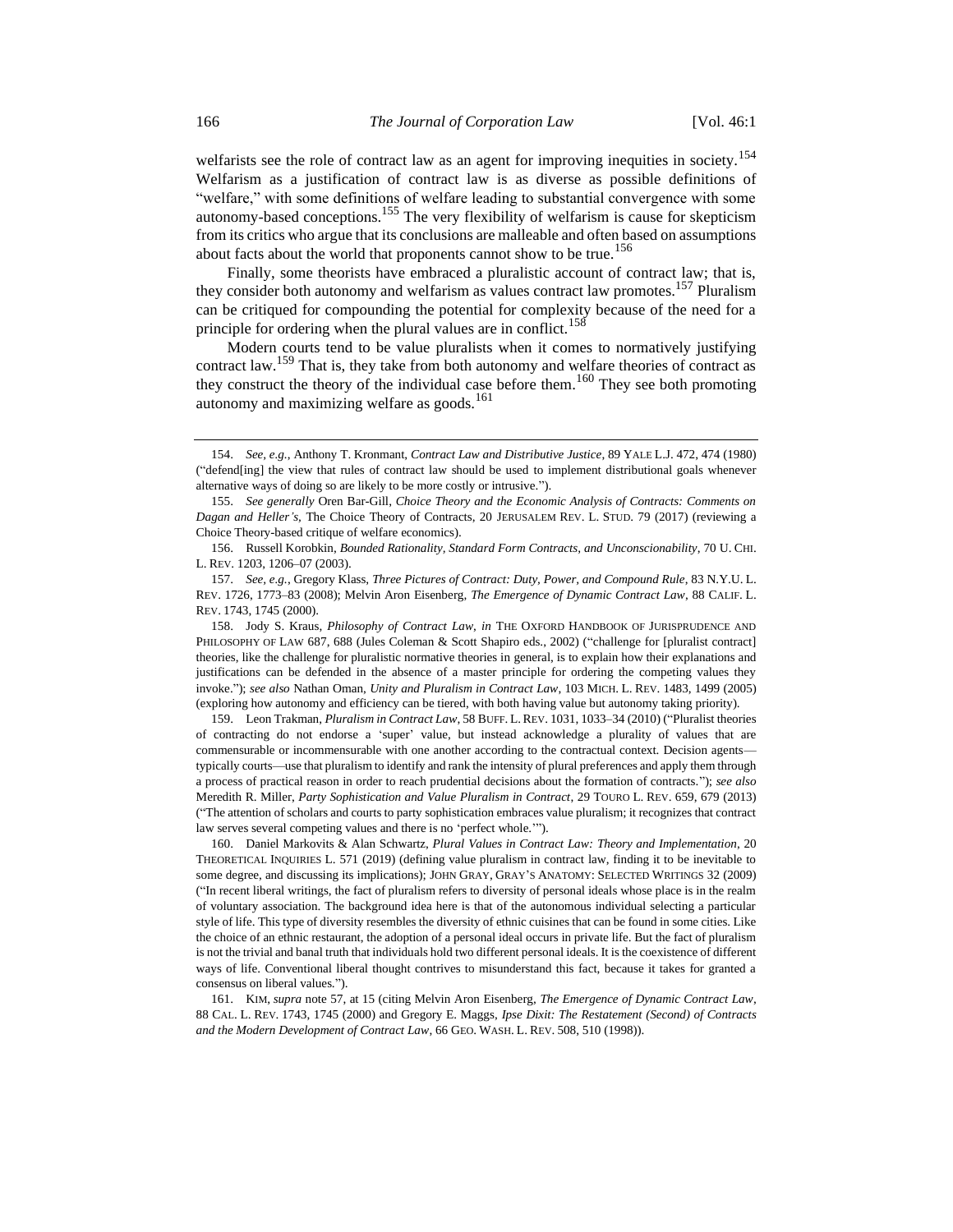welfarists see the role of contract law as an agent for improving inequities in society.[154] Welfarism as a justification of contract law is as diverse as possible definitions of "welfare," with some definitions of welfare leading to substantial convergence with some autonomy-based conceptions.[155] The very flexibility of welfarism is cause for skepticism from its critics who argue that its conclusions are malleable and often based on assumptions about facts about the world that proponents cannot show to be true.[156]

Finally, some theorists have embraced a pluralistic account of contract law; that is, they consider both autonomy and welfarism as values contract law promotes.[157] Pluralism can be critiqued for compounding the potential for complexity because of the need for a principle for ordering when the plural values are in conflict.[158]

Modern courts tend to be value pluralists when it comes to normatively justifying contract law.[159] That is, they take from both autonomy and welfare theories of contract as they construct the theory of the individual case before them.[160] They see both promoting autonomy and maximizing welfare as goods.[161]

---

154. *See, e.g.*, Anthony T. Kronmant, *Contract Law and Distributive Justice*, 89 YALE L.J. 472, 474 (1980) ("defend[ing] the view that rules of contract law should be used to implement distributional goals whenever alternative ways of doing so are likely to be more costly or intrusive.").

155. *See generally* Oren Bar-Gill, *Choice Theory and the Economic Analysis of Contracts: Comments on Dagan and Heller's*, The Choice Theory of Contracts, 20 JERUSALEM REV. L. STUD. 79 (2017) (reviewing a Choice Theory-based critique of welfare economics).

156. Russell Korobkin, *Bounded Rationality, Standard Form Contracts, and Unconscionability*, 70 U. CHI. L. REV. 1203, 1206–07 (2003).

157. *See, e.g.*, Gregory Klass, *Three Pictures of Contract: Duty, Power, and Compound Rule*, 83 N.Y.U. L. REV. 1726, 1773–83 (2008); Melvin Aron Eisenberg, *The Emergence of Dynamic Contract Law*, 88 CALIF. L. REV. 1743, 1745 (2000).

158. Jody S. Kraus, *Philosophy of Contract Law*, *in* THE OXFORD HANDBOOK OF JURISPRUDENCE AND PHILOSOPHY OF LAW 687, 688 (Jules Coleman & Scott Shapiro eds., 2002) ("challenge for [pluralist contract] theories, like the challenge for pluralistic normative theories in general, is to explain how their explanations and justifications can be defended in the absence of a master principle for ordering the competing values they invoke."); *see also* Nathan Oman, *Unity and Pluralism in Contract Law*, 103 MICH. L. REV. 1483, 1499 (2005) (exploring how autonomy and efficiency can be tiered, with both having value but autonomy taking priority).

159. Leon Trakman, *Pluralism in Contract Law*, 58 BUFF. L. REV. 1031, 1033–34 (2010) ("Pluralist theories of contracting do not endorse a 'super' value, but instead acknowledge a plurality of values that are commensurable or incommensurable with one another according to the contractual context. Decision agents—typically courts—use that pluralism to identify and rank the intensity of plural preferences and apply them through a process of practical reason in order to reach prudential decisions about the formation of contracts."); *see also* Meredith R. Miller, *Party Sophistication and Value Pluralism in Contract*, 29 TOURO L. REV. 659, 679 (2013) ("The attention of scholars and courts to party sophistication embraces value pluralism; it recognizes that contract law serves several competing values and there is no 'perfect whole.'").

160. Daniel Markovits & Alan Schwartz, *Plural Values in Contract Law: Theory and Implementation*, 20 THEORETICAL INQUIRIES L. 571 (2019) (defining value pluralism in contract law, finding it to be inevitable to some degree, and discussing its implications); JOHN GRAY, GRAY'S ANATOMY: SELECTED WRITINGS 32 (2009) ("In recent liberal writings, the fact of pluralism refers to diversity of personal ideals whose place is in the realm of voluntary association. The background idea here is that of the autonomous individual selecting a particular style of life. This type of diversity resembles the diversity of ethnic cuisines that can be found in some cities. Like the choice of an ethnic restaurant, the adoption of a personal ideal occurs in private life. But the fact of pluralism is not the trivial and banal truth that individuals hold two different personal ideals. It is the coexistence of different ways of life. Conventional liberal thought contrives to misunderstand this fact, because it takes for granted a consensus on liberal values.").

161. KIM, *supra* note 57, at 15 (citing Melvin Aron Eisenberg, *The Emergence of Dynamic Contract Law*, 88 CAL. L. REV. 1743, 1745 (2000) and Gregory E. Maggs, *Ipse Dixit: The Restatement (Second) of Contracts and the Modern Development of Contract Law*, 66 GEO. WASH. L. REV. 508, 510 (1998)).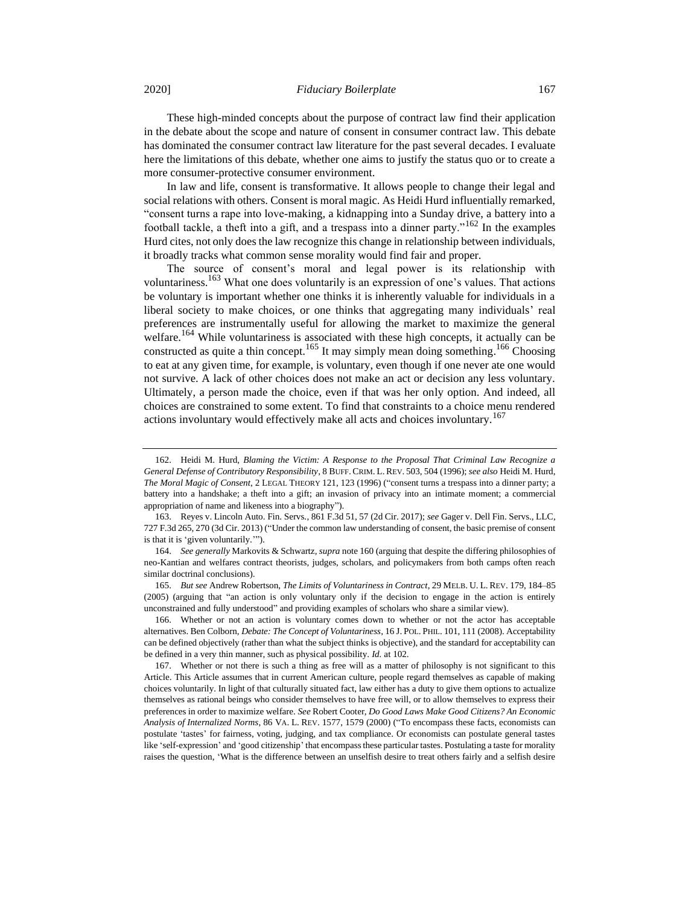These high-minded concepts about the purpose of contract law find their application in the debate about the scope and nature of consent in consumer contract law. This debate has dominated the consumer contract law literature for the past several decades. I evaluate here the limitations of this debate, whether one aims to justify the status quo or to create a more consumer-protective consumer environment.

In law and life, consent is transformative. It allows people to change their legal and social relations with others. Consent is moral magic. As Heidi Hurd influentially remarked, "consent turns a rape into love-making, a kidnapping into a Sunday drive, a battery into a football tackle, a theft into a gift, and a trespass into a dinner party."[162] In the examples Hurd cites, not only does the law recognize this change in relationship between individuals, it broadly tracks what common sense morality would find fair and proper.

The source of consent's moral and legal power is its relationship with voluntariness.[163] What one does voluntarily is an expression of one's values. That actions be voluntary is important whether one thinks it is inherently valuable for individuals in a liberal society to make choices, or one thinks that aggregating many individuals' real preferences are instrumentally useful for allowing the market to maximize the general welfare.[164] While voluntariness is associated with these high concepts, it actually can be constructed as quite a thin concept.[165] It may simply mean doing something.[166] Choosing to eat at any given time, for example, is voluntary, even though if one never ate one would not survive. A lack of other choices does not make an act or decision any less voluntary. Ultimately, a person made the choice, even if that was her only option. And indeed, all choices are constrained to some extent. To find that constraints to a choice menu rendered actions involuntary would effectively make all acts and choices involuntary.[167]

---

162. Heidi M. Hurd, *Blaming the Victim: A Response to the Proposal That Criminal Law Recognize a General Defense of Contributory Responsibility*, 8 BUFF. CRIM. L. REV. 503, 504 (1996); *see also* Heidi M. Hurd, *The Moral Magic of Consent*, 2 LEGAL THEORY 121, 123 (1996) ("consent turns a trespass into a dinner party; a battery into a handshake; a theft into a gift; an invasion of privacy into an intimate moment; a commercial appropriation of name and likeness into a biography").

163. Reyes v. Lincoln Auto. Fin. Servs., 861 F.3d 51, 57 (2d Cir. 2017); *see* Gager v. Dell Fin. Servs., LLC, 727 F.3d 265, 270 (3d Cir. 2013) ("Under the common law understanding of consent, the basic premise of consent is that it is 'given voluntarily.'").

164. *See generally* Markovits & Schwartz, *supra* note 160 (arguing that despite the differing philosophies of neo-Kantian and welfares contract theorists, judges, scholars, and policymakers from both camps often reach similar doctrinal conclusions).

165. *But see* Andrew Robertson, *The Limits of Voluntariness in Contract*, 29 MELB. U. L. REV. 179, 184–85 (2005) (arguing that "an action is only voluntary only if the decision to engage in the action is entirely unconstrained and fully understood" and providing examples of scholars who share a similar view).

166. Whether or not an action is voluntary comes down to whether or not the actor has acceptable alternatives. Ben Colborn, *Debate: The Concept of Voluntariness*, 16 J. POL. PHIL. 101, 111 (2008). Acceptability can be defined objectively (rather than what the subject thinks is objective), and the standard for acceptability can be defined in a very thin manner, such as physical possibility. *Id.* at 102.

167. Whether or not there is such a thing as free will as a matter of philosophy is not significant to this Article. This Article assumes that in current American culture, people regard themselves as capable of making choices voluntarily. In light of that culturally situated fact, law either has a duty to give them options to actualize themselves as rational beings who consider themselves to have free will, or to allow themselves to express their preferences in order to maximize welfare. *See* Robert Cooter, *Do Good Laws Make Good Citizens? An Economic Analysis of Internalized Norms*, 86 VA. L. REV. 1577, 1579 (2000) ("To encompass these facts, economists can postulate 'tastes' for fairness, voting, judging, and tax compliance. Or economists can postulate general tastes like 'self-expression' and 'good citizenship' that encompass these particular tastes. Postulating a taste for morality raises the question, 'What is the difference between an unselfish desire to treat others fairly and a selfish desire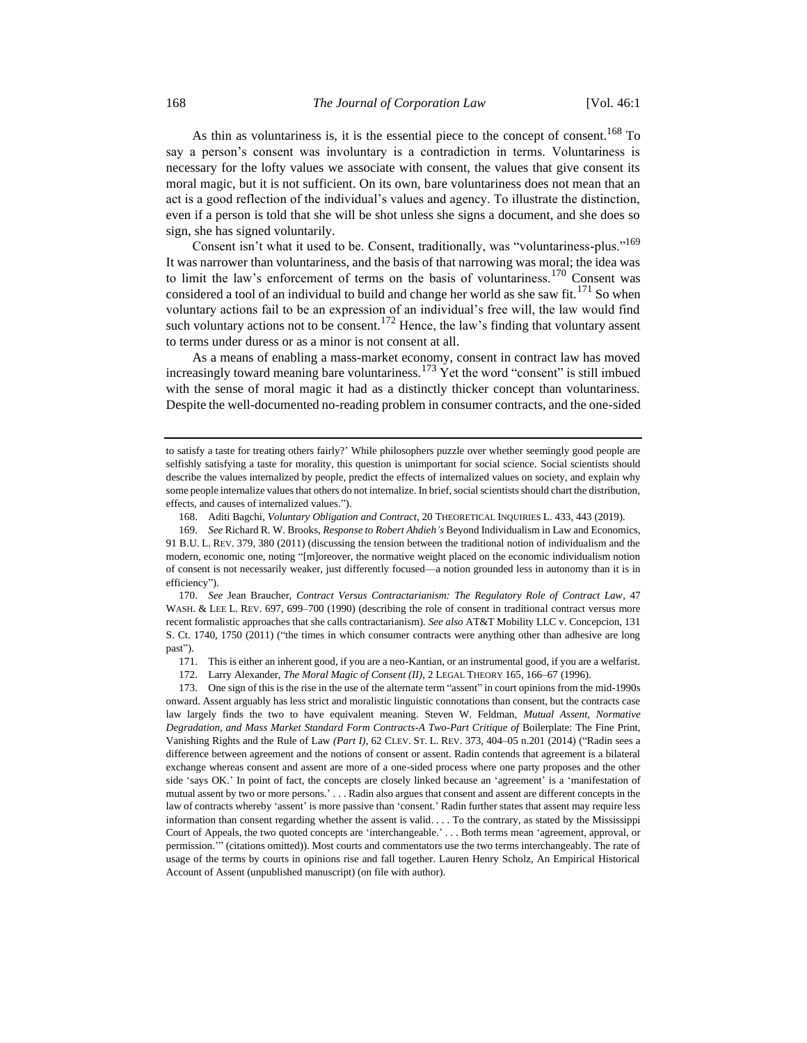As thin as voluntariness is, it is the essential piece to the concept of consent.[168] To say a person's consent was involuntary is a contradiction in terms. Voluntariness is necessary for the lofty values we associate with consent, the values that give consent its moral magic, but it is not sufficient. On its own, bare voluntariness does not mean that an act is a good reflection of the individual's values and agency. To illustrate the distinction, even if a person is told that she will be shot unless she signs a document, and she does so sign, she has signed voluntarily.

Consent isn't what it used to be. Consent, traditionally, was "voluntariness-plus."[169] It was narrower than voluntariness, and the basis of that narrowing was moral; the idea was to limit the law's enforcement of terms on the basis of voluntariness.[170] Consent was considered a tool of an individual to build and change her world as she saw fit.[171] So when voluntary actions fail to be an expression of an individual's free will, the law would find such voluntary actions not to be consent.[172] Hence, the law's finding that voluntary assent to terms under duress or as a minor is not consent at all.

As a means of enabling a mass-market economy, consent in contract law has moved increasingly toward meaning bare voluntariness.[173] Yet the word "consent" is still imbued with the sense of moral magic it had as a distinctly thicker concept than voluntariness. Despite the well-documented no-reading problem in consumer contracts, and the one-sided

---

to satisfy a taste for treating others fairly?' While philosophers puzzle over whether seemingly good people are selfishly satisfying a taste for morality, this question is unimportant for social science. Social scientists should describe the values internalized by people, predict the effects of internalized values on society, and explain why some people internalize values that others do not internalize. In brief, social scientists should chart the distribution, effects, and causes of internalized values.").

168. Aditi Bagchi, *Voluntary Obligation and Contract*, 20 THEORETICAL INQUIRIES L. 433, 443 (2019).

169. *See* Richard R. W. Brooks, *Response to Robert Ahdieh's* Beyond Individualism in Law and Economics, 91 B.U. L. REV. 379, 380 (2011) (discussing the tension between the traditional notion of individualism and the modern, economic one, noting "[m]oreover, the normative weight placed on the economic individualism notion of consent is not necessarily weaker, just differently focused—a notion grounded less in autonomy than it is in efficiency").

170. *See* Jean Braucher, *Contract Versus Contractarianism: The Regulatory Role of Contract Law*, 47 WASH. & LEE L. REV. 697, 699–700 (1990) (describing the role of consent in traditional contract versus more recent formalistic approaches that she calls contractarianism). *See also* AT&T Mobility LLC v. Concepcion, 131 S. Ct. 1740, 1750 (2011) ("the times in which consumer contracts were anything other than adhesive are long past").

171. This is either an inherent good, if you are a neo-Kantian, or an instrumental good, if you are a welfarist.

172. Larry Alexander, *The Moral Magic of Consent (II)*, 2 LEGAL THEORY 165, 166–67 (1996).

173. One sign of this is the rise in the use of the alternate term "assent" in court opinions from the mid-1990s onward. Assent arguably has less strict and moralistic linguistic connotations than consent, but the contracts case law largely finds the two to have equivalent meaning. Steven W. Feldman, *Mutual Assent, Normative Degradation, and Mass Market Standard Form Contracts-A Two-Part Critique of* Boilerplate: The Fine Print, Vanishing Rights and the Rule of Law *(Part I)*, 62 CLEV. ST. L. REV. 373, 404–05 n.201 (2014) ("Radin sees a difference between agreement and the notions of consent or assent. Radin contends that agreement is a bilateral exchange whereas consent and assent are more of a one-sided process where one party proposes and the other side 'says OK.' In point of fact, the concepts are closely linked because an 'agreement' is a 'manifestation of mutual assent by two or more persons.' . . . Radin also argues that consent and assent are different concepts in the law of contracts whereby 'assent' is more passive than 'consent.' Radin further states that assent may require less information than consent regarding whether the assent is valid. . . . To the contrary, as stated by the Mississippi Court of Appeals, the two quoted concepts are 'interchangeable.' . . . Both terms mean 'agreement, approval, or permission.'" (citations omitted)). Most courts and commentators use the two terms interchangeably. The rate of usage of the terms by courts in opinions rise and fall together. Lauren Henry Scholz, An Empirical Historical Account of Assent (unpublished manuscript) (on file with author).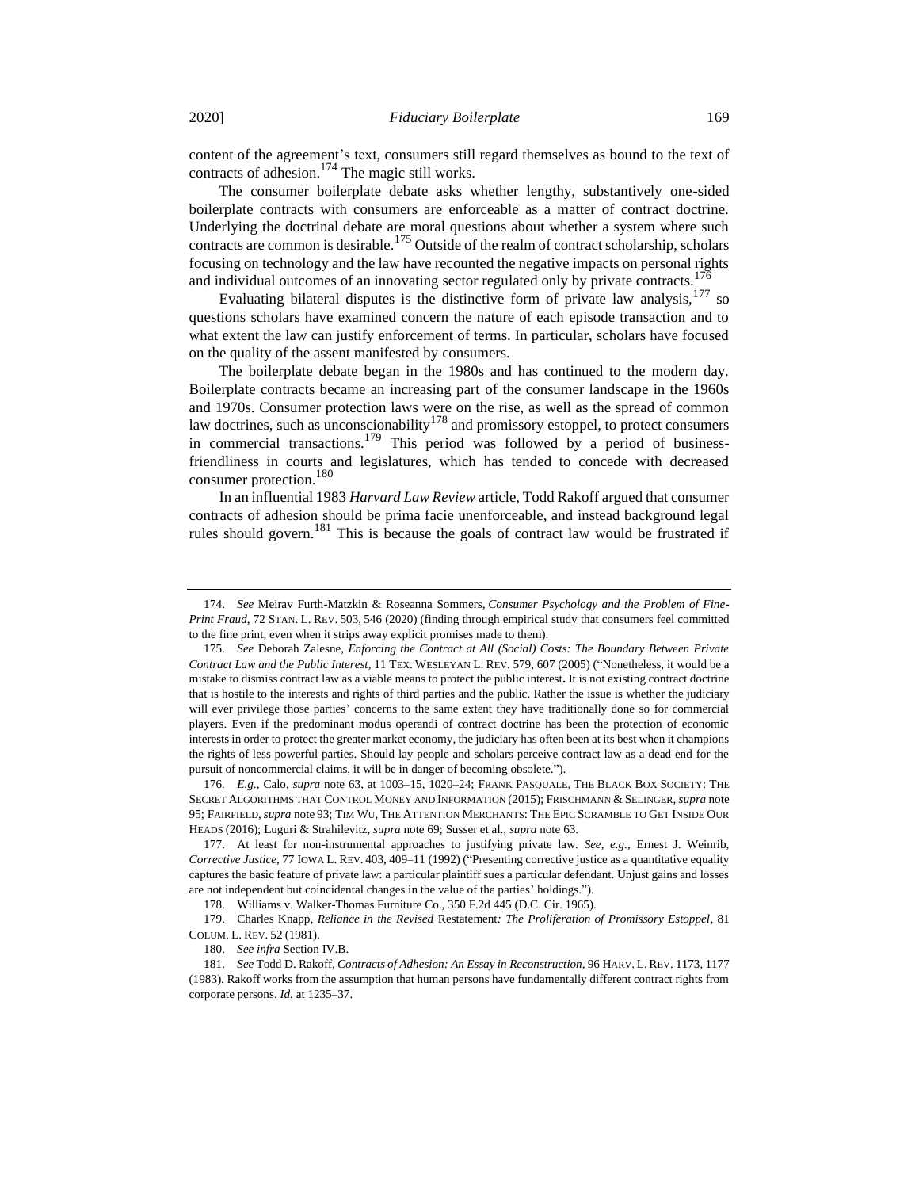content of the agreement's text, consumers still regard themselves as bound to the text of contracts of adhesion.[174] The magic still works.

The consumer boilerplate debate asks whether lengthy, substantively one-sided boilerplate contracts with consumers are enforceable as a matter of contract doctrine. Underlying the doctrinal debate are moral questions about whether a system where such contracts are common is desirable.[175] Outside of the realm of contract scholarship, scholars focusing on technology and the law have recounted the negative impacts on personal rights and individual outcomes of an innovating sector regulated only by private contracts.[176]

Evaluating bilateral disputes is the distinctive form of private law analysis,[177] so questions scholars have examined concern the nature of each episode transaction and to what extent the law can justify enforcement of terms. In particular, scholars have focused on the quality of the assent manifested by consumers.

The boilerplate debate began in the 1980s and has continued to the modern day. Boilerplate contracts became an increasing part of the consumer landscape in the 1960s and 1970s. Consumer protection laws were on the rise, as well as the spread of common law doctrines, such as unconscionability[178] and promissory estoppel, to protect consumers in commercial transactions.[179] This period was followed by a period of business-friendliness in courts and legislatures, which has tended to concede with decreased consumer protection.[180]

In an influential 1983 *Harvard Law Review* article, Todd Rakoff argued that consumer contracts of adhesion should be prima facie unenforceable, and instead background legal rules should govern.[181] This is because the goals of contract law would be frustrated if

---

174. *See* Meirav Furth-Matzkin & Roseanna Sommers, *Consumer Psychology and the Problem of Fine-Print Fraud*, 72 STAN. L. REV. 503, 546 (2020) (finding through empirical study that consumers feel committed to the fine print, even when it strips away explicit promises made to them).

175. *See* Deborah Zalesne, *Enforcing the Contract at All (Social) Costs: The Boundary Between Private Contract Law and the Public Interest*, 11 TEX. WESLEYAN L. REV. 579, 607 (2005) ("Nonetheless, it would be a mistake to dismiss contract law as a viable means to protect the public interest**.** It is not existing contract doctrine that is hostile to the interests and rights of third parties and the public. Rather the issue is whether the judiciary will ever privilege those parties' concerns to the same extent they have traditionally done so for commercial players. Even if the predominant modus operandi of contract doctrine has been the protection of economic interests in order to protect the greater market economy, the judiciary has often been at its best when it champions the rights of less powerful parties. Should lay people and scholars perceive contract law as a dead end for the pursuit of noncommercial claims, it will be in danger of becoming obsolete.").

176. *E.g.*, Calo, *supra* note 63, at 1003–15, 1020–24; FRANK PASQUALE, THE BLACK BOX SOCIETY: THE SECRET ALGORITHMS THAT CONTROL MONEY AND INFORMATION (2015); FRISCHMANN & SELINGER, *supra* note 95; FAIRFIELD, *supra* note 93; TIM WU, THE ATTENTION MERCHANTS: THE EPIC SCRAMBLE TO GET INSIDE OUR HEADS (2016); Luguri & Strahilevitz, *supra* note 69; Susser et al., *supra* note 63.

177. At least for non-instrumental approaches to justifying private law. *See, e.g.*, Ernest J. Weinrib, *Corrective Justice*, 77 IOWA L. REV. 403, 409–11 (1992) ("Presenting corrective justice as a quantitative equality captures the basic feature of private law: a particular plaintiff sues a particular defendant. Unjust gains and losses are not independent but coincidental changes in the value of the parties' holdings.").

178. Williams v. Walker-Thomas Furniture Co., 350 F.2d 445 (D.C. Cir. 1965).

179. Charles Knapp, *Reliance in the Revised* Restatement*: The Proliferation of Promissory Estoppel*, 81 COLUM. L. REV. 52 (1981).

180. *See infra* Section IV.B.

181. *See* Todd D. Rakoff, *Contracts of Adhesion: An Essay in Reconstruction*, 96 HARV. L. REV. 1173, 1177 (1983). Rakoff works from the assumption that human persons have fundamentally different contract rights from corporate persons. *Id.* at 1235–37.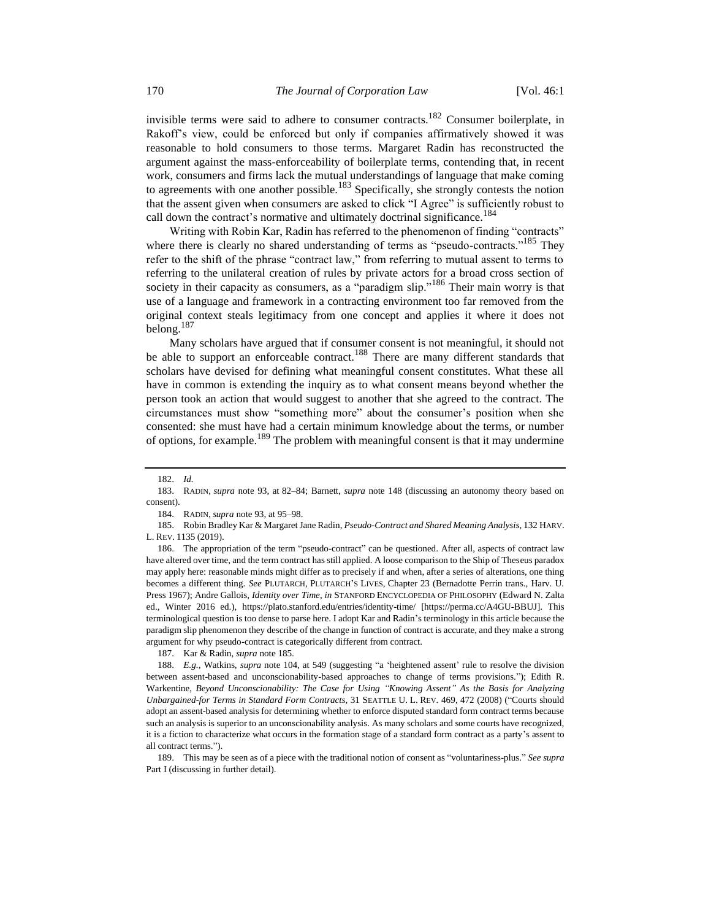invisible terms were said to adhere to consumer contracts.[182] Consumer boilerplate, in Rakoff's view, could be enforced but only if companies affirmatively showed it was reasonable to hold consumers to those terms. Margaret Radin has reconstructed the argument against the mass-enforceability of boilerplate terms, contending that, in recent work, consumers and firms lack the mutual understandings of language that make coming to agreements with one another possible.[183] Specifically, she strongly contests the notion that the assent given when consumers are asked to click "I Agree" is sufficiently robust to call down the contract's normative and ultimately doctrinal significance.[184]

Writing with Robin Kar, Radin has referred to the phenomenon of finding "contracts" where there is clearly no shared understanding of terms as "pseudo-contracts."[185] They refer to the shift of the phrase "contract law," from referring to mutual assent to terms to referring to the unilateral creation of rules by private actors for a broad cross section of society in their capacity as consumers, as a "paradigm slip."[186] Their main worry is that use of a language and framework in a contracting environment too far removed from the original context steals legitimacy from one concept and applies it where it does not belong.[187]

Many scholars have argued that if consumer consent is not meaningful, it should not be able to support an enforceable contract.[188] There are many different standards that scholars have devised for defining what meaningful consent constitutes. What these all have in common is extending the inquiry as to what consent means beyond whether the person took an action that would suggest to another that she agreed to the contract. The circumstances must show "something more" about the consumer's position when she consented: she must have had a certain minimum knowledge about the terms, or number of options, for example.[189] The problem with meaningful consent is that it may undermine

---

182. *Id.*

183. RADIN, *supra* note 93, at 82–84; Barnett, *supra* note 148 (discussing an autonomy theory based on consent).

184. RADIN, *supra* note 93, at 95–98.

185. Robin Bradley Kar & Margaret Jane Radin, *Pseudo-Contract and Shared Meaning Analysis*, 132 HARV. L. REV. 1135 (2019).

186. The appropriation of the term "pseudo-contract" can be questioned. After all, aspects of contract law have altered over time, and the term contract has still applied. A loose comparison to the Ship of Theseus paradox may apply here: reasonable minds might differ as to precisely if and when, after a series of alterations, one thing becomes a different thing. *See* PLUTARCH, PLUTARCH'S LIVES, Chapter 23 (Bernadotte Perrin trans., Harv. U. Press 1967); Andre Gallois, *Identity over Time*, *in* STANFORD ENCYCLOPEDIA OF PHILOSOPHY (Edward N. Zalta ed., Winter 2016 ed.), https://plato.stanford.edu/entries/identity-time/ [https://perma.cc/A4GU-BBUJ]. This terminological question is too dense to parse here. I adopt Kar and Radin's terminology in this article because the paradigm slip phenomenon they describe of the change in function of contract is accurate, and they make a strong argument for why pseudo-contract is categorically different from contract.

187. Kar & Radin, *supra* note 185.

188. *E.g.*, Watkins, *supra* note 104, at 549 (suggesting "a 'heightened assent' rule to resolve the division between assent-based and unconscionability-based approaches to change of terms provisions."); Edith R. Warkentine, *Beyond Unconscionability: The Case for Using "Knowing Assent" As the Basis for Analyzing Unbargained-for Terms in Standard Form Contracts*, 31 SEATTLE U. L. REV. 469, 472 (2008) ("Courts should adopt an assent-based analysis for determining whether to enforce disputed standard form contract terms because such an analysis is superior to an unconscionability analysis. As many scholars and some courts have recognized, it is a fiction to characterize what occurs in the formation stage of a standard form contract as a party's assent to all contract terms.").

189. This may be seen as of a piece with the traditional notion of consent as "voluntariness-plus." *See supra* Part I (discussing in further detail).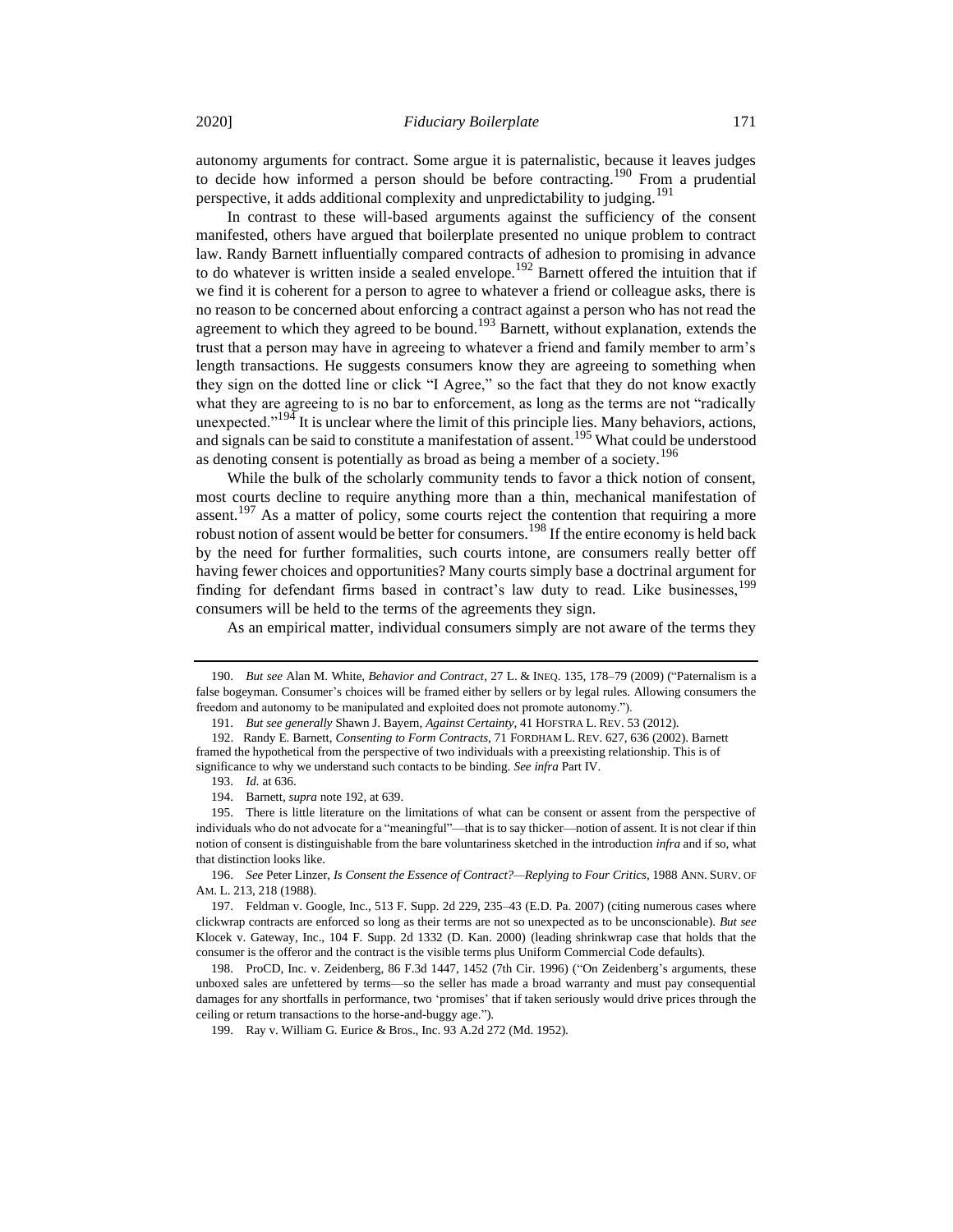autonomy arguments for contract. Some argue it is paternalistic, because it leaves judges to decide how informed a person should be before contracting.[190] From a prudential perspective, it adds additional complexity and unpredictability to judging.[191]

In contrast to these will-based arguments against the sufficiency of the consent manifested, others have argued that boilerplate presented no unique problem to contract law. Randy Barnett influentially compared contracts of adhesion to promising in advance to do whatever is written inside a sealed envelope.[192] Barnett offered the intuition that if we find it is coherent for a person to agree to whatever a friend or colleague asks, there is no reason to be concerned about enforcing a contract against a person who has not read the agreement to which they agreed to be bound.[193] Barnett, without explanation, extends the trust that a person may have in agreeing to whatever a friend and family member to arm's length transactions. He suggests consumers know they are agreeing to something when they sign on the dotted line or click "I Agree," so the fact that they do not know exactly what they are agreeing to is no bar to enforcement, as long as the terms are not "radically unexpected."[194] It is unclear where the limit of this principle lies. Many behaviors, actions, and signals can be said to constitute a manifestation of assent.[195] What could be understood as denoting consent is potentially as broad as being a member of a society.[196]

While the bulk of the scholarly community tends to favor a thick notion of consent, most courts decline to require anything more than a thin, mechanical manifestation of assent.[197] As a matter of policy, some courts reject the contention that requiring a more robust notion of assent would be better for consumers.[198] If the entire economy is held back by the need for further formalities, such courts intone, are consumers really better off having fewer choices and opportunities? Many courts simply base a doctrinal argument for finding for defendant firms based in contract's law duty to read. Like businesses,[199] consumers will be held to the terms of the agreements they sign.

As an empirical matter, individual consumers simply are not aware of the terms they

---

190. *But see* Alan M. White, *Behavior and Contract*, 27 L. & INEQ. 135, 178–79 (2009) ("Paternalism is a false bogeyman. Consumer's choices will be framed either by sellers or by legal rules. Allowing consumers the freedom and autonomy to be manipulated and exploited does not promote autonomy.").

191. *But see generally* Shawn J. Bayern, *Against Certainty*, 41 HOFSTRA L. REV. 53 (2012).

192. Randy E. Barnett, *Consenting to Form Contracts*, 71 FORDHAM L. REV. 627, 636 (2002). Barnett framed the hypothetical from the perspective of two individuals with a preexisting relationship. This is of significance to why we understand such contacts to be binding. *See infra* Part IV.

193. *Id.* at 636.

194. Barnett, *supra* note 192, at 639.

195. There is little literature on the limitations of what can be consent or assent from the perspective of individuals who do not advocate for a "meaningful"—that is to say thicker—notion of assent. It is not clear if thin notion of consent is distinguishable from the bare voluntariness sketched in the introduction *infra* and if so, what that distinction looks like.

196. *See* Peter Linzer, *Is Consent the Essence of Contract?—Replying to Four Critics*, 1988 ANN. SURV. OF AM. L. 213, 218 (1988).

197. Feldman v. Google, Inc., 513 F. Supp. 2d 229, 235–43 (E.D. Pa. 2007) (citing numerous cases where clickwrap contracts are enforced so long as their terms are not so unexpected as to be unconscionable). *But see* Klocek v. Gateway, Inc., 104 F. Supp. 2d 1332 (D. Kan. 2000) (leading shrinkwrap case that holds that the consumer is the offeror and the contract is the visible terms plus Uniform Commercial Code defaults).

198. ProCD, Inc. v. Zeidenberg, 86 F.3d 1447, 1452 (7th Cir. 1996) ("On Zeidenberg's arguments, these unboxed sales are unfettered by terms—so the seller has made a broad warranty and must pay consequential damages for any shortfalls in performance, two 'promises' that if taken seriously would drive prices through the ceiling or return transactions to the horse-and-buggy age.").

199. Ray v. William G. Eurice & Bros., Inc. 93 A.2d 272 (Md. 1952).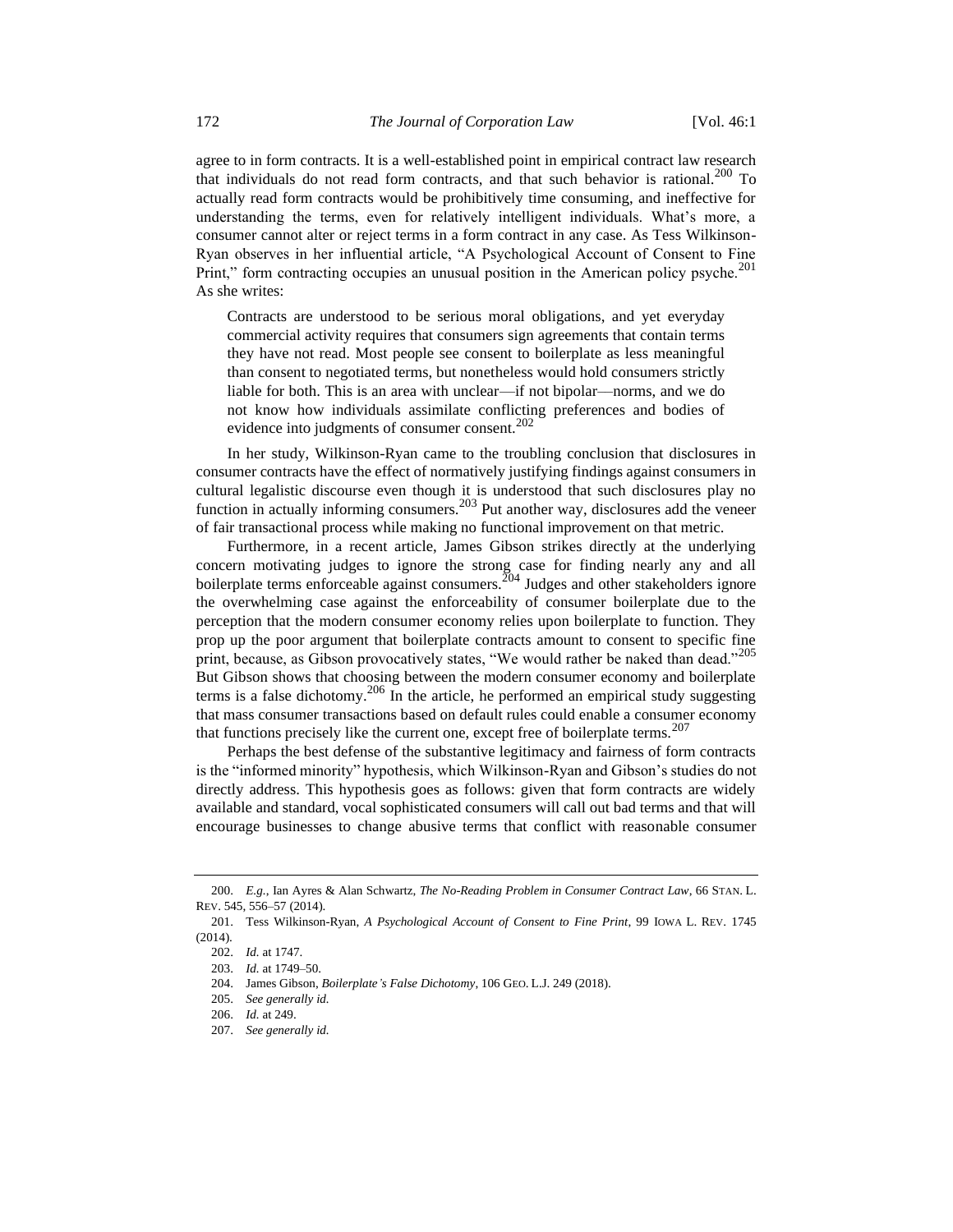agree to in form contracts. It is a well-established point in empirical contract law research that individuals do not read form contracts, and that such behavior is rational.[200] To actually read form contracts would be prohibitively time consuming, and ineffective for understanding the terms, even for relatively intelligent individuals. What's more, a consumer cannot alter or reject terms in a form contract in any case. As Tess Wilkinson-Ryan observes in her influential article, "A Psychological Account of Consent to Fine Print," form contracting occupies an unusual position in the American policy psyche.[201] As she writes:

> Contracts are understood to be serious moral obligations, and yet everyday commercial activity requires that consumers sign agreements that contain terms they have not read. Most people see consent to boilerplate as less meaningful than consent to negotiated terms, but nonetheless would hold consumers strictly liable for both. This is an area with unclear—if not bipolar—norms, and we do not know how individuals assimilate conflicting preferences and bodies of evidence into judgments of consumer consent.[202]

In her study, Wilkinson-Ryan came to the troubling conclusion that disclosures in consumer contracts have the effect of normatively justifying findings against consumers in cultural legalistic discourse even though it is understood that such disclosures play no function in actually informing consumers.[203] Put another way, disclosures add the veneer of fair transactional process while making no functional improvement on that metric.

Furthermore, in a recent article, James Gibson strikes directly at the underlying concern motivating judges to ignore the strong case for finding nearly any and all boilerplate terms enforceable against consumers.[204] Judges and other stakeholders ignore the overwhelming case against the enforceability of consumer boilerplate due to the perception that the modern consumer economy relies upon boilerplate to function. They prop up the poor argument that boilerplate contracts amount to consent to specific fine print, because, as Gibson provocatively states, "We would rather be naked than dead."[205] But Gibson shows that choosing between the modern consumer economy and boilerplate terms is a false dichotomy.[206] In the article, he performed an empirical study suggesting that mass consumer transactions based on default rules could enable a consumer economy that functions precisely like the current one, except free of boilerplate terms.[207]

Perhaps the best defense of the substantive legitimacy and fairness of form contracts is the "informed minority" hypothesis, which Wilkinson-Ryan and Gibson's studies do not directly address. This hypothesis goes as follows: given that form contracts are widely available and standard, vocal sophisticated consumers will call out bad terms and that will encourage businesses to change abusive terms that conflict with reasonable consumer

---

200. *E.g.*, Ian Ayres & Alan Schwartz, *The No-Reading Problem in Consumer Contract Law*, 66 STAN. L. REV. 545, 556–57 (2014).

201. Tess Wilkinson-Ryan, *A Psychological Account of Consent to Fine Print*, 99 IOWA L. REV. 1745 (2014).

202. *Id.* at 1747.

203. *Id.* at 1749–50.

204. James Gibson, *Boilerplate's False Dichotomy*, 106 GEO. L.J. 249 (2018).

205. *See generally id.*

206. *Id.* at 249.

207. *See generally id.*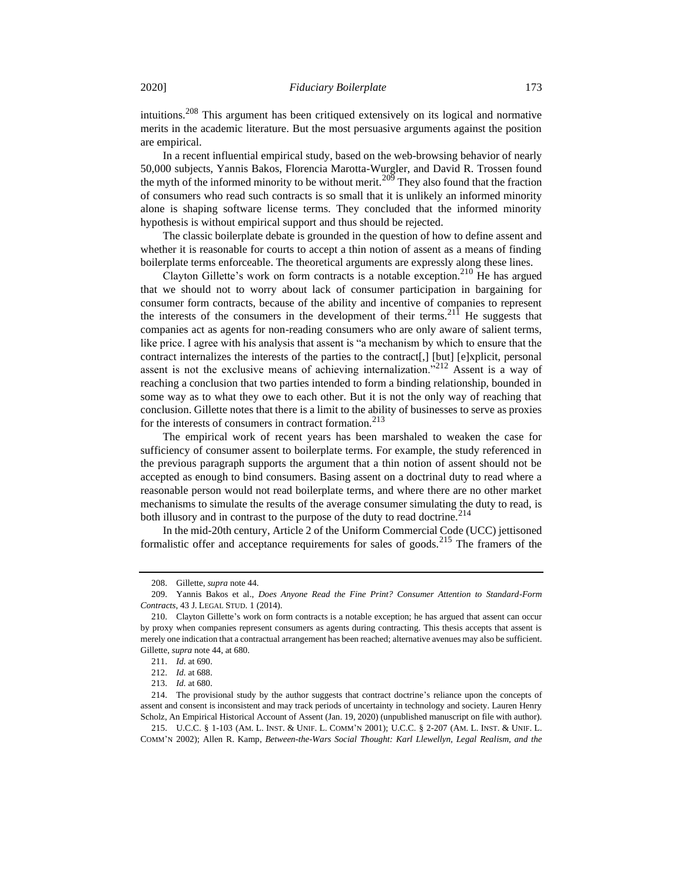intuitions.[208] This argument has been critiqued extensively on its logical and normative merits in the academic literature. But the most persuasive arguments against the position are empirical.

In a recent influential empirical study, based on the web-browsing behavior of nearly 50,000 subjects, Yannis Bakos, Florencia Marotta-Wurgler, and David R. Trossen found the myth of the informed minority to be without merit.[209] They also found that the fraction of consumers who read such contracts is so small that it is unlikely an informed minority alone is shaping software license terms. They concluded that the informed minority hypothesis is without empirical support and thus should be rejected.

The classic boilerplate debate is grounded in the question of how to define assent and whether it is reasonable for courts to accept a thin notion of assent as a means of finding boilerplate terms enforceable. The theoretical arguments are expressly along these lines.

Clayton Gillette's work on form contracts is a notable exception.[210] He has argued that we should not to worry about lack of consumer participation in bargaining for consumer form contracts, because of the ability and incentive of companies to represent the interests of the consumers in the development of their terms.[211] He suggests that companies act as agents for non-reading consumers who are only aware of salient terms, like price. I agree with his analysis that assent is "a mechanism by which to ensure that the contract internalizes the interests of the parties to the contract[,] [but] [e]xplicit, personal assent is not the exclusive means of achieving internalization."[212] Assent is a way of reaching a conclusion that two parties intended to form a binding relationship, bounded in some way as to what they owe to each other. But it is not the only way of reaching that conclusion. Gillette notes that there is a limit to the ability of businesses to serve as proxies for the interests of consumers in contract formation.[213]

The empirical work of recent years has been marshaled to weaken the case for sufficiency of consumer assent to boilerplate terms. For example, the study referenced in the previous paragraph supports the argument that a thin notion of assent should not be accepted as enough to bind consumers. Basing assent on a doctrinal duty to read where a reasonable person would not read boilerplate terms, and where there are no other market mechanisms to simulate the results of the average consumer simulating the duty to read, is both illusory and in contrast to the purpose of the duty to read doctrine.[214]

In the mid-20th century, Article 2 of the Uniform Commercial Code (UCC) jettisoned formalistic offer and acceptance requirements for sales of goods.[215] The framers of the

---

208. Gillette, *supra* note 44.

209. Yannis Bakos et al., *Does Anyone Read the Fine Print? Consumer Attention to Standard-Form Contracts*, 43 J. LEGAL STUD. 1 (2014).

210. Clayton Gillette's work on form contracts is a notable exception; he has argued that assent can occur by proxy when companies represent consumers as agents during contracting. This thesis accepts that assent is merely one indication that a contractual arrangement has been reached; alternative avenues may also be sufficient. Gillette, *supra* note 44, at 680.

211. *Id.* at 690.

212. *Id.* at 688.

213. *Id.* at 680.

214. The provisional study by the author suggests that contract doctrine's reliance upon the concepts of assent and consent is inconsistent and may track periods of uncertainty in technology and society. Lauren Henry Scholz, An Empirical Historical Account of Assent (Jan. 19, 2020) (unpublished manuscript on file with author).

215. U.C.C. § 1-103 (AM. L. INST. & UNIF. L. COMM'N 2001); U.C.C. § 2-207 (AM. L. INST. & UNIF. L. COMM'N 2002); Allen R. Kamp, *Between-the-Wars Social Thought: Karl Llewellyn, Legal Realism, and the*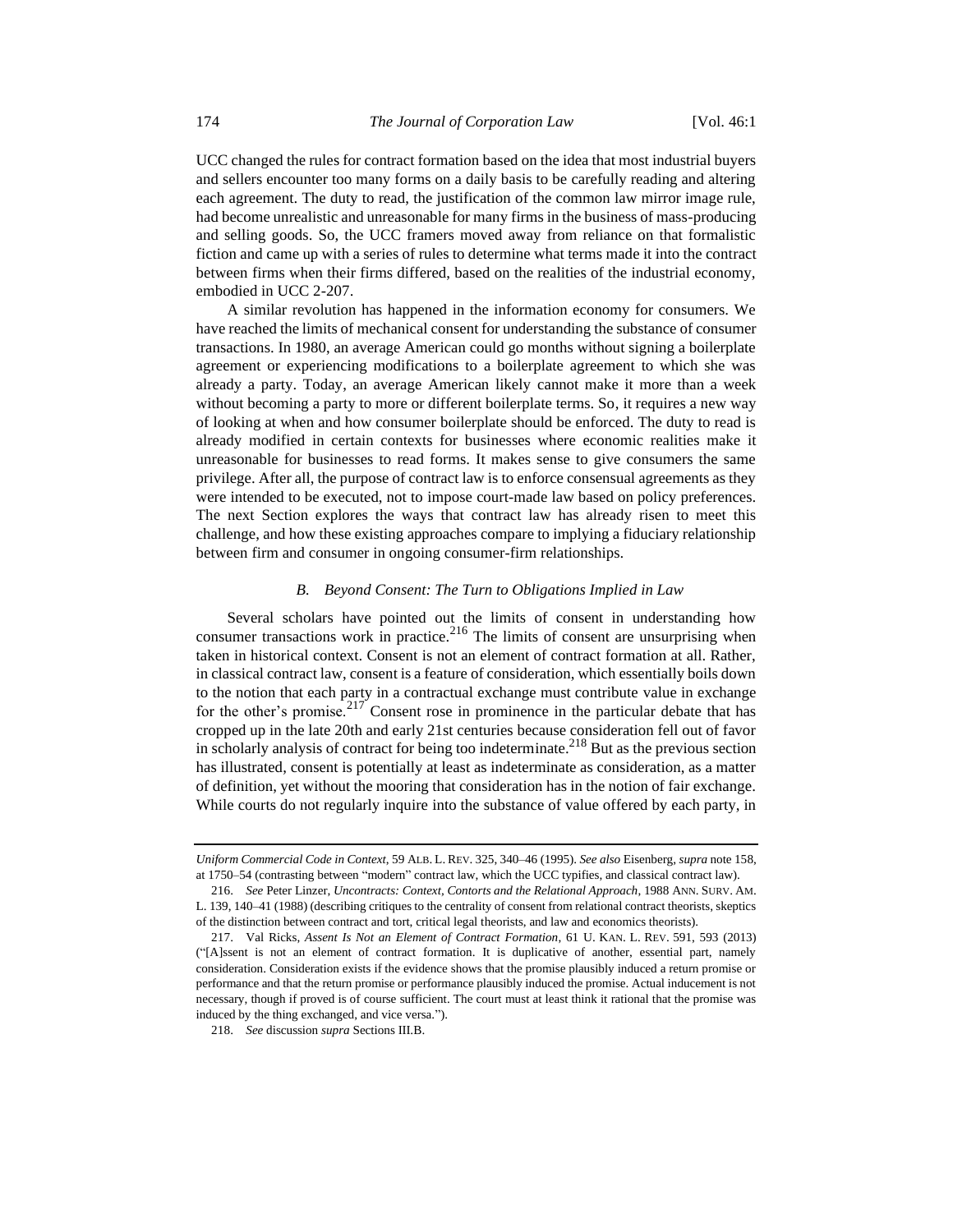UCC changed the rules for contract formation based on the idea that most industrial buyers and sellers encounter too many forms on a daily basis to be carefully reading and altering each agreement. The duty to read, the justification of the common law mirror image rule, had become unrealistic and unreasonable for many firms in the business of mass-producing and selling goods. So, the UCC framers moved away from reliance on that formalistic fiction and came up with a series of rules to determine what terms made it into the contract between firms when their firms differed, based on the realities of the industrial economy, embodied in UCC 2-207.

A similar revolution has happened in the information economy for consumers. We have reached the limits of mechanical consent for understanding the substance of consumer transactions. In 1980, an average American could go months without signing a boilerplate agreement or experiencing modifications to a boilerplate agreement to which she was already a party. Today, an average American likely cannot make it more than a week without becoming a party to more or different boilerplate terms. So, it requires a new way of looking at when and how consumer boilerplate should be enforced. The duty to read is already modified in certain contexts for businesses where economic realities make it unreasonable for businesses to read forms. It makes sense to give consumers the same privilege. After all, the purpose of contract law is to enforce consensual agreements as they were intended to be executed, not to impose court-made law based on policy preferences. The next Section explores the ways that contract law has already risen to meet this challenge, and how these existing approaches compare to implying a fiduciary relationship between firm and consumer in ongoing consumer-firm relationships.

### *B. Beyond Consent: The Turn to Obligations Implied in Law*

Several scholars have pointed out the limits of consent in understanding how consumer transactions work in practice.[216] The limits of consent are unsurprising when taken in historical context. Consent is not an element of contract formation at all. Rather, in classical contract law, consent is a feature of consideration, which essentially boils down to the notion that each party in a contractual exchange must contribute value in exchange for the other's promise.[217] Consent rose in prominence in the particular debate that has cropped up in the late 20th and early 21st centuries because consideration fell out of favor in scholarly analysis of contract for being too indeterminate.[218] But as the previous section has illustrated, consent is potentially at least as indeterminate as consideration, as a matter of definition, yet without the mooring that consideration has in the notion of fair exchange. While courts do not regularly inquire into the substance of value offered by each party, in

---

*Uniform Commercial Code in Context*, 59 ALB. L. REV. 325, 340–46 (1995). *See also* Eisenberg, *supra* note 158, at 1750–54 (contrasting between "modern" contract law, which the UCC typifies, and classical contract law).

216. *See* Peter Linzer, *Uncontracts: Context, Contorts and the Relational Approach*, 1988 ANN. SURV. AM. L. 139, 140–41 (1988) (describing critiques to the centrality of consent from relational contract theorists, skeptics of the distinction between contract and tort, critical legal theorists, and law and economics theorists).

217. Val Ricks, *Assent Is Not an Element of Contract Formation*, 61 U. KAN. L. REV. 591, 593 (2013) ("[A]ssent is not an element of contract formation. It is duplicative of another, essential part, namely consideration. Consideration exists if the evidence shows that the promise plausibly induced a return promise or performance and that the return promise or performance plausibly induced the promise. Actual inducement is not necessary, though if proved is of course sufficient. The court must at least think it rational that the promise was induced by the thing exchanged, and vice versa.").

218. *See* discussion *supra* Sections III.B.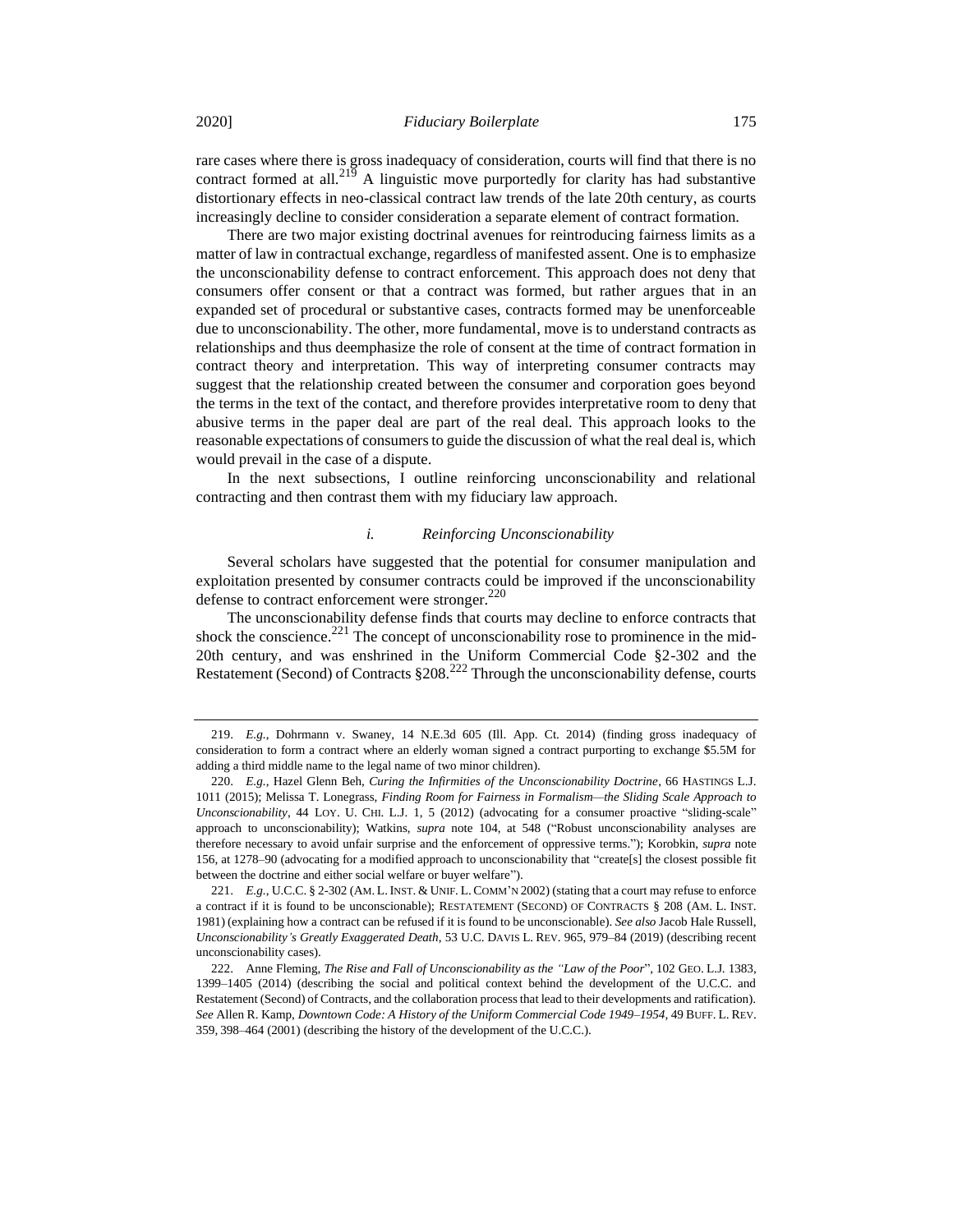rare cases where there is gross inadequacy of consideration, courts will find that there is no contract formed at all.[219] A linguistic move purportedly for clarity has had substantive distortionary effects in neo-classical contract law trends of the late 20th century, as courts increasingly decline to consider consideration a separate element of contract formation.

There are two major existing doctrinal avenues for reintroducing fairness limits as a matter of law in contractual exchange, regardless of manifested assent. One is to emphasize the unconscionability defense to contract enforcement. This approach does not deny that consumers offer consent or that a contract was formed, but rather argues that in an expanded set of procedural or substantive cases, contracts formed may be unenforceable due to unconscionability. The other, more fundamental, move is to understand contracts as relationships and thus deemphasize the role of consent at the time of contract formation in contract theory and interpretation. This way of interpreting consumer contracts may suggest that the relationship created between the consumer and corporation goes beyond the terms in the text of the contact, and therefore provides interpretative room to deny that abusive terms in the paper deal are part of the real deal. This approach looks to the reasonable expectations of consumers to guide the discussion of what the real deal is, which would prevail in the case of a dispute.

In the next subsections, I outline reinforcing unconscionability and relational contracting and then contrast them with my fiduciary law approach.

#### *i. Reinforcing Unconscionability*

Several scholars have suggested that the potential for consumer manipulation and exploitation presented by consumer contracts could be improved if the unconscionability defense to contract enforcement were stronger.[220]

The unconscionability defense finds that courts may decline to enforce contracts that shock the conscience.[221] The concept of unconscionability rose to prominence in the mid-20th century, and was enshrined in the Uniform Commercial Code §2-302 and the Restatement (Second) of Contracts §208.[222] Through the unconscionability defense, courts

---

219. *E.g.*, Dohrmann v. Swaney, 14 N.E.3d 605 (Ill. App. Ct. 2014) (finding gross inadequacy of consideration to form a contract where an elderly woman signed a contract purporting to exchange $5.5M for adding a third middle name to the legal name of two minor children).

220. *E.g.*, Hazel Glenn Beh, *Curing the Infirmities of the Unconscionability Doctrine*, 66 HASTINGS L.J. 1011 (2015); Melissa T. Lonegrass, *Finding Room for Fairness in Formalism—the Sliding Scale Approach to Unconscionability*, 44 LOY. U. CHI. L.J. 1, 5 (2012) (advocating for a consumer proactive "sliding-scale" approach to unconscionability); Watkins, *supra* note 104, at 548 ("Robust unconscionability analyses are therefore necessary to avoid unfair surprise and the enforcement of oppressive terms."); Korobkin, *supra* note 156, at 1278–90 (advocating for a modified approach to unconscionability that "create[s] the closest possible fit between the doctrine and either social welfare or buyer welfare").

221. *E.g.*, U.C.C. § 2-302 (AM. L. INST. & UNIF. L. COMM'N 2002) (stating that a court may refuse to enforce a contract if it is found to be unconscionable); RESTATEMENT (SECOND) OF CONTRACTS § 208 (AM. L. INST. 1981) (explaining how a contract can be refused if it is found to be unconscionable). *See also* Jacob Hale Russell, *Unconscionability's Greatly Exaggerated Death*, 53 U.C. DAVIS L. REV. 965, 979–84 (2019) (describing recent unconscionability cases).

222. Anne Fleming, *The Rise and Fall of Unconscionability as the "Law of the Poor"*, 102 GEO. L.J. 1383, 1399–1405 (2014) (describing the social and political context behind the development of the U.C.C. and Restatement (Second) of Contracts, and the collaboration process that lead to their developments and ratification). *See* Allen R. Kamp, *Downtown Code: A History of the Uniform Commercial Code 1949–1954*, 49 BUFF. L. REV. 359, 398–464 (2001) (describing the history of the development of the U.C.C.).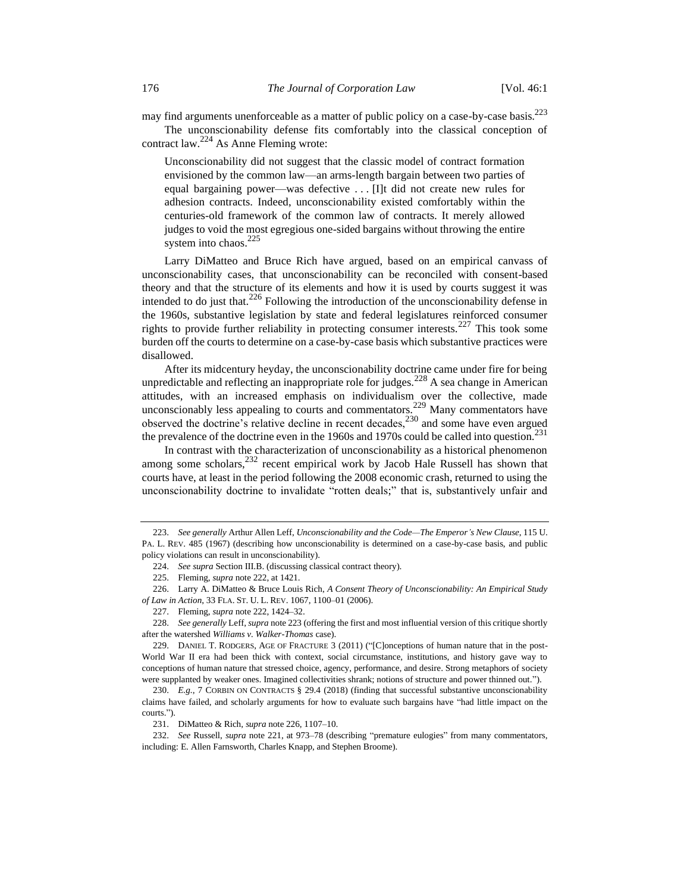may find arguments unenforceable as a matter of public policy on a case-by-case basis.[223]

The unconscionability defense fits comfortably into the classical conception of contract law.[224] As Anne Fleming wrote:

> Unconscionability did not suggest that the classic model of contract formation envisioned by the common law—an arms-length bargain between two parties of equal bargaining power—was defective . . . [I]t did not create new rules for adhesion contracts. Indeed, unconscionability existed comfortably within the centuries-old framework of the common law of contracts. It merely allowed judges to void the most egregious one-sided bargains without throwing the entire system into chaos.[225]

Larry DiMatteo and Bruce Rich have argued, based on an empirical canvass of unconscionability cases, that unconscionability can be reconciled with consent-based theory and that the structure of its elements and how it is used by courts suggest it was intended to do just that.[226] Following the introduction of the unconscionability defense in the 1960s, substantive legislation by state and federal legislatures reinforced consumer rights to provide further reliability in protecting consumer interests.[227] This took some burden off the courts to determine on a case-by-case basis which substantive practices were disallowed.

After its midcentury heyday, the unconscionability doctrine came under fire for being unpredictable and reflecting an inappropriate role for judges.[228] A sea change in American attitudes, with an increased emphasis on individualism over the collective, made unconscionably less appealing to courts and commentators.[229] Many commentators have observed the doctrine's relative decline in recent decades,[230] and some have even argued the prevalence of the doctrine even in the 1960s and 1970s could be called into question.[231]

In contrast with the characterization of unconscionability as a historical phenomenon among some scholars,[232] recent empirical work by Jacob Hale Russell has shown that courts have, at least in the period following the 2008 economic crash, returned to using the unconscionability doctrine to invalidate "rotten deals;" that is, substantively unfair and

---

223. *See generally* Arthur Allen Leff, *Unconscionability and the Code—The Emperor's New Clause*, 115 U. PA. L. REV. 485 (1967) (describing how unconscionability is determined on a case-by-case basis, and public policy violations can result in unconscionability).

224. *See supra* Section III.B. (discussing classical contract theory).

225. Fleming, *supra* note 222, at 1421.

226. Larry A. DiMatteo & Bruce Louis Rich, *A Consent Theory of Unconscionability: An Empirical Study of Law in Action*, 33 FLA. ST. U. L. REV. 1067, 1100–01 (2006).

227. Fleming, *supra* note 222, 1424–32.

228. *See generally* Leff, *supra* note 223 (offering the first and most influential version of this critique shortly after the watershed *Williams v. Walker-Thomas* case).

229. DANIEL T. RODGERS, AGE OF FRACTURE 3 (2011) ("[C]onceptions of human nature that in the post-World War II era had been thick with context, social circumstance, institutions, and history gave way to conceptions of human nature that stressed choice, agency, performance, and desire. Strong metaphors of society were supplanted by weaker ones. Imagined collectivities shrank; notions of structure and power thinned out.").

230. *E.g.*, 7 CORBIN ON CONTRACTS § 29.4 (2018) (finding that successful substantive unconscionability claims have failed, and scholarly arguments for how to evaluate such bargains have "had little impact on the courts.").

231. DiMatteo & Rich, *supra* note 226, 1107–10.

232. *See* Russell, *supra* note 221, at 973–78 (describing "premature eulogies" from many commentators, including: E. Allen Farnsworth, Charles Knapp, and Stephen Broome).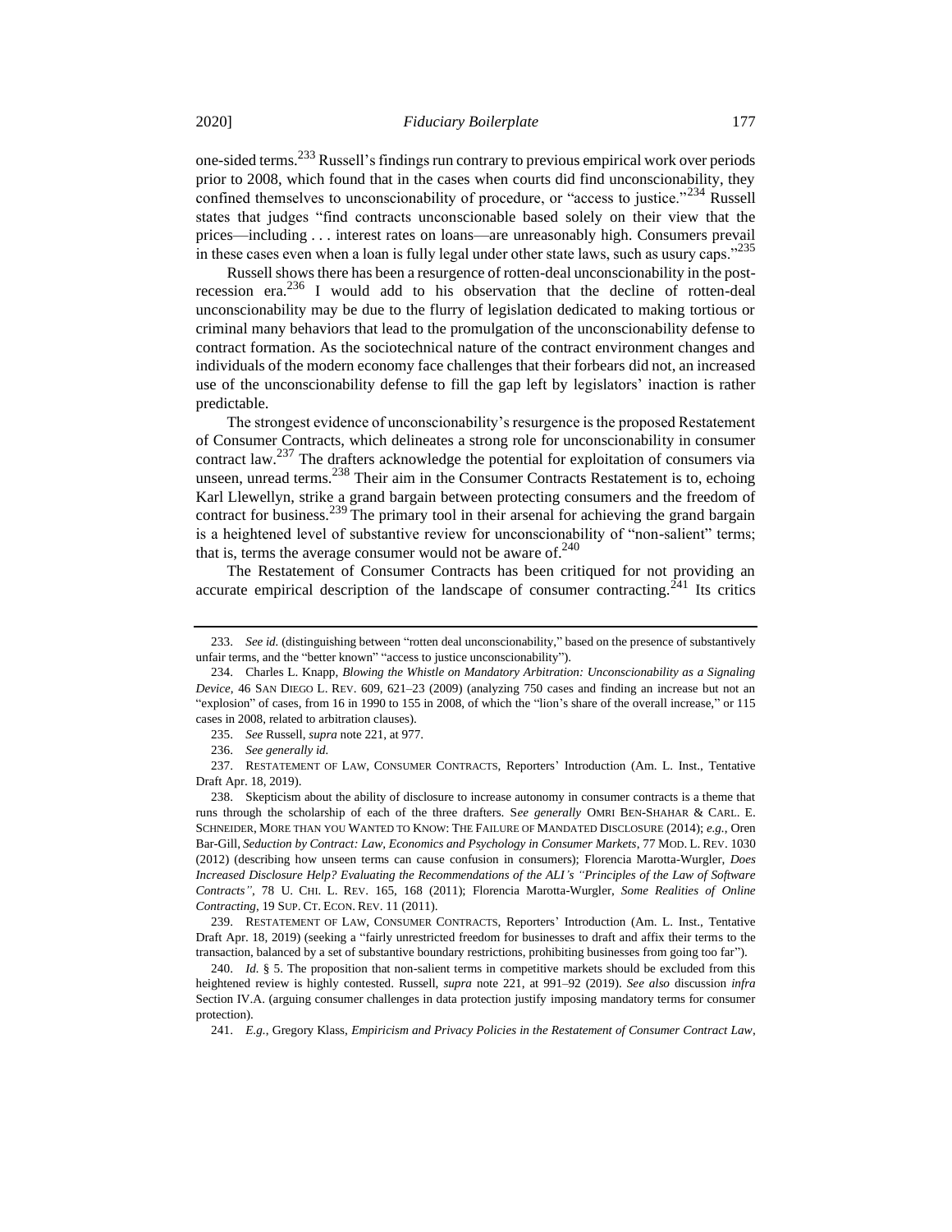one-sided terms.[233] Russell's findings run contrary to previous empirical work over periods prior to 2008, which found that in the cases when courts did find unconscionability, they confined themselves to unconscionability of procedure, or "access to justice."[234] Russell states that judges "find contracts unconscionable based solely on their view that the prices—including . . . interest rates on loans—are unreasonably high. Consumers prevail in these cases even when a loan is fully legal under other state laws, such as usury caps."[235]

Russell shows there has been a resurgence of rotten-deal unconscionability in the post-recession era.[236] I would add to his observation that the decline of rotten-deal unconscionability may be due to the flurry of legislation dedicated to making tortious or criminal many behaviors that lead to the promulgation of the unconscionability defense to contract formation. As the sociotechnical nature of the contract environment changes and individuals of the modern economy face challenges that their forbears did not, an increased use of the unconscionability defense to fill the gap left by legislators' inaction is rather predictable.

The strongest evidence of unconscionability's resurgence is the proposed Restatement of Consumer Contracts, which delineates a strong role for unconscionability in consumer contract law.[237] The drafters acknowledge the potential for exploitation of consumers via unseen, unread terms.[238] Their aim in the Consumer Contracts Restatement is to, echoing Karl Llewellyn, strike a grand bargain between protecting consumers and the freedom of contract for business.[239] The primary tool in their arsenal for achieving the grand bargain is a heightened level of substantive review for unconscionability of "non-salient" terms; that is, terms the average consumer would not be aware of.[240]

The Restatement of Consumer Contracts has been critiqued for not providing an accurate empirical description of the landscape of consumer contracting.[241] Its critics

---

233. *See id.* (distinguishing between "rotten deal unconscionability," based on the presence of substantively unfair terms, and the "better known" "access to justice unconscionability").

234. Charles L. Knapp, *Blowing the Whistle on Mandatory Arbitration: Unconscionability as a Signaling Device*, 46 SAN DIEGO L. REV. 609, 621–23 (2009) (analyzing 750 cases and finding an increase but not an "explosion" of cases, from 16 in 1990 to 155 in 2008, of which the "lion's share of the overall increase," or 115 cases in 2008, related to arbitration clauses).

235. *See* Russell, *supra* note 221, at 977.

236. *See generally id.*

237. RESTATEMENT OF LAW, CONSUMER CONTRACTS, Reporters' Introduction (Am. L. Inst., Tentative Draft Apr. 18, 2019).

238. Skepticism about the ability of disclosure to increase autonomy in consumer contracts is a theme that runs through the scholarship of each of the three drafters. S*ee generally* OMRI BEN-SHAHAR & CARL. E. SCHNEIDER, MORE THAN YOU WANTED TO KNOW: THE FAILURE OF MANDATED DISCLOSURE (2014); *e.g.*, Oren Bar-Gill, *Seduction by Contract: Law, Economics and Psychology in Consumer Markets*, 77 MOD. L. REV. 1030 (2012) (describing how unseen terms can cause confusion in consumers); Florencia Marotta-Wurgler, *Does Increased Disclosure Help? Evaluating the Recommendations of the ALI's "Principles of the Law of Software Contracts"*, 78 U. CHI. L. REV. 165, 168 (2011); Florencia Marotta-Wurgler, *Some Realities of Online Contracting*, 19 SUP. CT. ECON. REV. 11 (2011).

239. RESTATEMENT OF LAW, CONSUMER CONTRACTS, Reporters' Introduction (Am. L. Inst., Tentative Draft Apr. 18, 2019) (seeking a "fairly unrestricted freedom for businesses to draft and affix their terms to the transaction, balanced by a set of substantive boundary restrictions, prohibiting businesses from going too far").

240. *Id.* § 5. The proposition that non-salient terms in competitive markets should be excluded from this heightened review is highly contested. Russell, *supra* note 221, at 991–92 (2019). *See also* discussion *infra* Section IV.A. (arguing consumer challenges in data protection justify imposing mandatory terms for consumer protection).

241. *E.g.*, Gregory Klass, *Empiricism and Privacy Policies in the Restatement of Consumer Contract Law*,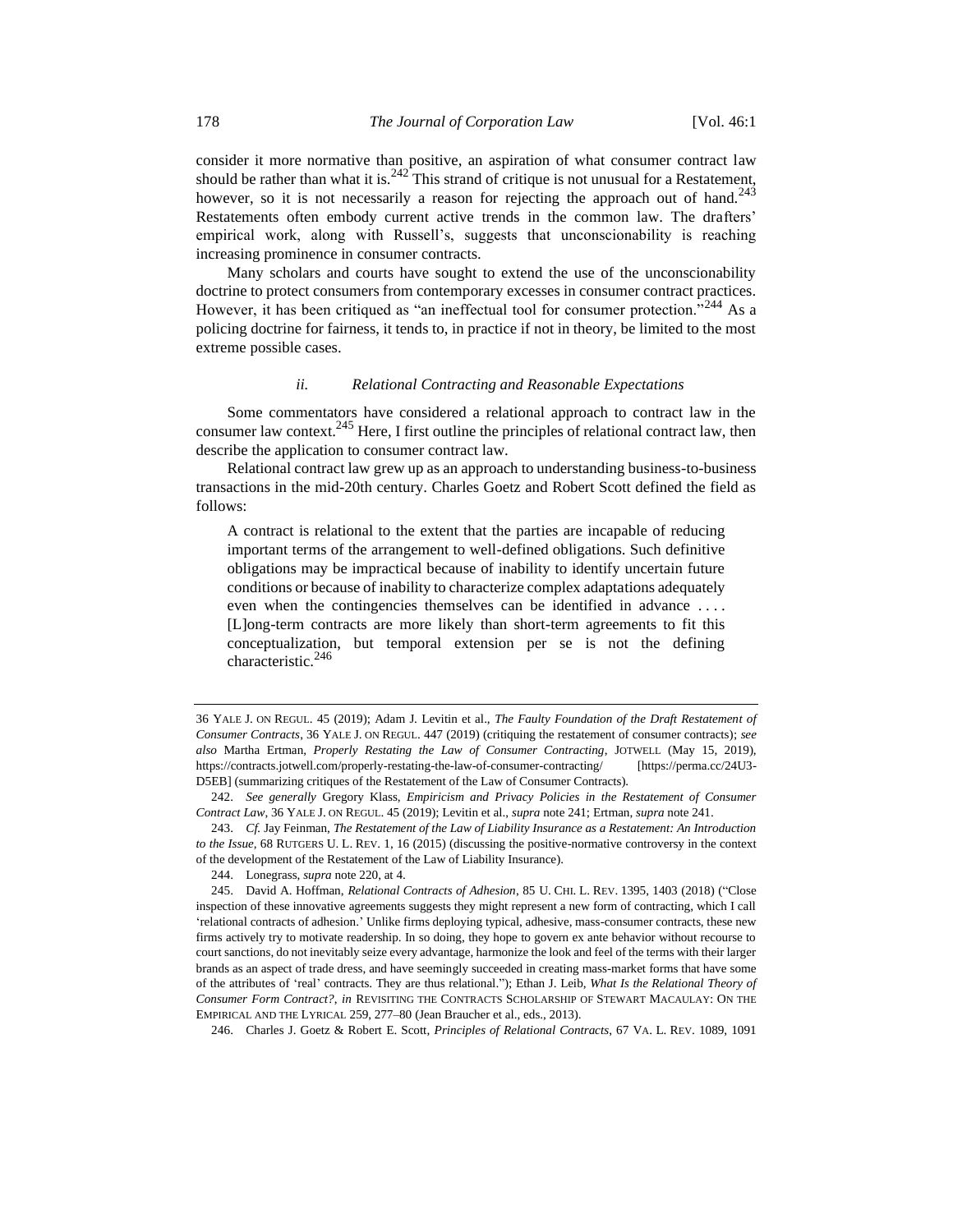consider it more normative than positive, an aspiration of what consumer contract law should be rather than what it is.[242] This strand of critique is not unusual for a Restatement, however, so it is not necessarily a reason for rejecting the approach out of hand.[243] Restatements often embody current active trends in the common law. The drafters' empirical work, along with Russell's, suggests that unconscionability is reaching increasing prominence in consumer contracts.

Many scholars and courts have sought to extend the use of the unconscionability doctrine to protect consumers from contemporary excesses in consumer contract practices. However, it has been critiqued as "an ineffectual tool for consumer protection."[244] As a policing doctrine for fairness, it tends to, in practice if not in theory, be limited to the most extreme possible cases.

#### *ii. Relational Contracting and Reasonable Expectations*

Some commentators have considered a relational approach to contract law in the consumer law context.[245] Here, I first outline the principles of relational contract law, then describe the application to consumer contract law.

Relational contract law grew up as an approach to understanding business-to-business transactions in the mid-20th century. Charles Goetz and Robert Scott defined the field as follows:

> A contract is relational to the extent that the parties are incapable of reducing important terms of the arrangement to well-defined obligations. Such definitive obligations may be impractical because of inability to identify uncertain future conditions or because of inability to characterize complex adaptations adequately even when the contingencies themselves can be identified in advance . . . . [L]ong-term contracts are more likely than short-term agreements to fit this conceptualization, but temporal extension per se is not the defining characteristic.[246]

---

36 YALE J. ON REGUL. 45 (2019); Adam J. Levitin et al., *The Faulty Foundation of the Draft Restatement of Consumer Contracts*, 36 YALE J. ON REGUL. 447 (2019) (critiquing the restatement of consumer contracts); *see also* Martha Ertman, *Properly Restating the Law of Consumer Contracting*, JOTWELL (May 15, 2019), https://contracts.jotwell.com/properly-restating-the-law-of-consumer-contracting/ [https://perma.cc/24U3-D5EB] (summarizing critiques of the Restatement of the Law of Consumer Contracts).

242. *See generally* Gregory Klass, *Empiricism and Privacy Policies in the Restatement of Consumer Contract Law*, 36 YALE J. ON REGUL. 45 (2019); Levitin et al., *supra* note 241; Ertman, *supra* note 241.

243. *Cf.* Jay Feinman, *The Restatement of the Law of Liability Insurance as a Restatement: An Introduction to the Issue*, 68 RUTGERS U. L. REV. 1, 16 (2015) (discussing the positive-normative controversy in the context of the development of the Restatement of the Law of Liability Insurance).

244. Lonegrass, *supra* note 220, at 4.

245. David A. Hoffman, *Relational Contracts of Adhesion*, 85 U. CHI. L. REV. 1395, 1403 (2018) ("Close inspection of these innovative agreements suggests they might represent a new form of contracting, which I call 'relational contracts of adhesion.' Unlike firms deploying typical, adhesive, mass-consumer contracts, these new firms actively try to motivate readership. In so doing, they hope to govern ex ante behavior without recourse to court sanctions, do not inevitably seize every advantage, harmonize the look and feel of the terms with their larger brands as an aspect of trade dress, and have seemingly succeeded in creating mass-market forms that have some of the attributes of 'real' contracts. They are thus relational."); Ethan J. Leib, *What Is the Relational Theory of Consumer Form Contract?*, *in* REVISITING THE CONTRACTS SCHOLARSHIP OF STEWART MACAULAY: ON THE EMPIRICAL AND THE LYRICAL 259, 277–80 (Jean Braucher et al., eds., 2013).

246. Charles J. Goetz & Robert E. Scott, *Principles of Relational Contracts*, 67 VA. L. REV. 1089, 1091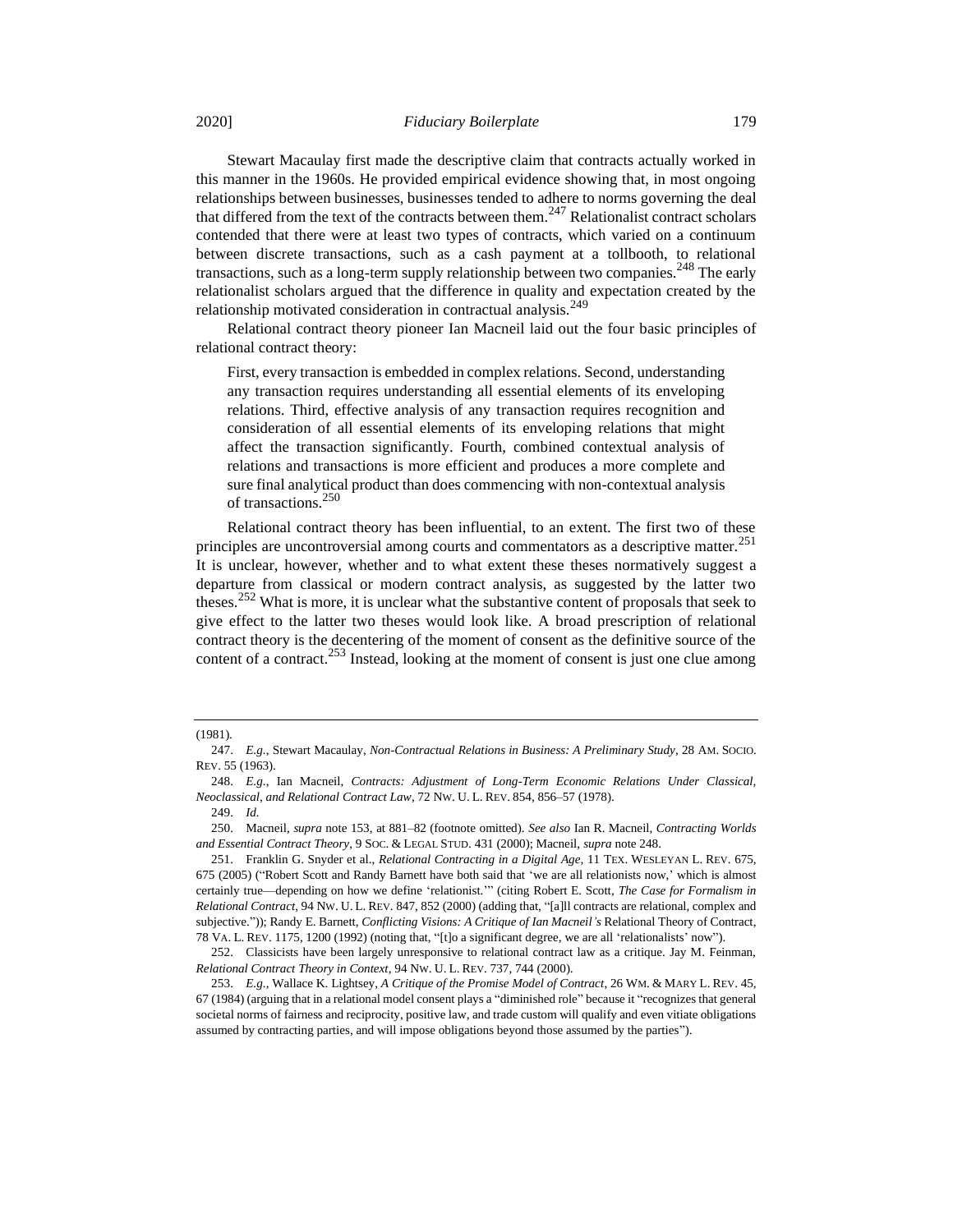Stewart Macaulay first made the descriptive claim that contracts actually worked in this manner in the 1960s. He provided empirical evidence showing that, in most ongoing relationships between businesses, businesses tended to adhere to norms governing the deal that differed from the text of the contracts between them.[247] Relationalist contract scholars contended that there were at least two types of contracts, which varied on a continuum between discrete transactions, such as a cash payment at a tollbooth, to relational transactions, such as a long-term supply relationship between two companies.[248] The early relationalist scholars argued that the difference in quality and expectation created by the relationship motivated consideration in contractual analysis.[249]

Relational contract theory pioneer Ian Macneil laid out the four basic principles of relational contract theory:

> First, every transaction is embedded in complex relations. Second, understanding any transaction requires understanding all essential elements of its enveloping relations. Third, effective analysis of any transaction requires recognition and consideration of all essential elements of its enveloping relations that might affect the transaction significantly. Fourth, combined contextual analysis of relations and transactions is more efficient and produces a more complete and sure final analytical product than does commencing with non-contextual analysis of transactions.[250]

Relational contract theory has been influential, to an extent. The first two of these principles are uncontroversial among courts and commentators as a descriptive matter.[251] It is unclear, however, whether and to what extent these theses normatively suggest a departure from classical or modern contract analysis, as suggested by the latter two theses.[252] What is more, it is unclear what the substantive content of proposals that seek to give effect to the latter two theses would look like. A broad prescription of relational contract theory is the decentering of the moment of consent as the definitive source of the content of a contract.[253] Instead, looking at the moment of consent is just one clue among

---

(1981).

247. *E.g.*, Stewart Macaulay, *Non-Contractual Relations in Business: A Preliminary Study*, 28 AM. SOCIO. REV. 55 (1963).

248. *E.g.*, Ian Macneil, *Contracts: Adjustment of Long-Term Economic Relations Under Classical, Neoclassical, and Relational Contract Law*, 72 NW. U. L. REV. 854, 856–57 (1978).

249. *Id.*

250. Macneil, *supra* note 153, at 881–82 (footnote omitted). *See also* Ian R. Macneil, *Contracting Worlds and Essential Contract Theory*, 9 SOC. & LEGAL STUD. 431 (2000); Macneil, *supra* note 248.

251. Franklin G. Snyder et al., *Relational Contracting in a Digital Age*, 11 TEX. WESLEYAN L. REV. 675, 675 (2005) ("Robert Scott and Randy Barnett have both said that 'we are all relationists now,' which is almost certainly true—depending on how we define 'relationist.'" (citing Robert E. Scott, *The Case for Formalism in Relational Contract*, 94 NW. U. L. REV. 847, 852 (2000) (adding that, "[a]ll contracts are relational, complex and subjective.")); Randy E. Barnett, *Conflicting Visions: A Critique of Ian Macneil's* Relational Theory of Contract, 78 VA. L. REV. 1175, 1200 (1992) (noting that, "[t]o a significant degree, we are all 'relationalists' now").

252. Classicists have been largely unresponsive to relational contract law as a critique. Jay M. Feinman, *Relational Contract Theory in Context*, 94 NW. U. L. REV. 737, 744 (2000).

253. *E.g.*, Wallace K. Lightsey, *A Critique of the Promise Model of Contract*, 26 WM. & MARY L. REV. 45, 67 (1984) (arguing that in a relational model consent plays a "diminished role" because it "recognizes that general societal norms of fairness and reciprocity, positive law, and trade custom will qualify and even vitiate obligations assumed by contracting parties, and will impose obligations beyond those assumed by the parties").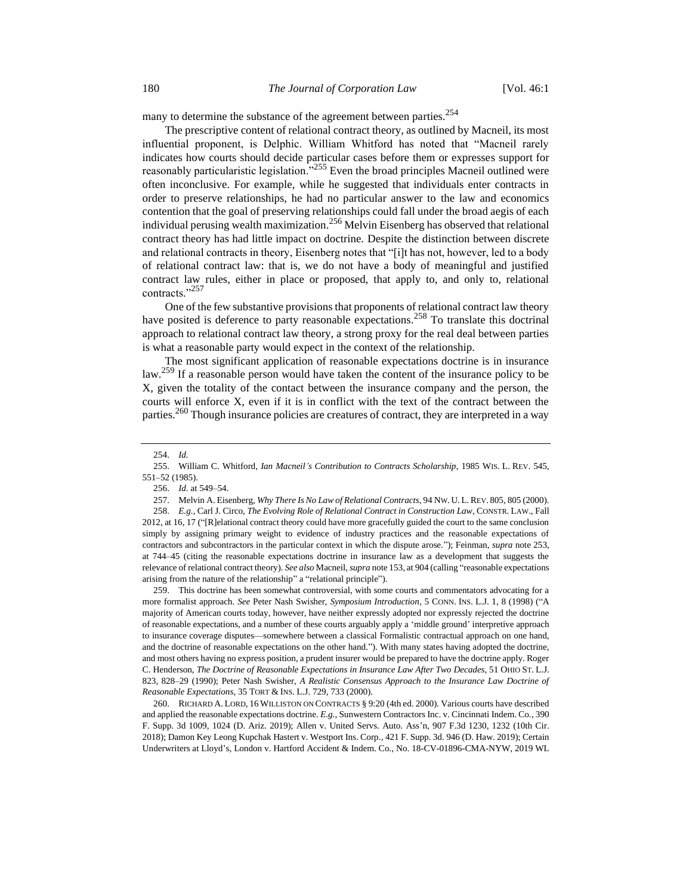many to determine the substance of the agreement between parties.[254]

The prescriptive content of relational contract theory, as outlined by Macneil, its most influential proponent, is Delphic. William Whitford has noted that "Macneil rarely indicates how courts should decide particular cases before them or expresses support for reasonably particularistic legislation."[255] Even the broad principles Macneil outlined were often inconclusive. For example, while he suggested that individuals enter contracts in order to preserve relationships, he had no particular answer to the law and economics contention that the goal of preserving relationships could fall under the broad aegis of each individual perusing wealth maximization.[256] Melvin Eisenberg has observed that relational contract theory has had little impact on doctrine. Despite the distinction between discrete and relational contracts in theory, Eisenberg notes that "[i]t has not, however, led to a body of relational contract law: that is, we do not have a body of meaningful and justified contract law rules, either in place or proposed, that apply to, and only to, relational contracts."[257]

One of the few substantive provisions that proponents of relational contract law theory have posited is deference to party reasonable expectations.[258] To translate this doctrinal approach to relational contract law theory, a strong proxy for the real deal between parties is what a reasonable party would expect in the context of the relationship.

The most significant application of reasonable expectations doctrine is in insurance law.[259] If a reasonable person would have taken the content of the insurance policy to be X, given the totality of the contact between the insurance company and the person, the courts will enforce X, even if it is in conflict with the text of the contract between the parties.[260] Though insurance policies are creatures of contract, they are interpreted in a way

---

254. *Id.*

255. William C. Whitford, *Ian Macneil's Contribution to Contracts Scholarship*, 1985 WIS. L. REV. 545, 551–52 (1985).

256. *Id.* at 549–54.

257. Melvin A. Eisenberg, *Why There Is No Law of Relational Contracts*, 94 NW. U. L. REV. 805, 805 (2000).

258. *E.g.*, Carl J. Circo, *The Evolving Role of Relational Contract in Construction Law*, CONSTR. LAW., Fall 2012, at 16, 17 ("[R]elational contract theory could have more gracefully guided the court to the same conclusion simply by assigning primary weight to evidence of industry practices and the reasonable expectations of contractors and subcontractors in the particular context in which the dispute arose."); Feinman, *supra* note 253, at 744–45 (citing the reasonable expectations doctrine in insurance law as a development that suggests the relevance of relational contract theory). *See also* Macneil, *supra* note 153, at 904 (calling "reasonable expectations arising from the nature of the relationship" a "relational principle").

259. This doctrine has been somewhat controversial, with some courts and commentators advocating for a more formalist approach. *See* Peter Nash Swisher, *Symposium Introduction*, 5 CONN. INS. L.J. 1, 8 (1998) ("A majority of American courts today, however, have neither expressly adopted nor expressly rejected the doctrine of reasonable expectations, and a number of these courts arguably apply a 'middle ground' interpretive approach to insurance coverage disputes—somewhere between a classical Formalistic contractual approach on one hand, and the doctrine of reasonable expectations on the other hand."). With many states having adopted the doctrine, and most others having no express position, a prudent insurer would be prepared to have the doctrine apply. Roger C. Henderson, *The Doctrine of Reasonable Expectations in Insurance Law After Two Decades*, 51 OHIO ST. L.J. 823, 828–29 (1990); Peter Nash Swisher, *A Realistic Consensus Approach to the Insurance Law Doctrine of Reasonable Expectations*, 35 TORT & INS. L.J. 729, 733 (2000).

260. RICHARD A. LORD, 16 WILLISTON ON CONTRACTS § 9:20 (4th ed. 2000). Various courts have described and applied the reasonable expectations doctrine. *E.g.*, Sunwestern Contractors Inc. v. Cincinnati Indem. Co., 390 F. Supp. 3d 1009, 1024 (D. Ariz. 2019); Allen v. United Servs. Auto. Ass'n, 907 F.3d 1230, 1232 (10th Cir. 2018); Damon Key Leong Kupchak Hastert v. Westport Ins. Corp., 421 F. Supp. 3d. 946 (D. Haw. 2019); Certain Underwriters at Lloyd's, London v. Hartford Accident & Indem. Co., No. 18-CV-01896-CMA-NYW, 2019 WL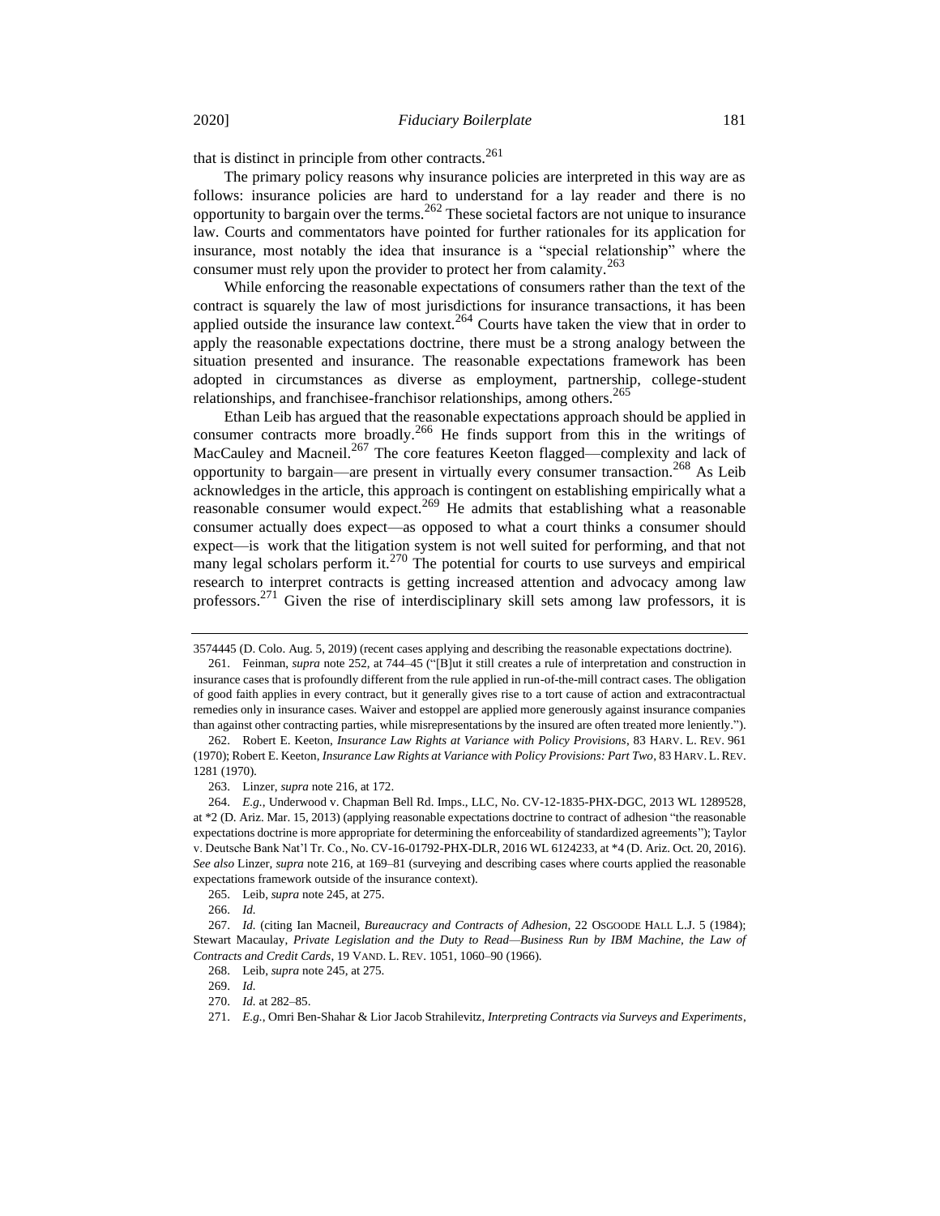that is distinct in principle from other contracts.[261]

The primary policy reasons why insurance policies are interpreted in this way are as follows: insurance policies are hard to understand for a lay reader and there is no opportunity to bargain over the terms.[262] These societal factors are not unique to insurance law. Courts and commentators have pointed for further rationales for its application for insurance, most notably the idea that insurance is a "special relationship" where the consumer must rely upon the provider to protect her from calamity.[263]

While enforcing the reasonable expectations of consumers rather than the text of the contract is squarely the law of most jurisdictions for insurance transactions, it has been applied outside the insurance law context.[264] Courts have taken the view that in order to apply the reasonable expectations doctrine, there must be a strong analogy between the situation presented and insurance. The reasonable expectations framework has been adopted in circumstances as diverse as employment, partnership, college-student relationships, and franchisee-franchisor relationships, among others.[265]

Ethan Leib has argued that the reasonable expectations approach should be applied in consumer contracts more broadly.[266] He finds support from this in the writings of MacCauley and Macneil.[267] The core features Keeton flagged—complexity and lack of opportunity to bargain—are present in virtually every consumer transaction.[268] As Leib acknowledges in the article, this approach is contingent on establishing empirically what a reasonable consumer would expect.[269] He admits that establishing what a reasonable consumer actually does expect—as opposed to what a court thinks a consumer should expect—is work that the litigation system is not well suited for performing, and that not many legal scholars perform it.[270] The potential for courts to use surveys and empirical research to interpret contracts is getting increased attention and advocacy among law professors.[271] Given the rise of interdisciplinary skill sets among law professors, it is

---

3574445 (D. Colo. Aug. 5, 2019) (recent cases applying and describing the reasonable expectations doctrine).

261. Feinman, *supra* note 252, at 744–45 ("[B]ut it still creates a rule of interpretation and construction in insurance cases that is profoundly different from the rule applied in run-of-the-mill contract cases. The obligation of good faith applies in every contract, but it generally gives rise to a tort cause of action and extracontractual remedies only in insurance cases. Waiver and estoppel are applied more generously against insurance companies than against other contracting parties, while misrepresentations by the insured are often treated more leniently.").

262. Robert E. Keeton, *Insurance Law Rights at Variance with Policy Provisions*, 83 HARV. L. REV. 961 (1970); Robert E. Keeton, *Insurance Law Rights at Variance with Policy Provisions: Part Two*, 83 HARV. L. REV. 1281 (1970).

263. Linzer, *supra* note 216, at 172.

264. *E.g.*, Underwood v. Chapman Bell Rd. Imps., LLC, No. CV-12-1835-PHX-DGC, 2013 WL 1289528, at *2 (D. Ariz. Mar. 15, 2013) (applying reasonable expectations doctrine to contract of adhesion "the reasonable expectations doctrine is more appropriate for determining the enforceability of standardized agreements"); Taylor v. Deutsche Bank Nat'l Tr. Co., No. CV-16-01792-PHX-DLR, 2016 WL 6124233, at *4 (D. Ariz. Oct. 20, 2016). *See also* Linzer, *supra* note 216, at 169–81 (surveying and describing cases where courts applied the reasonable expectations framework outside of the insurance context).

265. Leib, *supra* note 245, at 275.

266. *Id.*

267. *Id.* (citing Ian Macneil, *Bureaucracy and Contracts of Adhesion*, 22 OSGOODE HALL L.J. 5 (1984); Stewart Macaulay, *Private Legislation and the Duty to Read—Business Run by IBM Machine, the Law of Contracts and Credit Cards*, 19 VAND. L. REV. 1051, 1060–90 (1966).

268. Leib, *supra* note 245, at 275.

269. *Id.*

270. *Id.* at 282–85.

271. *E.g.*, Omri Ben-Shahar & Lior Jacob Strahilevitz, *Interpreting Contracts via Surveys and Experiments*,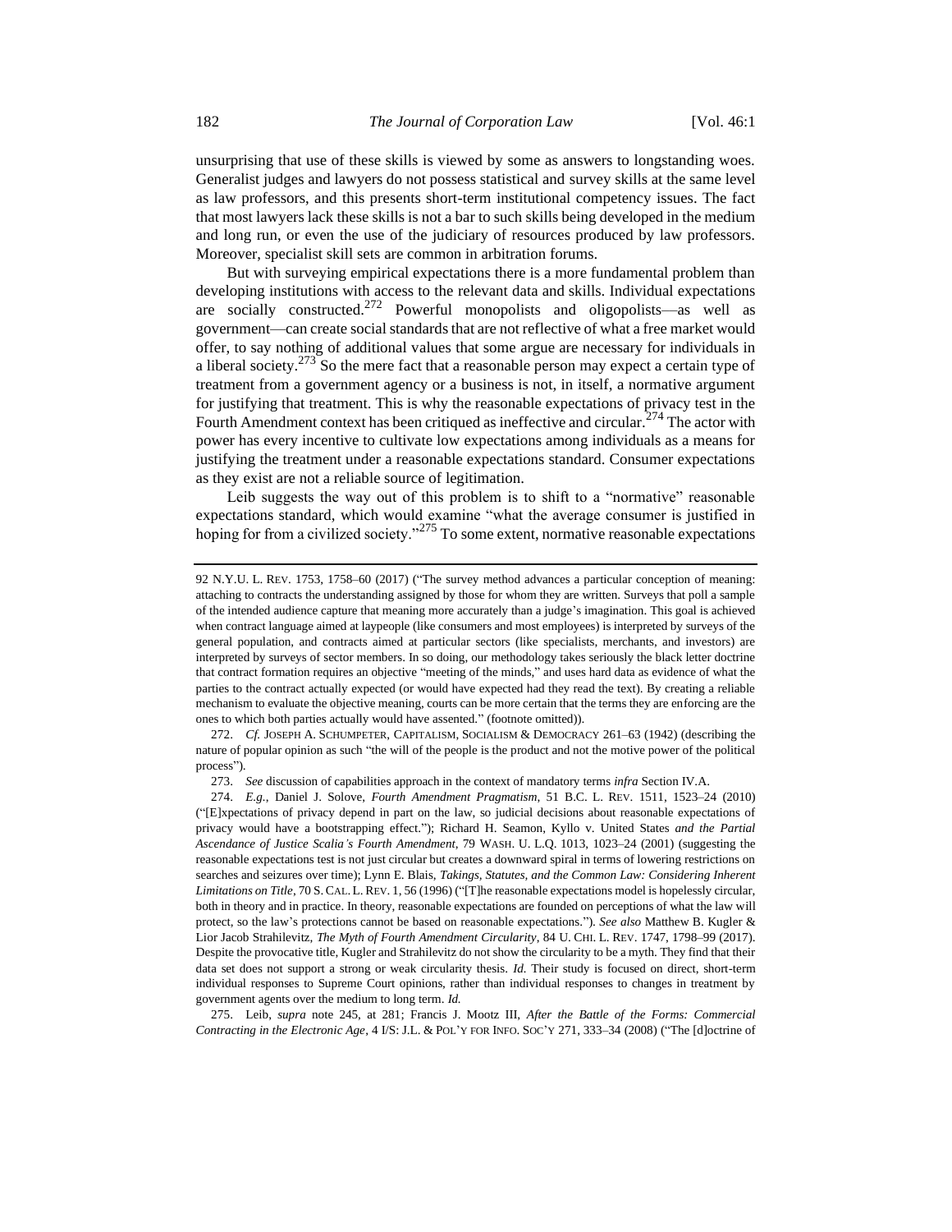unsurprising that use of these skills is viewed by some as answers to longstanding woes. Generalist judges and lawyers do not possess statistical and survey skills at the same level as law professors, and this presents short-term institutional competency issues. The fact that most lawyers lack these skills is not a bar to such skills being developed in the medium and long run, or even the use of the judiciary of resources produced by law professors. Moreover, specialist skill sets are common in arbitration forums.

But with surveying empirical expectations there is a more fundamental problem than developing institutions with access to the relevant data and skills. Individual expectations are socially constructed.[272] Powerful monopolists and oligopolists—as well as government—can create social standards that are not reflective of what a free market would offer, to say nothing of additional values that some argue are necessary for individuals in a liberal society.[273] So the mere fact that a reasonable person may expect a certain type of treatment from a government agency or a business is not, in itself, a normative argument for justifying that treatment. This is why the reasonable expectations of privacy test in the Fourth Amendment context has been critiqued as ineffective and circular.[274] The actor with power has every incentive to cultivate low expectations among individuals as a means for justifying the treatment under a reasonable expectations standard. Consumer expectations as they exist are not a reliable source of legitimation.

Leib suggests the way out of this problem is to shift to a "normative" reasonable expectations standard, which would examine "what the average consumer is justified in hoping for from a civilized society."[275] To some extent, normative reasonable expectations

---

92 N.Y.U. L. REV. 1753, 1758–60 (2017) ("The survey method advances a particular conception of meaning: attaching to contracts the understanding assigned by those for whom they are written. Surveys that poll a sample of the intended audience capture that meaning more accurately than a judge's imagination. This goal is achieved when contract language aimed at laypeople (like consumers and most employees) is interpreted by surveys of the general population, and contracts aimed at particular sectors (like specialists, merchants, and investors) are interpreted by surveys of sector members. In so doing, our methodology takes seriously the black letter doctrine that contract formation requires an objective "meeting of the minds," and uses hard data as evidence of what the parties to the contract actually expected (or would have expected had they read the text). By creating a reliable mechanism to evaluate the objective meaning, courts can be more certain that the terms they are enforcing are the ones to which both parties actually would have assented." (footnote omitted)).

272. *Cf.* JOSEPH A. SCHUMPETER, CAPITALISM, SOCIALISM & DEMOCRACY 261–63 (1942) (describing the nature of popular opinion as such "the will of the people is the product and not the motive power of the political process").

273. *See* discussion of capabilities approach in the context of mandatory terms *infra* Section IV.A.

274. *E.g.*, Daniel J. Solove, *Fourth Amendment Pragmatism*, 51 B.C. L. REV. 1511, 1523–24 (2010) ("[E]xpectations of privacy depend in part on the law, so judicial decisions about reasonable expectations of privacy would have a bootstrapping effect."); Richard H. Seamon, Kyllo v. United States *and the Partial Ascendance of Justice Scalia's Fourth Amendment*, 79 WASH. U. L.Q. 1013, 1023–24 (2001) (suggesting the reasonable expectations test is not just circular but creates a downward spiral in terms of lowering restrictions on searches and seizures over time); Lynn E. Blais, *Takings, Statutes, and the Common Law: Considering Inherent Limitations on Title*, 70 S. CAL. L. REV. 1, 56 (1996) ("[T]he reasonable expectations model is hopelessly circular, both in theory and in practice. In theory, reasonable expectations are founded on perceptions of what the law will protect, so the law's protections cannot be based on reasonable expectations."). *See also* Matthew B. Kugler & Lior Jacob Strahilevitz, *The Myth of Fourth Amendment Circularity*, 84 U. CHI. L. REV. 1747, 1798–99 (2017). Despite the provocative title, Kugler and Strahilevitz do not show the circularity to be a myth. They find that their data set does not support a strong or weak circularity thesis. *Id.* Their study is focused on direct, short-term individual responses to Supreme Court opinions, rather than individual responses to changes in treatment by government agents over the medium to long term. *Id.*

275. Leib, *supra* note 245, at 281; Francis J. Mootz III, *After the Battle of the Forms: Commercial Contracting in the Electronic Age*, 4 I/S: J.L. & POL'Y FOR INFO. SOC'Y 271, 333–34 (2008) ("The [d]octrine of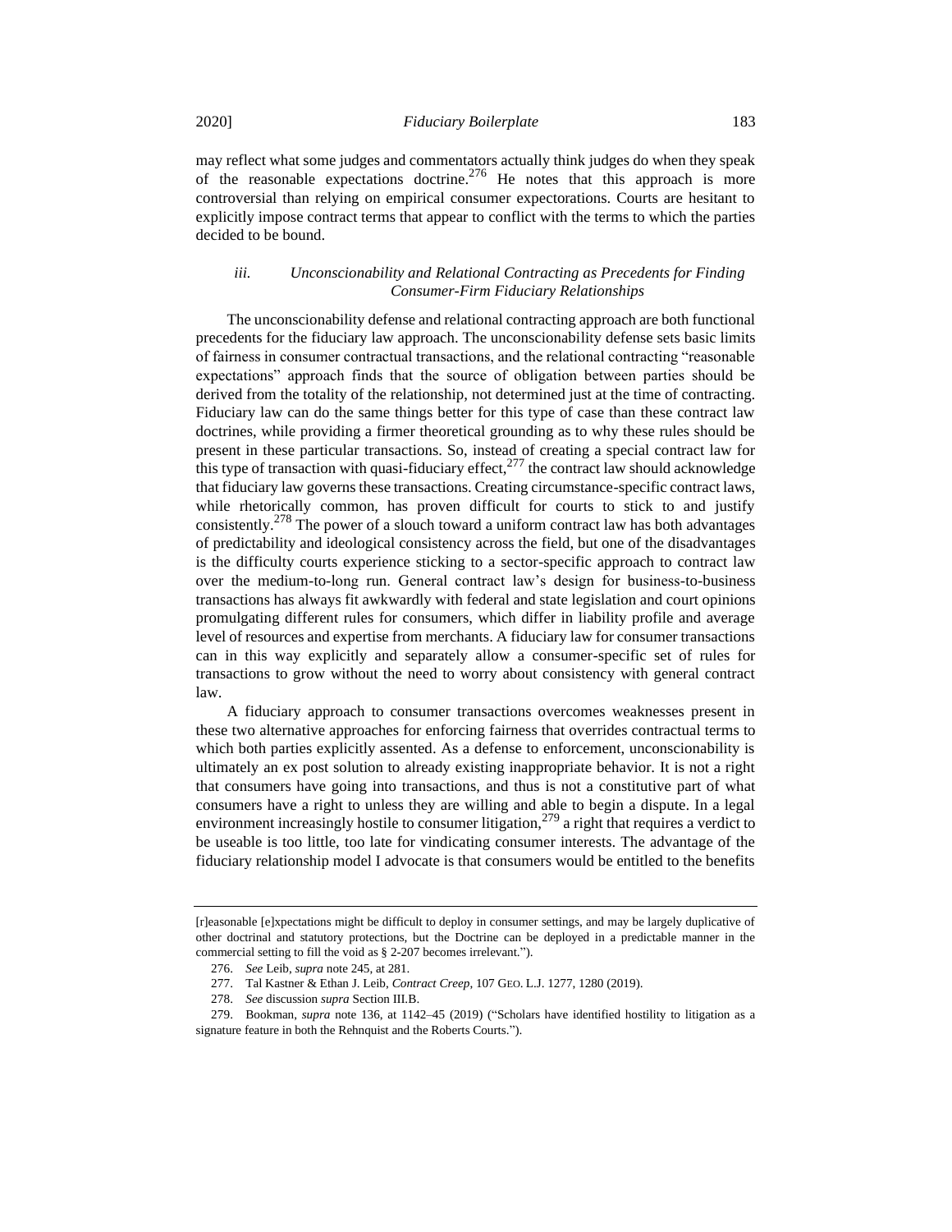may reflect what some judges and commentators actually think judges do when they speak of the reasonable expectations doctrine.[276] He notes that this approach is more controversial than relying on empirical consumer expectorations. Courts are hesitant to explicitly impose contract terms that appear to conflict with the terms to which the parties decided to be bound.

### *iii. Unconscionability and Relational Contracting as Precedents for Finding Consumer-Firm Fiduciary Relationships*

The unconscionability defense and relational contracting approach are both functional precedents for the fiduciary law approach. The unconscionability defense sets basic limits of fairness in consumer contractual transactions, and the relational contracting "reasonable expectations" approach finds that the source of obligation between parties should be derived from the totality of the relationship, not determined just at the time of contracting. Fiduciary law can do the same things better for this type of case than these contract law doctrines, while providing a firmer theoretical grounding as to why these rules should be present in these particular transactions. So, instead of creating a special contract law for this type of transaction with quasi-fiduciary effect,[277] the contract law should acknowledge that fiduciary law governs these transactions. Creating circumstance-specific contract laws, while rhetorically common, has proven difficult for courts to stick to and justify consistently.[278] The power of a slouch toward a uniform contract law has both advantages of predictability and ideological consistency across the field, but one of the disadvantages is the difficulty courts experience sticking to a sector-specific approach to contract law over the medium-to-long run. General contract law's design for business-to-business transactions has always fit awkwardly with federal and state legislation and court opinions promulgating different rules for consumers, which differ in liability profile and average level of resources and expertise from merchants. A fiduciary law for consumer transactions can in this way explicitly and separately allow a consumer-specific set of rules for transactions to grow without the need to worry about consistency with general contract law.

A fiduciary approach to consumer transactions overcomes weaknesses present in these two alternative approaches for enforcing fairness that overrides contractual terms to which both parties explicitly assented. As a defense to enforcement, unconscionability is ultimately an ex post solution to already existing inappropriate behavior. It is not a right that consumers have going into transactions, and thus is not a constitutive part of what consumers have a right to unless they are willing and able to begin a dispute. In a legal environment increasingly hostile to consumer litigation,[279] a right that requires a verdict to be useable is too little, too late for vindicating consumer interests. The advantage of the fiduciary relationship model I advocate is that consumers would be entitled to the benefits

---

[r]easonable [e]xpectations might be difficult to deploy in consumer settings, and may be largely duplicative of other doctrinal and statutory protections, but the Doctrine can be deployed in a predictable manner in the commercial setting to fill the void as § 2-207 becomes irrelevant.").

276. *See* Leib, *supra* note 245, at 281.

277. Tal Kastner & Ethan J. Leib, *Contract Creep*, 107 GEO. L.J. 1277, 1280 (2019).

278. *See* discussion *supra* Section III.B.

279. Bookman, *supra* note 136, at 1142–45 (2019) ("Scholars have identified hostility to litigation as a signature feature in both the Rehnquist and the Roberts Courts.").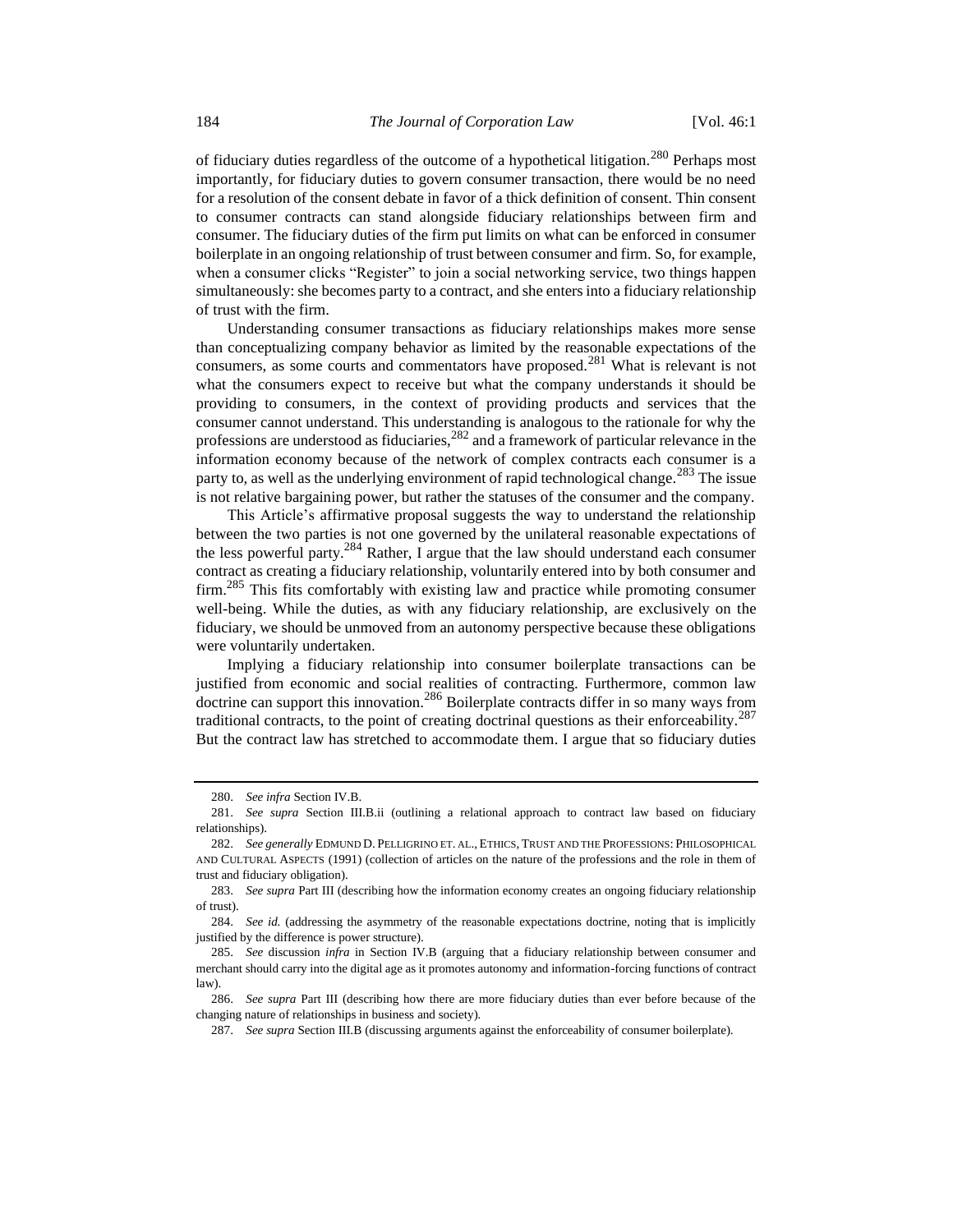of fiduciary duties regardless of the outcome of a hypothetical litigation.[280] Perhaps most importantly, for fiduciary duties to govern consumer transaction, there would be no need for a resolution of the consent debate in favor of a thick definition of consent. Thin consent to consumer contracts can stand alongside fiduciary relationships between firm and consumer. The fiduciary duties of the firm put limits on what can be enforced in consumer boilerplate in an ongoing relationship of trust between consumer and firm. So, for example, when a consumer clicks "Register" to join a social networking service, two things happen simultaneously: she becomes party to a contract, and she enters into a fiduciary relationship of trust with the firm.

Understanding consumer transactions as fiduciary relationships makes more sense than conceptualizing company behavior as limited by the reasonable expectations of the consumers, as some courts and commentators have proposed.[281] What is relevant is not what the consumers expect to receive but what the company understands it should be providing to consumers, in the context of providing products and services that the consumer cannot understand. This understanding is analogous to the rationale for why the professions are understood as fiduciaries,[282] and a framework of particular relevance in the information economy because of the network of complex contracts each consumer is a party to, as well as the underlying environment of rapid technological change.[283] The issue is not relative bargaining power, but rather the statuses of the consumer and the company.

This Article's affirmative proposal suggests the way to understand the relationship between the two parties is not one governed by the unilateral reasonable expectations of the less powerful party.[284] Rather, I argue that the law should understand each consumer contract as creating a fiduciary relationship, voluntarily entered into by both consumer and firm.[285] This fits comfortably with existing law and practice while promoting consumer well-being. While the duties, as with any fiduciary relationship, are exclusively on the fiduciary, we should be unmoved from an autonomy perspective because these obligations were voluntarily undertaken.

Implying a fiduciary relationship into consumer boilerplate transactions can be justified from economic and social realities of contracting. Furthermore, common law doctrine can support this innovation.[286] Boilerplate contracts differ in so many ways from traditional contracts, to the point of creating doctrinal questions as their enforceability.[287] But the contract law has stretched to accommodate them. I argue that so fiduciary duties

---

280. *See infra* Section IV.B.

281. *See supra* Section III.B.ii (outlining a relational approach to contract law based on fiduciary relationships).

282. *See generally* EDMUND D. PELLIGRINO ET. AL., ETHICS, TRUST AND THE PROFESSIONS: PHILOSOPHICAL AND CULTURAL ASPECTS (1991) (collection of articles on the nature of the professions and the role in them of trust and fiduciary obligation).

283. *See supra* Part III (describing how the information economy creates an ongoing fiduciary relationship of trust).

284. *See id.* (addressing the asymmetry of the reasonable expectations doctrine, noting that is implicitly justified by the difference is power structure).

285. *See* discussion *infra* in Section IV.B (arguing that a fiduciary relationship between consumer and merchant should carry into the digital age as it promotes autonomy and information-forcing functions of contract law).

286. *See supra* Part III (describing how there are more fiduciary duties than ever before because of the changing nature of relationships in business and society).

287. *See supra* Section III.B (discussing arguments against the enforceability of consumer boilerplate).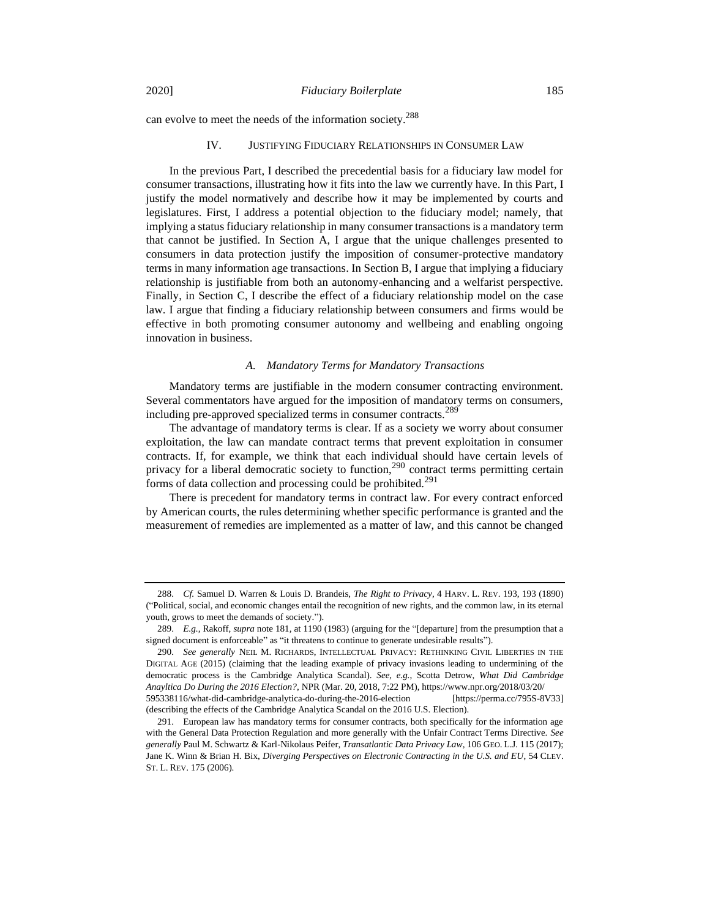can evolve to meet the needs of the information society.[288]

## IV. Justifying Fiduciary Relationships in Consumer Law

In the previous Part, I described the precedential basis for a fiduciary law model for consumer transactions, illustrating how it fits into the law we currently have. In this Part, I justify the model normatively and describe how it may be implemented by courts and legislatures. First, I address a potential objection to the fiduciary model; namely, that implying a status fiduciary relationship in many consumer transactions is a mandatory term that cannot be justified. In Section A, I argue that the unique challenges presented to consumers in data protection justify the imposition of consumer-protective mandatory terms in many information age transactions. In Section B, I argue that implying a fiduciary relationship is justifiable from both an autonomy-enhancing and a welfarist perspective. Finally, in Section C, I describe the effect of a fiduciary relationship model on the case law. I argue that finding a fiduciary relationship between consumers and firms would be effective in both promoting consumer autonomy and wellbeing and enabling ongoing innovation in business.

### *A. Mandatory Terms for Mandatory Transactions*

Mandatory terms are justifiable in the modern consumer contracting environment. Several commentators have argued for the imposition of mandatory terms on consumers, including pre-approved specialized terms in consumer contracts.[289]

The advantage of mandatory terms is clear. If as a society we worry about consumer exploitation, the law can mandate contract terms that prevent exploitation in consumer contracts. If, for example, we think that each individual should have certain levels of privacy for a liberal democratic society to function,[290] contract terms permitting certain forms of data collection and processing could be prohibited.[291]

There is precedent for mandatory terms in contract law. For every contract enforced by American courts, the rules determining whether specific performance is granted and the measurement of remedies are implemented as a matter of law, and this cannot be changed

---

288. *Cf.* Samuel D. Warren & Louis D. Brandeis, *The Right to Privacy*, 4 Harv. L. Rev. 193, 193 (1890) ("Political, social, and economic changes entail the recognition of new rights, and the common law, in its eternal youth, grows to meet the demands of society.").

289. *E.g.*, Rakoff, *supra* note 181, at 1190 (1983) (arguing for the "[departure] from the presumption that a signed document is enforceable" as "it threatens to continue to generate undesirable results").

290. *See generally* Neil M. Richards, Intellectual Privacy: Rethinking Civil Liberties in the Digital Age (2015) (claiming that the leading example of privacy invasions leading to undermining of the democratic process is the Cambridge Analytica Scandal). *See, e.g.*, Scotta Detrow, *What Did Cambridge Anayltica Do During the 2016 Election?*, NPR (Mar. 20, 2018, 7:22 PM), https://www.npr.org/2018/03/20/595338116/what-did-cambridge-analytica-do-during-the-2016-election [https://perma.cc/795S-8V33] (describing the effects of the Cambridge Analytica Scandal on the 2016 U.S. Election).

291. European law has mandatory terms for consumer contracts, both specifically for the information age with the General Data Protection Regulation and more generally with the Unfair Contract Terms Directive. *See generally* Paul M. Schwartz & Karl-Nikolaus Peifer, *Transatlantic Data Privacy Law*, 106 Geo. L.J. 115 (2017); Jane K. Winn & Brian H. Bix, *Diverging Perspectives on Electronic Contracting in the U.S. and EU*, 54 Clev. St. L. Rev. 175 (2006).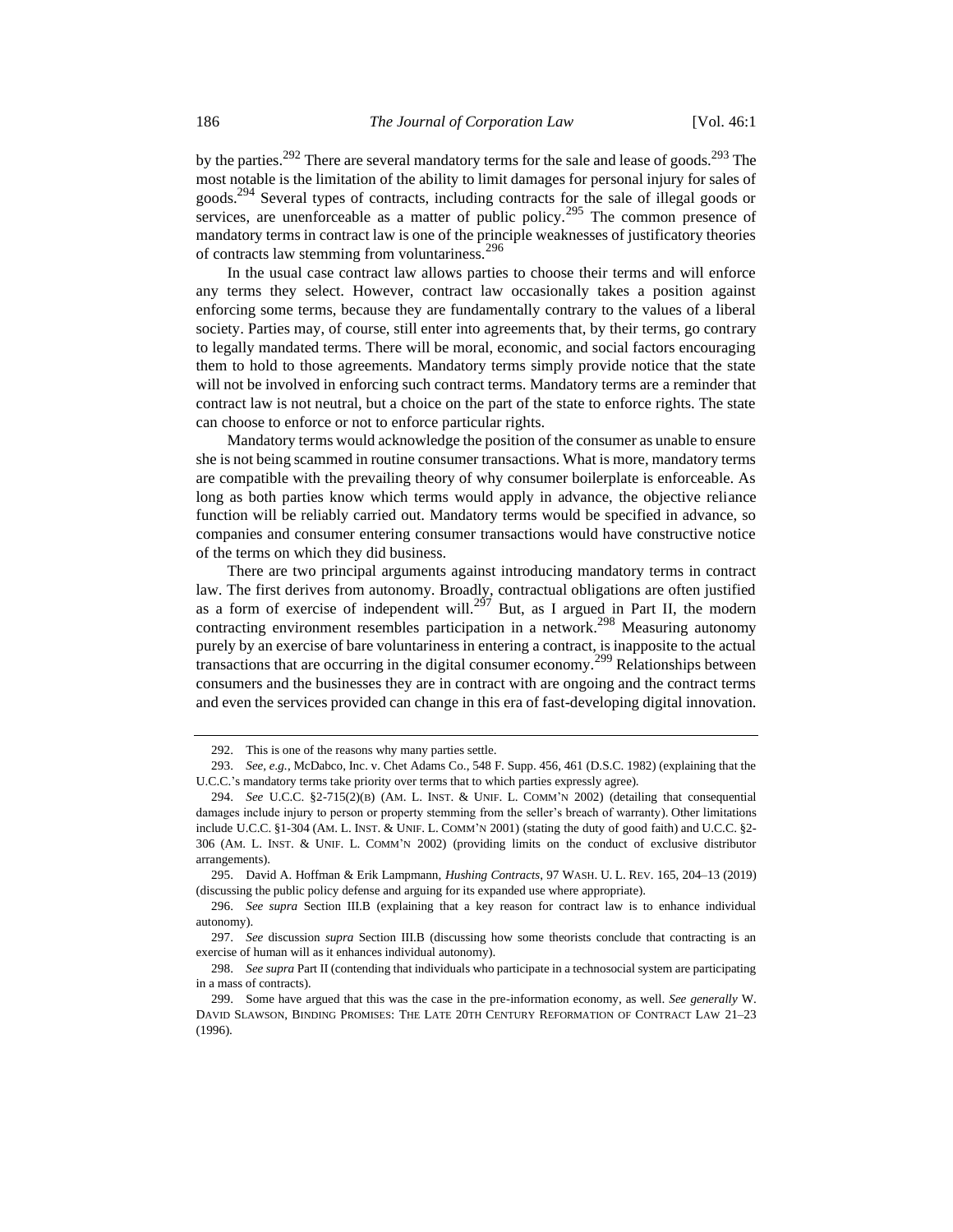by the parties.[292] There are several mandatory terms for the sale and lease of goods.[293] The most notable is the limitation of the ability to limit damages for personal injury for sales of goods.[294] Several types of contracts, including contracts for the sale of illegal goods or services, are unenforceable as a matter of public policy.[295] The common presence of mandatory terms in contract law is one of the principle weaknesses of justificatory theories of contracts law stemming from voluntariness.[296]

In the usual case contract law allows parties to choose their terms and will enforce any terms they select. However, contract law occasionally takes a position against enforcing some terms, because they are fundamentally contrary to the values of a liberal society. Parties may, of course, still enter into agreements that, by their terms, go contrary to legally mandated terms. There will be moral, economic, and social factors encouraging them to hold to those agreements. Mandatory terms simply provide notice that the state will not be involved in enforcing such contract terms. Mandatory terms are a reminder that contract law is not neutral, but a choice on the part of the state to enforce rights. The state can choose to enforce or not to enforce particular rights.

Mandatory terms would acknowledge the position of the consumer as unable to ensure she is not being scammed in routine consumer transactions. What is more, mandatory terms are compatible with the prevailing theory of why consumer boilerplate is enforceable. As long as both parties know which terms would apply in advance, the objective reliance function will be reliably carried out. Mandatory terms would be specified in advance, so companies and consumer entering consumer transactions would have constructive notice of the terms on which they did business.

There are two principal arguments against introducing mandatory terms in contract law. The first derives from autonomy. Broadly, contractual obligations are often justified as a form of exercise of independent will.[297] But, as I argued in Part II, the modern contracting environment resembles participation in a network.[298] Measuring autonomy purely by an exercise of bare voluntariness in entering a contract, is inapposite to the actual transactions that are occurring in the digital consumer economy.[299] Relationships between consumers and the businesses they are in contract with are ongoing and the contract terms and even the services provided can change in this era of fast-developing digital innovation.

---

292. This is one of the reasons why many parties settle.

293. *See, e.g.*, McDabco, Inc. v. Chet Adams Co., 548 F. Supp. 456, 461 (D.S.C. 1982) (explaining that the U.C.C.'s mandatory terms take priority over terms that to which parties expressly agree).

294. *See* U.C.C. §2-715(2)(B) (AM. L. INST. & UNIF. L. COMM'N 2002) (detailing that consequential damages include injury to person or property stemming from the seller's breach of warranty). Other limitations include U.C.C. §1-304 (AM. L. INST. & UNIF. L. COMM'N 2001) (stating the duty of good faith) and U.C.C. §2-306 (AM. L. INST. & UNIF. L. COMM'N 2002) (providing limits on the conduct of exclusive distributor arrangements).

295. David A. Hoffman & Erik Lampmann, *Hushing Contracts*, 97 WASH. U. L. REV. 165, 204–13 (2019) (discussing the public policy defense and arguing for its expanded use where appropriate).

296. *See supra* Section III.B (explaining that a key reason for contract law is to enhance individual autonomy).

297. *See* discussion *supra* Section III.B (discussing how some theorists conclude that contracting is an exercise of human will as it enhances individual autonomy).

298. *See supra* Part II (contending that individuals who participate in a technosocial system are participating in a mass of contracts).

299. Some have argued that this was the case in the pre-information economy, as well. *See generally* W. DAVID SLAWSON, BINDING PROMISES: THE LATE 20TH CENTURY REFORMATION OF CONTRACT LAW 21–23 (1996).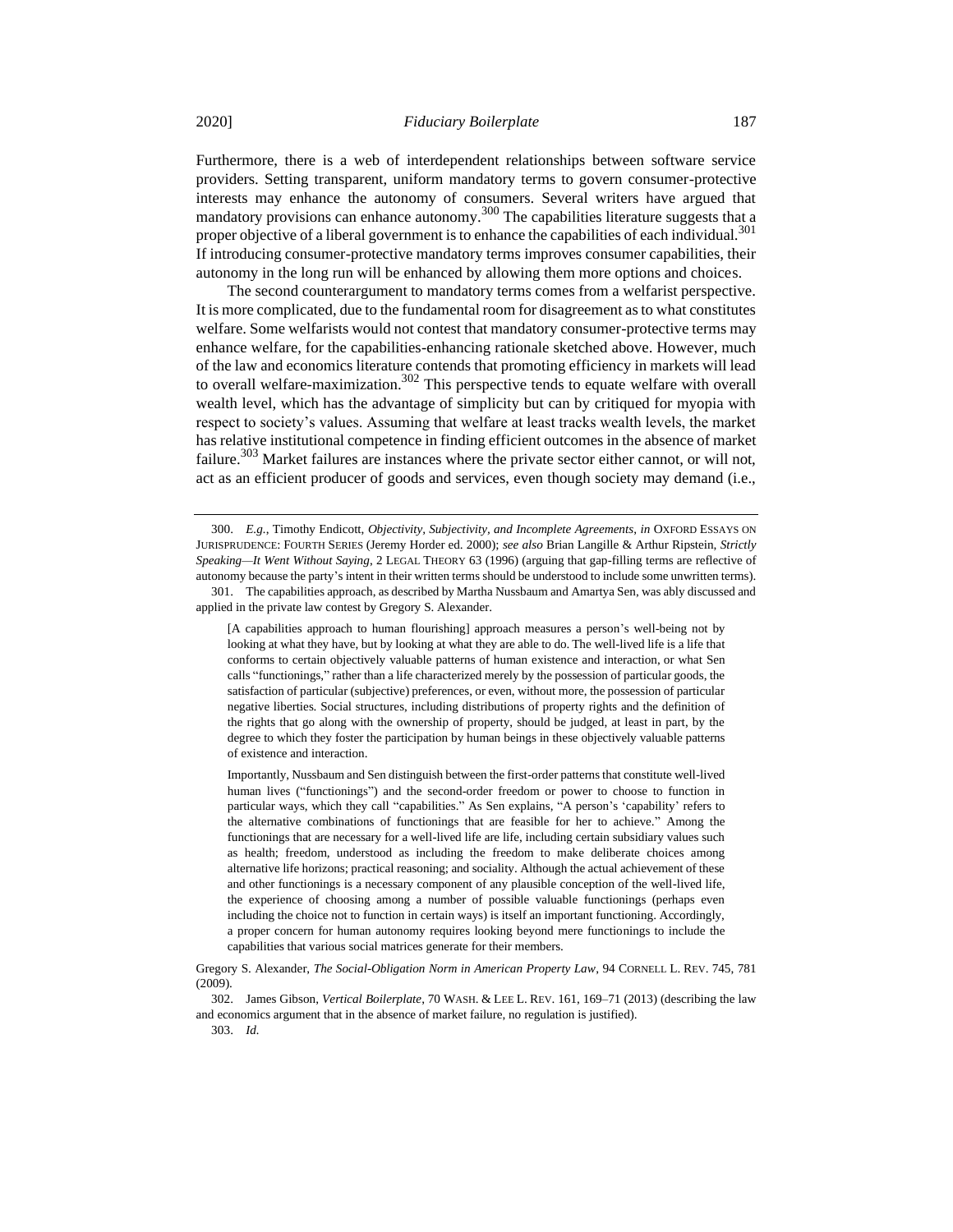Furthermore, there is a web of interdependent relationships between software service providers. Setting transparent, uniform mandatory terms to govern consumer-protective interests may enhance the autonomy of consumers. Several writers have argued that mandatory provisions can enhance autonomy.[300] The capabilities literature suggests that a proper objective of a liberal government is to enhance the capabilities of each individual.[301] If introducing consumer-protective mandatory terms improves consumer capabilities, their autonomy in the long run will be enhanced by allowing them more options and choices.

The second counterargument to mandatory terms comes from a welfarist perspective. It is more complicated, due to the fundamental room for disagreement as to what constitutes welfare. Some welfarists would not contest that mandatory consumer-protective terms may enhance welfare, for the capabilities-enhancing rationale sketched above. However, much of the law and economics literature contends that promoting efficiency in markets will lead to overall welfare-maximization.[302] This perspective tends to equate welfare with overall wealth level, which has the advantage of simplicity but can by critiqued for myopia with respect to society's values. Assuming that welfare at least tracks wealth levels, the market has relative institutional competence in finding efficient outcomes in the absence of market failure.[303] Market failures are instances where the private sector either cannot, or will not, act as an efficient producer of goods and services, even though society may demand (i.e.,

---

300. *E.g.*, Timothy Endicott, *Objectivity, Subjectivity, and Incomplete Agreements*, *in* OXFORD ESSAYS ON JURISPRUDENCE: FOURTH SERIES (Jeremy Horder ed. 2000); *see also* Brian Langille & Arthur Ripstein, *Strictly Speaking—It Went Without Saying*, 2 LEGAL THEORY 63 (1996) (arguing that gap-filling terms are reflective of autonomy because the party's intent in their written terms should be understood to include some unwritten terms).

301. The capabilities approach, as described by Martha Nussbaum and Amartya Sen, was ably discussed and applied in the private law contest by Gregory S. Alexander.

> [A capabilities approach to human flourishing] approach measures a person's well-being not by looking at what they have, but by looking at what they are able to do. The well-lived life is a life that conforms to certain objectively valuable patterns of human existence and interaction, or what Sen calls "functionings," rather than a life characterized merely by the possession of particular goods, the satisfaction of particular (subjective) preferences, or even, without more, the possession of particular negative liberties. Social structures, including distributions of property rights and the definition of the rights that go along with the ownership of property, should be judged, at least in part, by the degree to which they foster the participation by human beings in these objectively valuable patterns of existence and interaction.
>
> Importantly, Nussbaum and Sen distinguish between the first-order patterns that constitute well-lived human lives ("functionings") and the second-order freedom or power to choose to function in particular ways, which they call "capabilities." As Sen explains, "A person's 'capability' refers to the alternative combinations of functionings that are feasible for her to achieve." Among the functionings that are necessary for a well-lived life are life, including certain subsidiary values such as health; freedom, understood as including the freedom to make deliberate choices among alternative life horizons; practical reasoning; and sociality. Although the actual achievement of these and other functionings is a necessary component of any plausible conception of the well-lived life, the experience of choosing among a number of possible valuable functionings (perhaps even including the choice not to function in certain ways) is itself an important functioning. Accordingly, a proper concern for human autonomy requires looking beyond mere functionings to include the capabilities that various social matrices generate for their members.

Gregory S. Alexander, *The Social-Obligation Norm in American Property Law*, 94 CORNELL L. REV. 745, 781 (2009).

302. James Gibson, *Vertical Boilerplate*, 70 WASH. & LEE L. REV. 161, 169–71 (2013) (describing the law and economics argument that in the absence of market failure, no regulation is justified).

303. *Id.*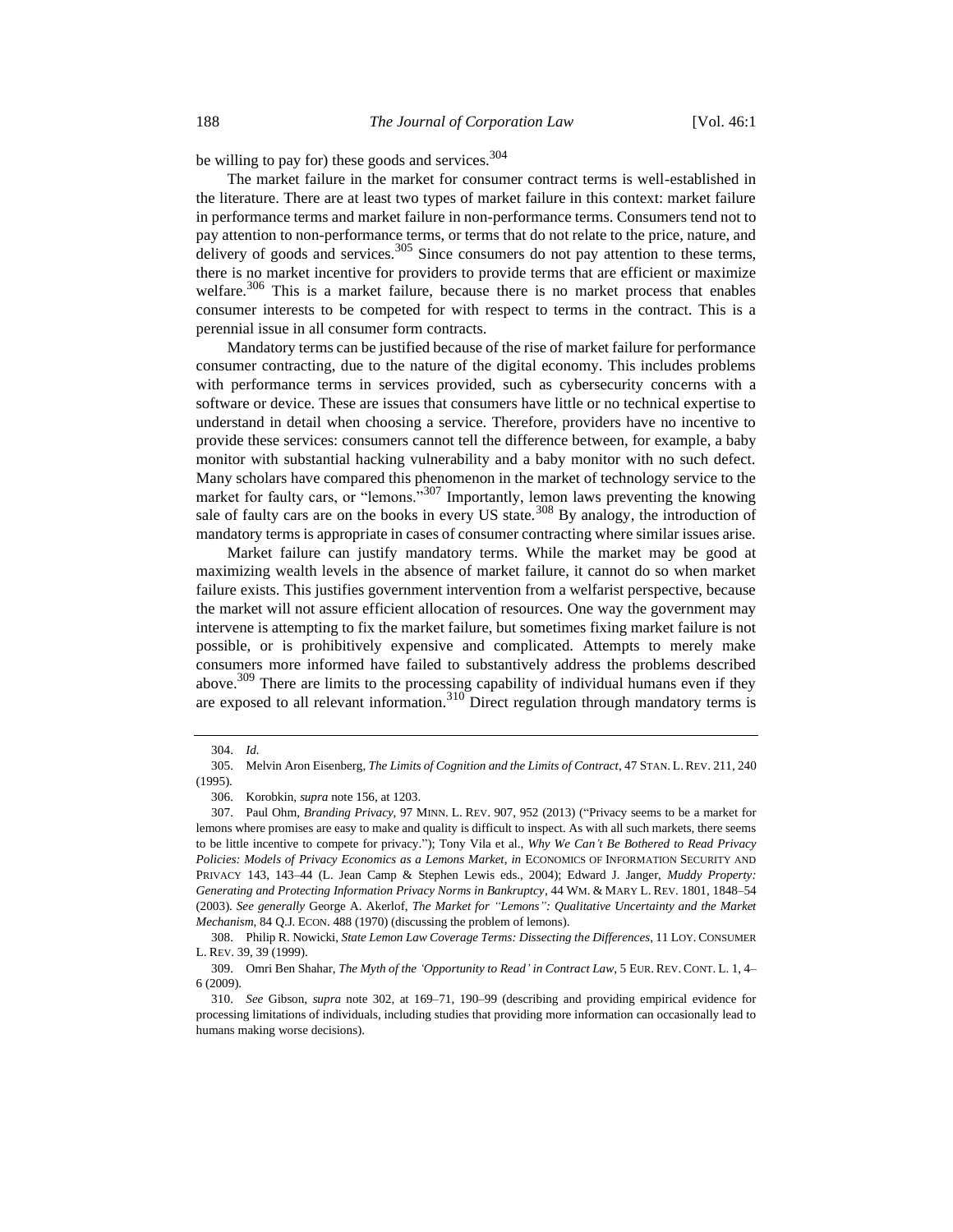be willing to pay for) these goods and services.[304]

The market failure in the market for consumer contract terms is well-established in the literature. There are at least two types of market failure in this context: market failure in performance terms and market failure in non-performance terms. Consumers tend not to pay attention to non-performance terms, or terms that do not relate to the price, nature, and delivery of goods and services.[305] Since consumers do not pay attention to these terms, there is no market incentive for providers to provide terms that are efficient or maximize welfare.[306] This is a market failure, because there is no market process that enables consumer interests to be competed for with respect to terms in the contract. This is a perennial issue in all consumer form contracts.

Mandatory terms can be justified because of the rise of market failure for performance consumer contracting, due to the nature of the digital economy. This includes problems with performance terms in services provided, such as cybersecurity concerns with a software or device. These are issues that consumers have little or no technical expertise to understand in detail when choosing a service. Therefore, providers have no incentive to provide these services: consumers cannot tell the difference between, for example, a baby monitor with substantial hacking vulnerability and a baby monitor with no such defect. Many scholars have compared this phenomenon in the market of technology service to the market for faulty cars, or "lemons."[307] Importantly, lemon laws preventing the knowing sale of faulty cars are on the books in every US state.[308] By analogy, the introduction of mandatory terms is appropriate in cases of consumer contracting where similar issues arise.

Market failure can justify mandatory terms. While the market may be good at maximizing wealth levels in the absence of market failure, it cannot do so when market failure exists. This justifies government intervention from a welfarist perspective, because the market will not assure efficient allocation of resources. One way the government may intervene is attempting to fix the market failure, but sometimes fixing market failure is not possible, or is prohibitively expensive and complicated. Attempts to merely make consumers more informed have failed to substantively address the problems described above.[309] There are limits to the processing capability of individual humans even if they are exposed to all relevant information.[310] Direct regulation through mandatory terms is

---

304. *Id.*

305. Melvin Aron Eisenberg, *The Limits of Cognition and the Limits of Contract*, 47 STAN. L. REV. 211, 240 (1995).

306. Korobkin, *supra* note 156, at 1203.

307. Paul Ohm, *Branding Privacy*, 97 MINN. L. REV. 907, 952 (2013) ("Privacy seems to be a market for lemons where promises are easy to make and quality is difficult to inspect. As with all such markets, there seems to be little incentive to compete for privacy."); Tony Vila et al., *Why We Can't Be Bothered to Read Privacy Policies: Models of Privacy Economics as a Lemons Market*, *in* ECONOMICS OF INFORMATION SECURITY AND PRIVACY 143, 143–44 (L. Jean Camp & Stephen Lewis eds., 2004); Edward J. Janger, *Muddy Property: Generating and Protecting Information Privacy Norms in Bankruptcy*, 44 WM. & MARY L. REV. 1801, 1848–54 (2003). *See generally* George A. Akerlof, *The Market for "Lemons": Qualitative Uncertainty and the Market Mechanism*, 84 Q.J. ECON. 488 (1970) (discussing the problem of lemons).

308. Philip R. Nowicki, *State Lemon Law Coverage Terms: Dissecting the Differences*, 11 LOY. CONSUMER L. REV. 39, 39 (1999).

309. Omri Ben Shahar, *The Myth of the 'Opportunity to Read' in Contract Law*, 5 EUR. REV. CONT. L. 1, 4–6 (2009).

310. *See* Gibson, *supra* note 302, at 169–71, 190–99 (describing and providing empirical evidence for processing limitations of individuals, including studies that providing more information can occasionally lead to humans making worse decisions).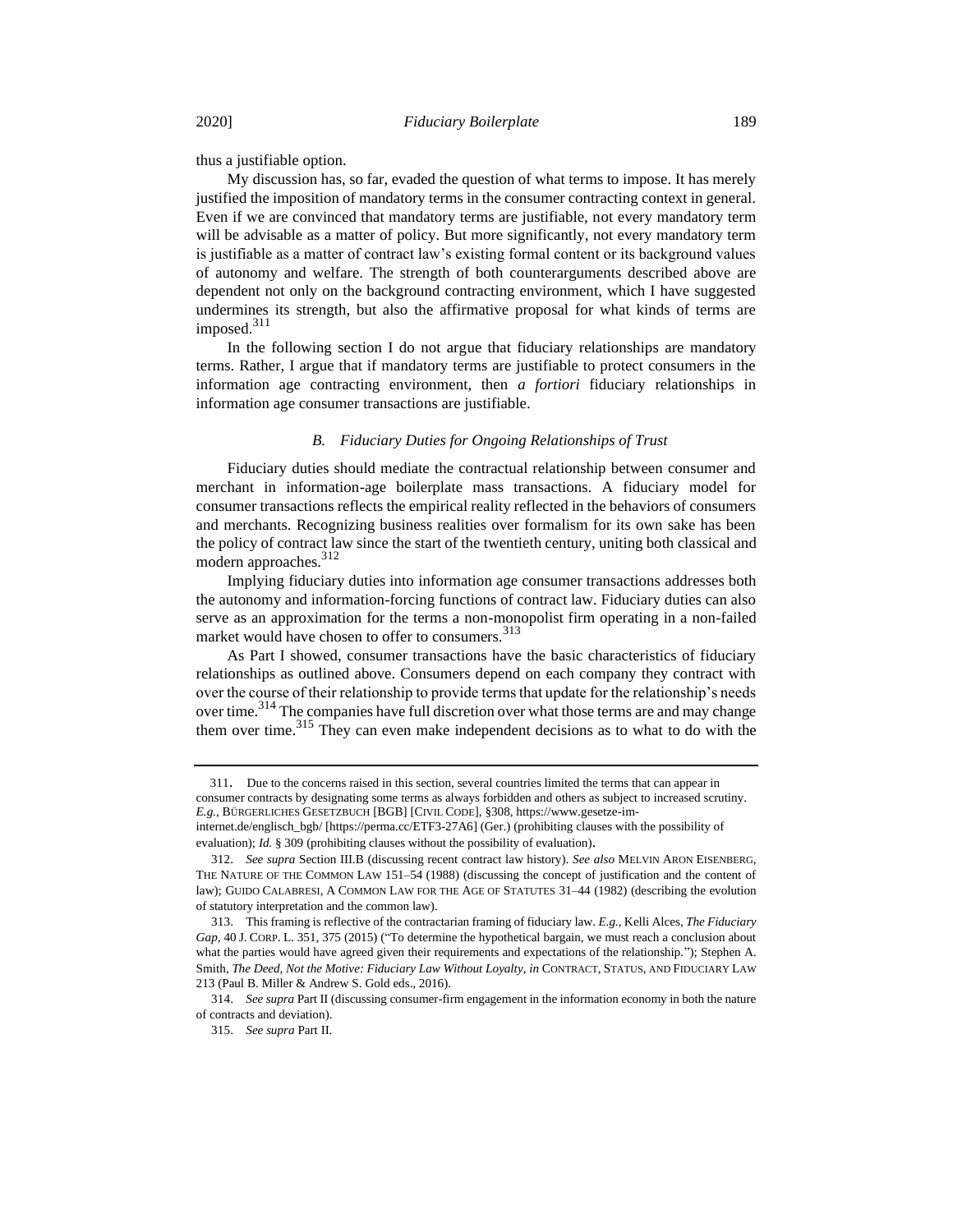thus a justifiable option.

My discussion has, so far, evaded the question of what terms to impose. It has merely justified the imposition of mandatory terms in the consumer contracting context in general. Even if we are convinced that mandatory terms are justifiable, not every mandatory term will be advisable as a matter of policy. But more significantly, not every mandatory term is justifiable as a matter of contract law's existing formal content or its background values of autonomy and welfare. The strength of both counterarguments described above are dependent not only on the background contracting environment, which I have suggested undermines its strength, but also the affirmative proposal for what kinds of terms are imposed.[311]

In the following section I do not argue that fiduciary relationships are mandatory terms. Rather, I argue that if mandatory terms are justifiable to protect consumers in the information age contracting environment, then *a fortiori* fiduciary relationships in information age consumer transactions are justifiable.

### *B. Fiduciary Duties for Ongoing Relationships of Trust*

Fiduciary duties should mediate the contractual relationship between consumer and merchant in information-age boilerplate mass transactions. A fiduciary model for consumer transactions reflects the empirical reality reflected in the behaviors of consumers and merchants. Recognizing business realities over formalism for its own sake has been the policy of contract law since the start of the twentieth century, uniting both classical and modern approaches.[312]

Implying fiduciary duties into information age consumer transactions addresses both the autonomy and information-forcing functions of contract law. Fiduciary duties can also serve as an approximation for the terms a non-monopolist firm operating in a non-failed market would have chosen to offer to consumers.[313]

As Part I showed, consumer transactions have the basic characteristics of fiduciary relationships as outlined above. Consumers depend on each company they contract with over the course of their relationship to provide terms that update for the relationship's needs over time.[314] The companies have full discretion over what those terms are and may change them over time.[315] They can even make independent decisions as to what to do with the

---

311. Due to the concerns raised in this section, several countries limited the terms that can appear in consumer contracts by designating some terms as always forbidden and others as subject to increased scrutiny. *E.g.*, BÜRGERLICHES GESETZBUCH [BGB] [CIVIL CODE], §308, https://www.gesetze-im-internet.de/englisch_bgb/ [https://perma.cc/ETF3-27A6] (Ger.) (prohibiting clauses with the possibility of evaluation); *Id.* § 309 (prohibiting clauses without the possibility of evaluation).

312. *See supra* Section III.B (discussing recent contract law history). *See also* MELVIN ARON EISENBERG, THE NATURE OF THE COMMON LAW 151–54 (1988) (discussing the concept of justification and the content of law); GUIDO CALABRESI, A COMMON LAW FOR THE AGE OF STATUTES 31–44 (1982) (describing the evolution of statutory interpretation and the common law).

313. This framing is reflective of the contractarian framing of fiduciary law. *E.g.*, Kelli Alces, *The Fiduciary Gap*, 40 J. CORP. L. 351, 375 (2015) ("To determine the hypothetical bargain, we must reach a conclusion about what the parties would have agreed given their requirements and expectations of the relationship."); Stephen A. Smith, *The Deed, Not the Motive: Fiduciary Law Without Loyalty*, *in* CONTRACT, STATUS, AND FIDUCIARY LAW 213 (Paul B. Miller & Andrew S. Gold eds., 2016).

314. *See supra* Part II (discussing consumer-firm engagement in the information economy in both the nature of contracts and deviation).

315. *See supra* Part II.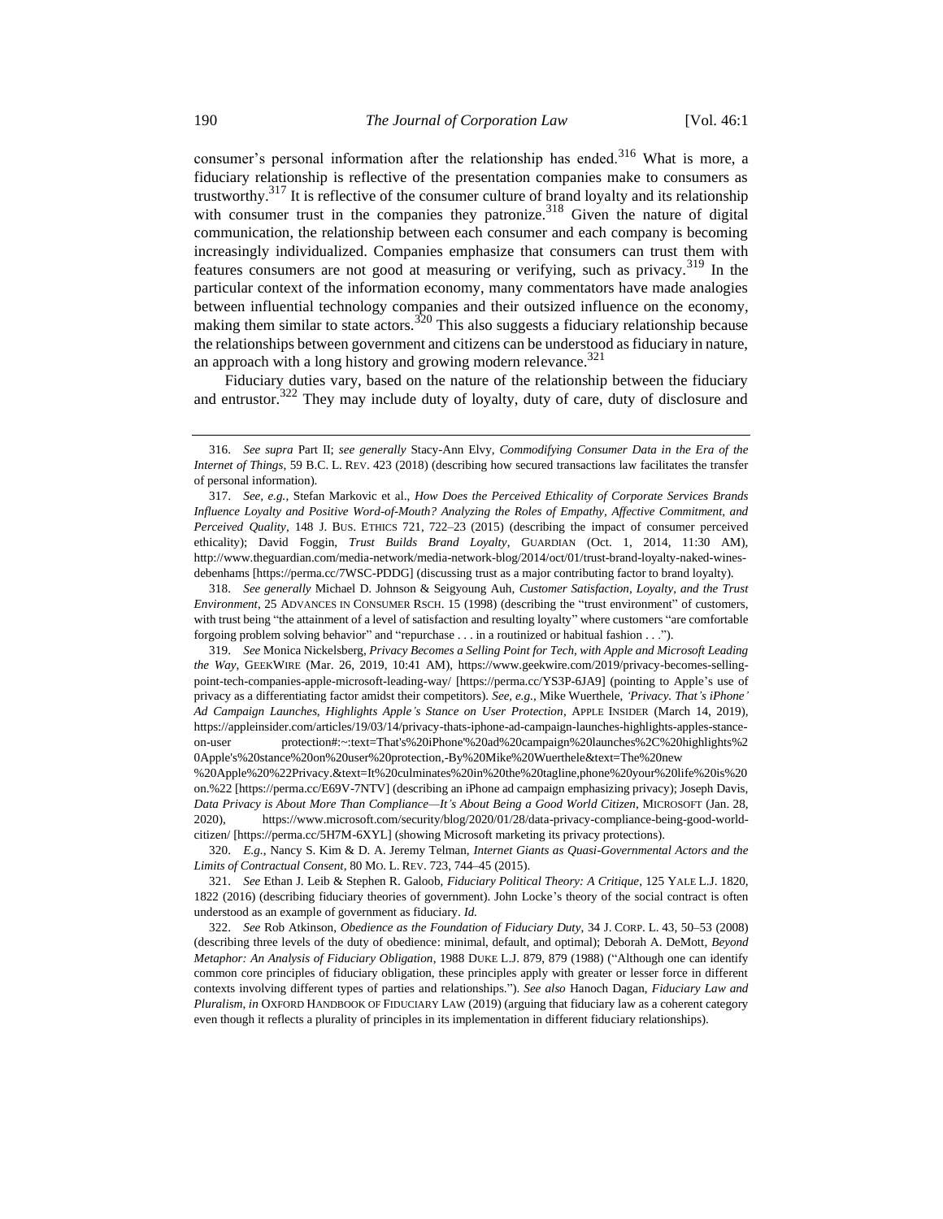consumer's personal information after the relationship has ended.[316] What is more, a fiduciary relationship is reflective of the presentation companies make to consumers as trustworthy.[317] It is reflective of the consumer culture of brand loyalty and its relationship with consumer trust in the companies they patronize.[318] Given the nature of digital communication, the relationship between each consumer and each company is becoming increasingly individualized. Companies emphasize that consumers can trust them with features consumers are not good at measuring or verifying, such as privacy.[319] In the particular context of the information economy, many commentators have made analogies between influential technology companies and their outsized influence on the economy, making them similar to state actors.[320] This also suggests a fiduciary relationship because the relationships between government and citizens can be understood as fiduciary in nature, an approach with a long history and growing modern relevance.[321]

Fiduciary duties vary, based on the nature of the relationship between the fiduciary and entrustor.[322] They may include duty of loyalty, duty of care, duty of disclosure and

---

316. *See supra* Part II; *see generally* Stacy-Ann Elvy, *Commodifying Consumer Data in the Era of the Internet of Things*, 59 B.C. L. REV. 423 (2018) (describing how secured transactions law facilitates the transfer of personal information).

317. *See, e.g.*, Stefan Markovic et al., *How Does the Perceived Ethicality of Corporate Services Brands Influence Loyalty and Positive Word-of-Mouth? Analyzing the Roles of Empathy, Affective Commitment, and Perceived Quality*, 148 J. BUS. ETHICS 721, 722–23 (2015) (describing the impact of consumer perceived ethicality); David Foggin, *Trust Builds Brand Loyalty*, GUARDIAN (Oct. 1, 2014, 11:30 AM), http://www.theguardian.com/media-network/media-network-blog/2014/oct/01/trust-brand-loyalty-naked-wines-debenhams [https://perma.cc/7WSC-PDDG] (discussing trust as a major contributing factor to brand loyalty).

318. *See generally* Michael D. Johnson & Seigyoung Auh, *Customer Satisfaction, Loyalty, and the Trust Environment*, 25 ADVANCES IN CONSUMER RSCH. 15 (1998) (describing the "trust environment" of customers, with trust being "the attainment of a level of satisfaction and resulting loyalty" where customers "are comfortable forgoing problem solving behavior" and "repurchase . . . in a routinized or habitual fashion . . .").

319. *See* Monica Nickelsberg, *Privacy Becomes a Selling Point for Tech, with Apple and Microsoft Leading the Way*, GEEKWIRE (Mar. 26, 2019, 10:41 AM), https://www.geekwire.com/2019/privacy-becomes-selling-point-tech-companies-apple-microsoft-leading-way/ [https://perma.cc/YS3P-6JA9] (pointing to Apple's use of privacy as a differentiating factor amidst their competitors). *See, e.g.*, Mike Wuerthele, *'Privacy. That's iPhone' Ad Campaign Launches, Highlights Apple's Stance on User Protection*, APPLE INSIDER (March 14, 2019), https://appleinsider.com/articles/19/03/14/privacy-thats-iphone-ad-campaign-launches-highlights-apples-stance-on-user protection#:~:text=That's%20iPhone'%20ad%20campaign%20launches%2C%20highlights%20Apple's%20stance%20on%20user%20protection,-By%20Mike%20Wuerthele&text=The%20new%20Apple%20%22Privacy.&text=It%20culminates%20in%20the%20tagline,phone%20your%20life%20is%20on.%22 [https://perma.cc/E69V-7NTV] (describing an iPhone ad campaign emphasizing privacy); Joseph Davis, *Data Privacy is About More Than Compliance—It's About Being a Good World Citizen*, MICROSOFT (Jan. 28, 2020), https://www.microsoft.com/security/blog/2020/01/28/data-privacy-compliance-being-good-world-citizen/ [https://perma.cc/5H7M-6XYL] (showing Microsoft marketing its privacy protections).

320. *E.g.*, Nancy S. Kim & D. A. Jeremy Telman, *Internet Giants as Quasi-Governmental Actors and the Limits of Contractual Consent*, 80 MO. L. REV. 723, 744–45 (2015).

321. *See* Ethan J. Leib & Stephen R. Galoob, *Fiduciary Political Theory: A Critique*, 125 YALE L.J. 1820, 1822 (2016) (describing fiduciary theories of government). John Locke's theory of the social contract is often understood as an example of government as fiduciary. *Id.*

322. *See* Rob Atkinson, *Obedience as the Foundation of Fiduciary Duty*, 34 J. CORP. L. 43, 50–53 (2008) (describing three levels of the duty of obedience: minimal, default, and optimal); Deborah A. DeMott, *Beyond Metaphor: An Analysis of Fiduciary Obligation*, 1988 DUKE L.J. 879, 879 (1988) ("Although one can identify common core principles of fiduciary obligation, these principles apply with greater or lesser force in different contexts involving different types of parties and relationships."). *See also* Hanoch Dagan, *Fiduciary Law and Pluralism*, *in* OXFORD HANDBOOK OF FIDUCIARY LAW (2019) (arguing that fiduciary law as a coherent category even though it reflects a plurality of principles in its implementation in different fiduciary relationships).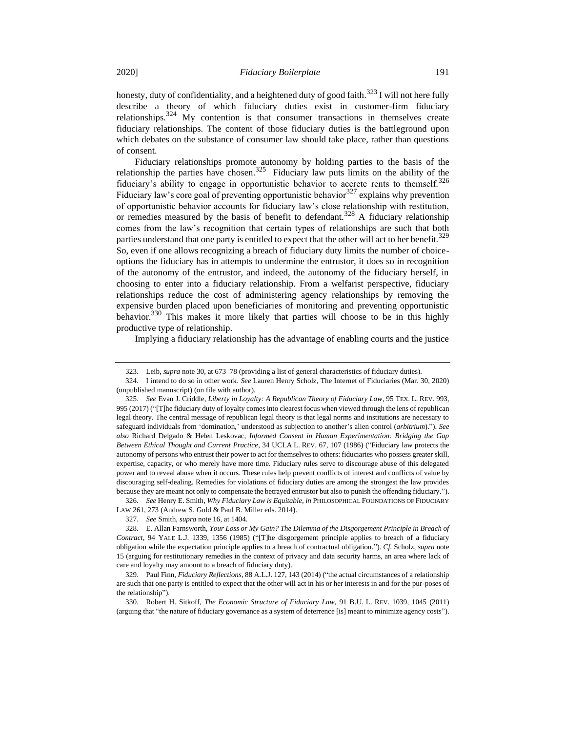honesty, duty of confidentiality, and a heightened duty of good faith.[323] I will not here fully describe a theory of which fiduciary duties exist in customer-firm fiduciary relationships.[324] My contention is that consumer transactions in themselves create fiduciary relationships. The content of those fiduciary duties is the battleground upon which debates on the substance of consumer law should take place, rather than questions of consent.

Fiduciary relationships promote autonomy by holding parties to the basis of the relationship the parties have chosen.[325] Fiduciary law puts limits on the ability of the fiduciary's ability to engage in opportunistic behavior to accrete rents to themself.[326] Fiduciary law's core goal of preventing opportunistic behavior[327] explains why prevention of opportunistic behavior accounts for fiduciary law's close relationship with restitution, or remedies measured by the basis of benefit to defendant.[328] A fiduciary relationship comes from the law's recognition that certain types of relationships are such that both parties understand that one party is entitled to expect that the other will act to her benefit.[329] So, even if one allows recognizing a breach of fiduciary duty limits the number of choice-options the fiduciary has in attempts to undermine the entrustor, it does so in recognition of the autonomy of the entrustor, and indeed, the autonomy of the fiduciary herself, in choosing to enter into a fiduciary relationship. From a welfarist perspective, fiduciary relationships reduce the cost of administering agency relationships by removing the expensive burden placed upon beneficiaries of monitoring and preventing opportunistic behavior.[330] This makes it more likely that parties will choose to be in this highly productive type of relationship.

Implying a fiduciary relationship has the advantage of enabling courts and the justice

---

323. Leib, *supra* note 30, at 673–78 (providing a list of general characteristics of fiduciary duties).

324. I intend to do so in other work. *See* Lauren Henry Scholz, The Internet of Fiduciaries (Mar. 30, 2020) (unpublished manuscript) (on file with author).

325. *See* Evan J. Criddle, *Liberty in Loyalty: A Republican Theory of Fiduciary Law*, 95 TEX. L. REV. 993, 995 (2017) ("[T]he fiduciary duty of loyalty comes into clearest focus when viewed through the lens of republican legal theory. The central message of republican legal theory is that legal norms and institutions are necessary to safeguard individuals from 'domination,' understood as subjection to another's alien control (*arbitrium*)."). *See also* Richard Delgado & Helen Leskovac, *Informed Consent in Human Experimentation: Bridging the Gap Between Ethical Thought and Current Practice*, 34 UCLA L. REV. 67, 107 (1986) ("Fiduciary law protects the autonomy of persons who entrust their power to act for themselves to others: fiduciaries who possess greater skill, expertise, capacity, or who merely have more time. Fiduciary rules serve to discourage abuse of this delegated power and to reveal abuse when it occurs. These rules help prevent conflicts of interest and conflicts of value by discouraging self-dealing. Remedies for violations of fiduciary duties are among the strongest the law provides because they are meant not only to compensate the betrayed entrustor but also to punish the offending fiduciary.").

326. *See* Henry E. Smith, *Why Fiduciary Law is Equitable*, *in* PHILOSOPHICAL FOUNDATIONS OF FIDUCIARY LAW 261, 273 (Andrew S. Gold & Paul B. Miller eds. 2014).

327. *See* Smith, *supra* note 16, at 1404.

328. E. Allan Farnsworth, *Your Loss or My Gain? The Dilemma of the Disgorgement Principle in Breach of Contract*, 94 YALE L.J. 1339, 1356 (1985) ("[T]he disgorgement principle applies to breach of a fiduciary obligation while the expectation principle applies to a breach of contractual obligation."). *Cf.* Scholz, *supra* note 15 (arguing for restitutionary remedies in the context of privacy and data security harms, an area where lack of care and loyalty may amount to a breach of fiduciary duty).

329. Paul Finn, *Fiduciary Reflections*, 88 A.L.J. 127, 143 (2014) ("the actual circumstances of a relationship are such that one party is entitled to expect that the other will act in his or her interests in and for the pur-poses of the relationship").

330. Robert H. Sitkoff, *The Economic Structure of Fiduciary Law*, 91 B.U. L. REV. 1039, 1045 (2011) (arguing that "the nature of fiduciary governance as a system of deterrence [is] meant to minimize agency costs").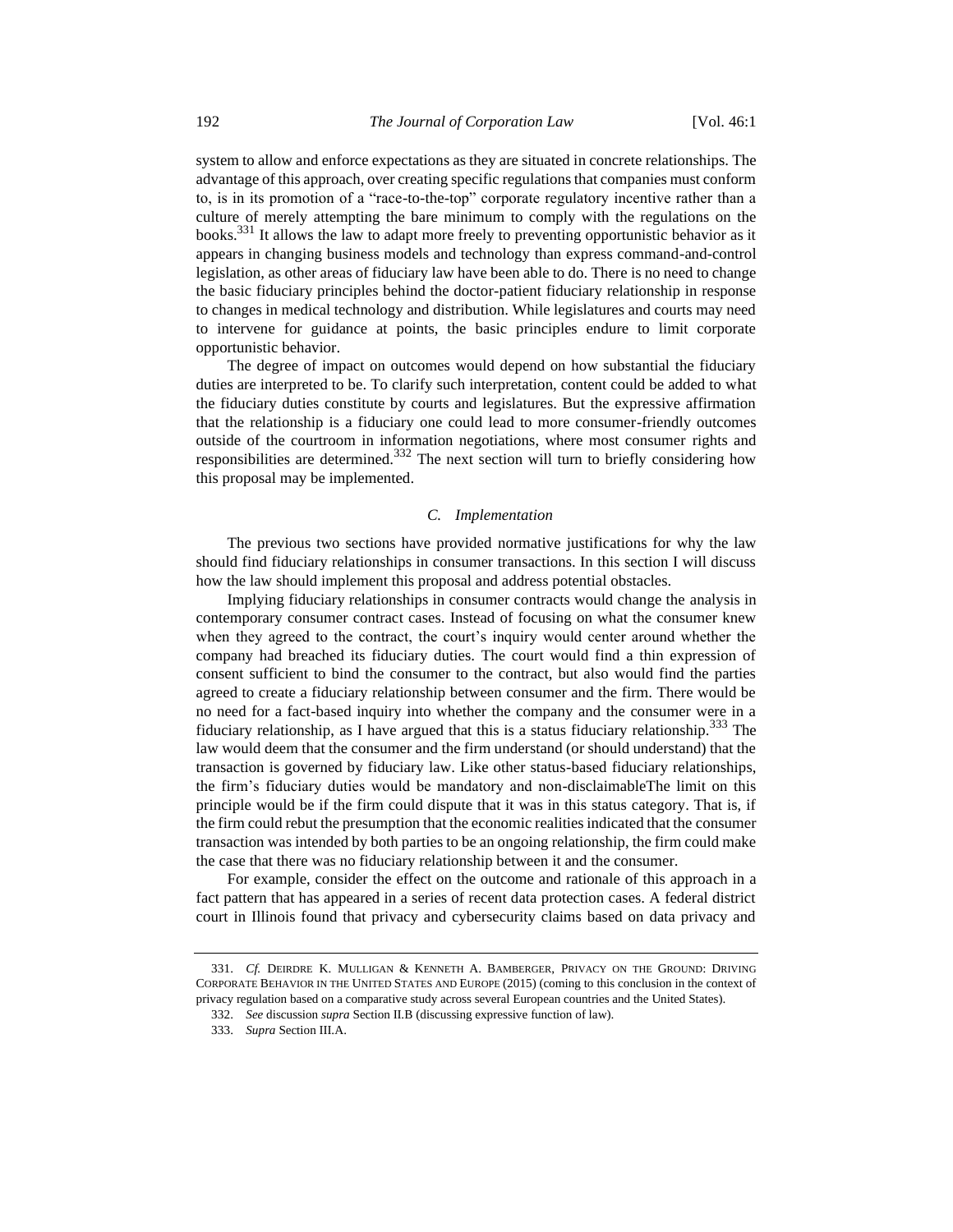system to allow and enforce expectations as they are situated in concrete relationships. The advantage of this approach, over creating specific regulations that companies must conform to, is in its promotion of a "race-to-the-top" corporate regulatory incentive rather than a culture of merely attempting the bare minimum to comply with the regulations on the books.[331] It allows the law to adapt more freely to preventing opportunistic behavior as it appears in changing business models and technology than express command-and-control legislation, as other areas of fiduciary law have been able to do. There is no need to change the basic fiduciary principles behind the doctor-patient fiduciary relationship in response to changes in medical technology and distribution. While legislatures and courts may need to intervene for guidance at points, the basic principles endure to limit corporate opportunistic behavior.

The degree of impact on outcomes would depend on how substantial the fiduciary duties are interpreted to be. To clarify such interpretation, content could be added to what the fiduciary duties constitute by courts and legislatures. But the expressive affirmation that the relationship is a fiduciary one could lead to more consumer-friendly outcomes outside of the courtroom in information negotiations, where most consumer rights and responsibilities are determined.[332] The next section will turn to briefly considering how this proposal may be implemented.

### *C. Implementation*

The previous two sections have provided normative justifications for why the law should find fiduciary relationships in consumer transactions. In this section I will discuss how the law should implement this proposal and address potential obstacles.

Implying fiduciary relationships in consumer contracts would change the analysis in contemporary consumer contract cases. Instead of focusing on what the consumer knew when they agreed to the contract, the court's inquiry would center around whether the company had breached its fiduciary duties. The court would find a thin expression of consent sufficient to bind the consumer to the contract, but also would find the parties agreed to create a fiduciary relationship between consumer and the firm. There would be no need for a fact-based inquiry into whether the company and the consumer were in a fiduciary relationship, as I have argued that this is a status fiduciary relationship.[333] The law would deem that the consumer and the firm understand (or should understand) that the transaction is governed by fiduciary law. Like other status-based fiduciary relationships, the firm's fiduciary duties would be mandatory and non-disclaimableThe limit on this principle would be if the firm could dispute that it was in this status category. That is, if the firm could rebut the presumption that the economic realities indicated that the consumer transaction was intended by both parties to be an ongoing relationship, the firm could make the case that there was no fiduciary relationship between it and the consumer.

For example, consider the effect on the outcome and rationale of this approach in a fact pattern that has appeared in a series of recent data protection cases. A federal district court in Illinois found that privacy and cybersecurity claims based on data privacy and

---

331. *Cf.* DEIRDRE K. MULLIGAN & KENNETH A. BAMBERGER, PRIVACY ON THE GROUND: DRIVING CORPORATE BEHAVIOR IN THE UNITED STATES AND EUROPE (2015) (coming to this conclusion in the context of privacy regulation based on a comparative study across several European countries and the United States).

332. *See* discussion *supra* Section II.B (discussing expressive function of law).

333. *Supra* Section III.A.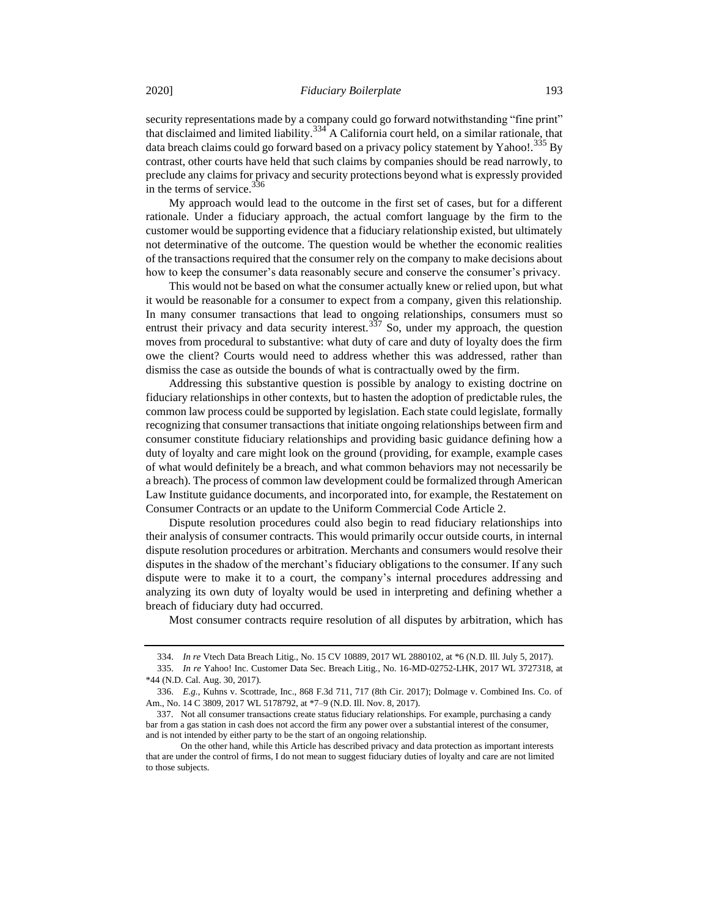security representations made by a company could go forward notwithstanding "fine print" that disclaimed and limited liability.[334] A California court held, on a similar rationale, that data breach claims could go forward based on a privacy policy statement by Yahoo!.[335] By contrast, other courts have held that such claims by companies should be read narrowly, to preclude any claims for privacy and security protections beyond what is expressly provided in the terms of service.[336]

My approach would lead to the outcome in the first set of cases, but for a different rationale. Under a fiduciary approach, the actual comfort language by the firm to the customer would be supporting evidence that a fiduciary relationship existed, but ultimately not determinative of the outcome. The question would be whether the economic realities of the transactions required that the consumer rely on the company to make decisions about how to keep the consumer's data reasonably secure and conserve the consumer's privacy.

This would not be based on what the consumer actually knew or relied upon, but what it would be reasonable for a consumer to expect from a company, given this relationship. In many consumer transactions that lead to ongoing relationships, consumers must so entrust their privacy and data security interest.[337] So, under my approach, the question moves from procedural to substantive: what duty of care and duty of loyalty does the firm owe the client? Courts would need to address whether this was addressed, rather than dismiss the case as outside the bounds of what is contractually owed by the firm.

Addressing this substantive question is possible by analogy to existing doctrine on fiduciary relationships in other contexts, but to hasten the adoption of predictable rules, the common law process could be supported by legislation. Each state could legislate, formally recognizing that consumer transactions that initiate ongoing relationships between firm and consumer constitute fiduciary relationships and providing basic guidance defining how a duty of loyalty and care might look on the ground (providing, for example, example cases of what would definitely be a breach, and what common behaviors may not necessarily be a breach). The process of common law development could be formalized through American Law Institute guidance documents, and incorporated into, for example, the Restatement on Consumer Contracts or an update to the Uniform Commercial Code Article 2.

Dispute resolution procedures could also begin to read fiduciary relationships into their analysis of consumer contracts. This would primarily occur outside courts, in internal dispute resolution procedures or arbitration. Merchants and consumers would resolve their disputes in the shadow of the merchant's fiduciary obligations to the consumer. If any such dispute were to make it to a court, the company's internal procedures addressing and analyzing its own duty of loyalty would be used in interpreting and defining whether a breach of fiduciary duty had occurred.

Most consumer contracts require resolution of all disputes by arbitration, which has

---

334. *In re* Vtech Data Breach Litig., No. 15 CV 10889, 2017 WL 2880102, at *6 (N.D. Ill. July 5, 2017).

335. *In re* Yahoo! Inc. Customer Data Sec. Breach Litig., No. 16-MD-02752-LHK, 2017 WL 3727318, at *44 (N.D. Cal. Aug. 30, 2017).

336. *E.g.*, Kuhns v. Scottrade, Inc., 868 F.3d 711, 717 (8th Cir. 2017); Dolmage v. Combined Ins. Co. of Am., No. 14 C 3809, 2017 WL 5178792, at *7–9 (N.D. Ill. Nov. 8, 2017).

337. Not all consumer transactions create status fiduciary relationships. For example, purchasing a candy bar from a gas station in cash does not accord the firm any power over a substantial interest of the consumer, and is not intended by either party to be the start of an ongoing relationship.

On the other hand, while this Article has described privacy and data protection as important interests that are under the control of firms, I do not mean to suggest fiduciary duties of loyalty and care are not limited to those subjects.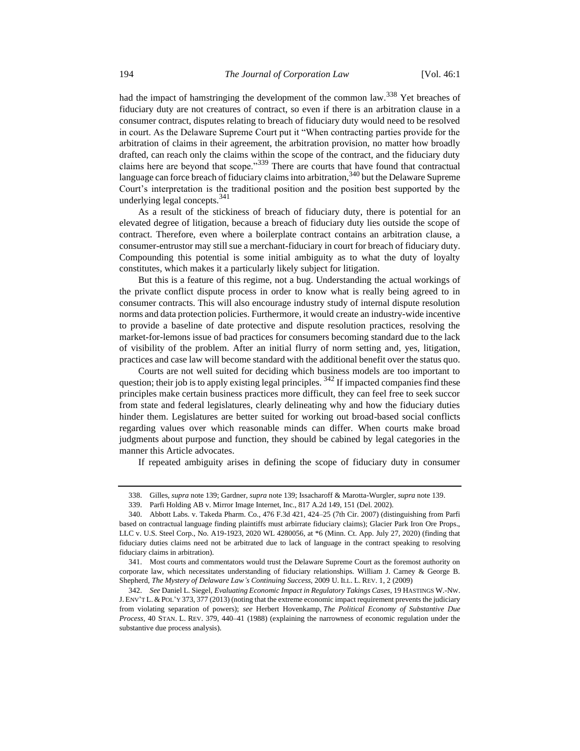had the impact of hamstringing the development of the common law.[338] Yet breaches of fiduciary duty are not creatures of contract, so even if there is an arbitration clause in a consumer contract, disputes relating to breach of fiduciary duty would need to be resolved in court. As the Delaware Supreme Court put it "When contracting parties provide for the arbitration of claims in their agreement, the arbitration provision, no matter how broadly drafted, can reach only the claims within the scope of the contract, and the fiduciary duty claims here are beyond that scope."[339] There are courts that have found that contractual language can force breach of fiduciary claims into arbitration,[340] but the Delaware Supreme Court's interpretation is the traditional position and the position best supported by the underlying legal concepts.[341]

As a result of the stickiness of breach of fiduciary duty, there is potential for an elevated degree of litigation, because a breach of fiduciary duty lies outside the scope of contract. Therefore, even where a boilerplate contract contains an arbitration clause, a consumer-entrustor may still sue a merchant-fiduciary in court for breach of fiduciary duty. Compounding this potential is some initial ambiguity as to what the duty of loyalty constitutes, which makes it a particularly likely subject for litigation.

But this is a feature of this regime, not a bug. Understanding the actual workings of the private conflict dispute process in order to know what is really being agreed to in consumer contracts. This will also encourage industry study of internal dispute resolution norms and data protection policies. Furthermore, it would create an industry-wide incentive to provide a baseline of date protective and dispute resolution practices, resolving the market-for-lemons issue of bad practices for consumers becoming standard due to the lack of visibility of the problem. After an initial flurry of norm setting and, yes, litigation, practices and case law will become standard with the additional benefit over the status quo.

Courts are not well suited for deciding which business models are too important to question; their job is to apply existing legal principles. [342] If impacted companies find these principles make certain business practices more difficult, they can feel free to seek succor from state and federal legislatures, clearly delineating why and how the fiduciary duties hinder them. Legislatures are better suited for working out broad-based social conflicts regarding values over which reasonable minds can differ. When courts make broad judgments about purpose and function, they should be cabined by legal categories in the manner this Article advocates.

If repeated ambiguity arises in defining the scope of fiduciary duty in consumer

---

338. Gilles, *supra* note 139; Gardner, *supra* note 139; Issacharoff & Marotta-Wurgler, *supra* note 139.

339. Parfi Holding AB v. Mirror Image Internet, Inc., 817 A.2d 149, 151 (Del. 2002).

340. Abbott Labs. v. Takeda Pharm. Co., 476 F.3d 421, 424–25 (7th Cir. 2007) (distinguishing from Parfi based on contractual language finding plaintiffs must arbirrate fiduciary claims); Glacier Park Iron Ore Props., LLC v. U.S. Steel Corp., No. A19-1923, 2020 WL 4280056, at *6 (Minn. Ct. App. July 27, 2020) (finding that fiduciary duties claims need not be arbitrated due to lack of language in the contract speaking to resolving fiduciary claims in arbitration).

341. Most courts and commentators would trust the Delaware Supreme Court as the foremost authority on corporate law, which necessitates understanding of fiduciary relationships. William J. Carney & George B. Shepherd, *The Mystery of Delaware Law's Continuing Success*, 2009 U. ILL. L. REV. 1, 2 (2009)

342. *See* Daniel L. Siegel, *Evaluating Economic Impact in Regulatory Takings Cases*, 19 HASTINGS W.-NW. J. ENV'T L. & POL'Y 373, 377 (2013) (noting that the extreme economic impact requirement prevents the judiciary from violating separation of powers); *see* Herbert Hovenkamp, *The Political Economy of Substantive Due Process*, 40 STAN. L. REV. 379, 440–41 (1988) (explaining the narrowness of economic regulation under the substantive due process analysis).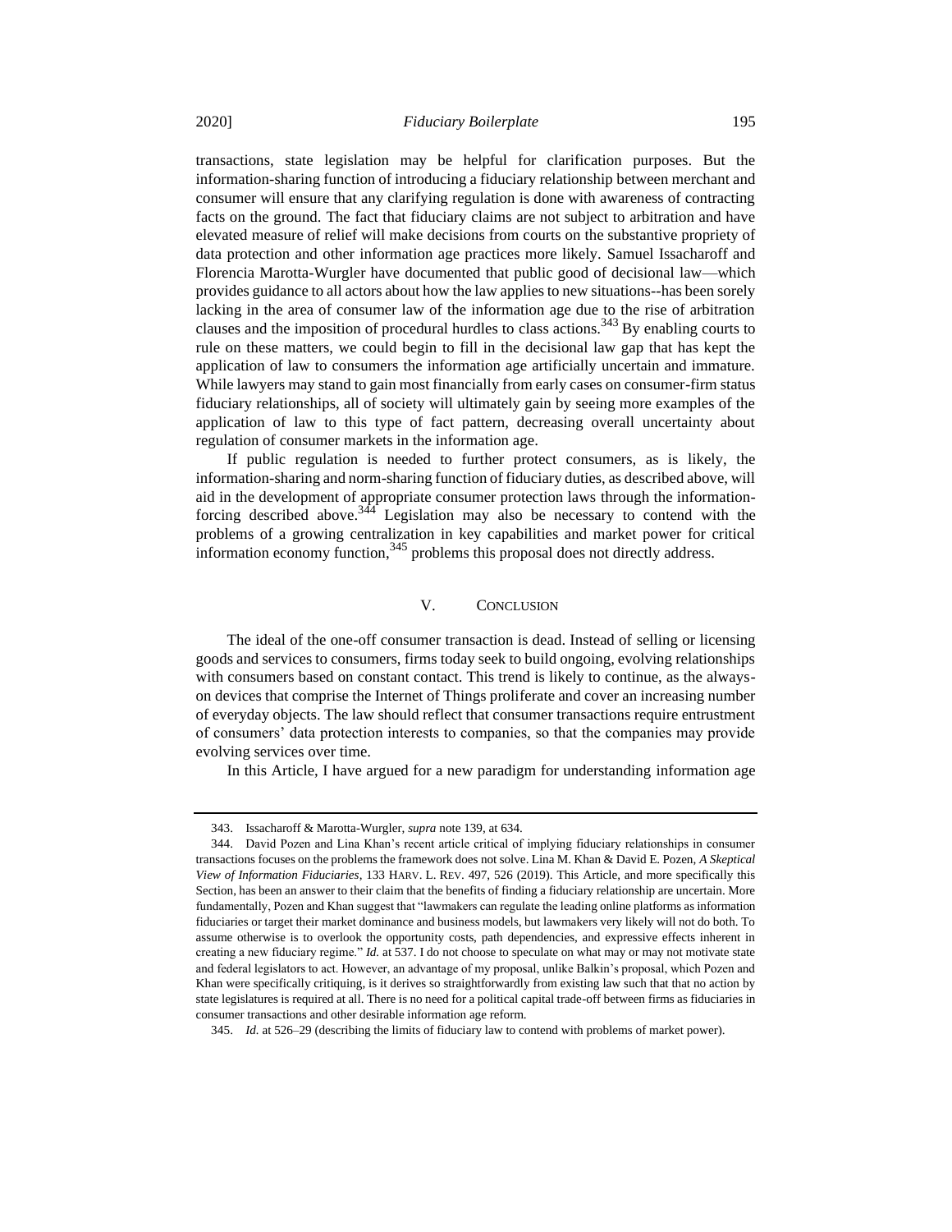transactions, state legislation may be helpful for clarification purposes. But the information-sharing function of introducing a fiduciary relationship between merchant and consumer will ensure that any clarifying regulation is done with awareness of contracting facts on the ground. The fact that fiduciary claims are not subject to arbitration and have elevated measure of relief will make decisions from courts on the substantive propriety of data protection and other information age practices more likely. Samuel Issacharoff and Florencia Marotta-Wurgler have documented that public good of decisional law—which provides guidance to all actors about how the law applies to new situations--has been sorely lacking in the area of consumer law of the information age due to the rise of arbitration clauses and the imposition of procedural hurdles to class actions.[343] By enabling courts to rule on these matters, we could begin to fill in the decisional law gap that has kept the application of law to consumers the information age artificially uncertain and immature. While lawyers may stand to gain most financially from early cases on consumer-firm status fiduciary relationships, all of society will ultimately gain by seeing more examples of the application of law to this type of fact pattern, decreasing overall uncertainty about regulation of consumer markets in the information age.

If public regulation is needed to further protect consumers, as is likely, the information-sharing and norm-sharing function of fiduciary duties, as described above, will aid in the development of appropriate consumer protection laws through the information-forcing described above.[344] Legislation may also be necessary to contend with the problems of a growing centralization in key capabilities and market power for critical information economy function,[345] problems this proposal does not directly address.

## V. Conclusion

The ideal of the one-off consumer transaction is dead. Instead of selling or licensing goods and services to consumers, firms today seek to build ongoing, evolving relationships with consumers based on constant contact. This trend is likely to continue, as the always-on devices that comprise the Internet of Things proliferate and cover an increasing number of everyday objects. The law should reflect that consumer transactions require entrustment of consumers' data protection interests to companies, so that the companies may provide evolving services over time.

In this Article, I have argued for a new paradigm for understanding information age

---

343. Issacharoff & Marotta-Wurgler, *supra* note 139, at 634.

344. David Pozen and Lina Khan's recent article critical of implying fiduciary relationships in consumer transactions focuses on the problems the framework does not solve. Lina M. Khan & David E. Pozen, *A Skeptical View of Information Fiduciaries*, 133 Harv. L. Rev. 497, 526 (2019). This Article, and more specifically this Section, has been an answer to their claim that the benefits of finding a fiduciary relationship are uncertain. More fundamentally, Pozen and Khan suggest that "lawmakers can regulate the leading online platforms as information fiduciaries or target their market dominance and business models, but lawmakers very likely will not do both. To assume otherwise is to overlook the opportunity costs, path dependencies, and expressive effects inherent in creating a new fiduciary regime." *Id.* at 537. I do not choose to speculate on what may or may not motivate state and federal legislators to act. However, an advantage of my proposal, unlike Balkin's proposal, which Pozen and Khan were specifically critiquing, is it derives so straightforwardly from existing law such that that no action by state legislatures is required at all. There is no need for a political capital trade-off between firms as fiduciaries in consumer transactions and other desirable information age reform.

345. *Id.* at 526–29 (describing the limits of fiduciary law to contend with problems of market power).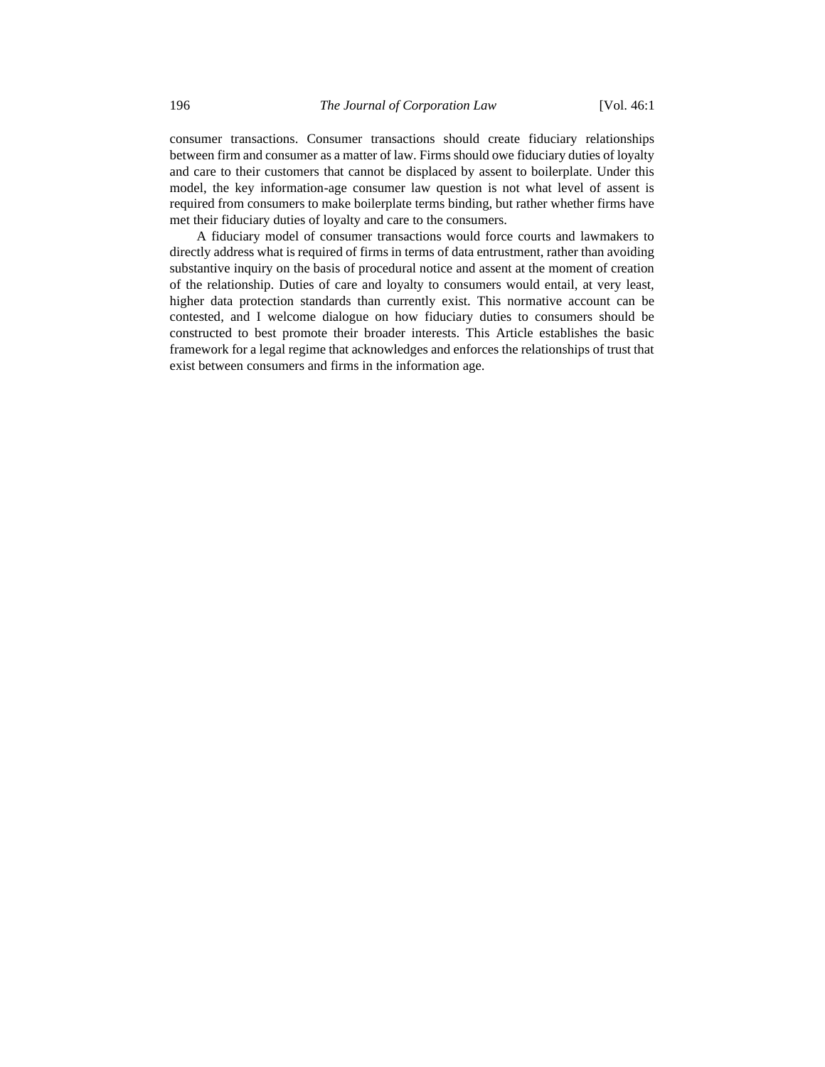consumer transactions. Consumer transactions should create fiduciary relationships between firm and consumer as a matter of law. Firms should owe fiduciary duties of loyalty and care to their customers that cannot be displaced by assent to boilerplate. Under this model, the key information-age consumer law question is not what level of assent is required from consumers to make boilerplate terms binding, but rather whether firms have met their fiduciary duties of loyalty and care to the consumers.

A fiduciary model of consumer transactions would force courts and lawmakers to directly address what is required of firms in terms of data entrustment, rather than avoiding substantive inquiry on the basis of procedural notice and assent at the moment of creation of the relationship. Duties of care and loyalty to consumers would entail, at very least, higher data protection standards than currently exist. This normative account can be contested, and I welcome dialogue on how fiduciary duties to consumers should be constructed to best promote their broader interests. This Article establishes the basic framework for a legal regime that acknowledges and enforces the relationships of trust that exist between consumers and firms in the information age.